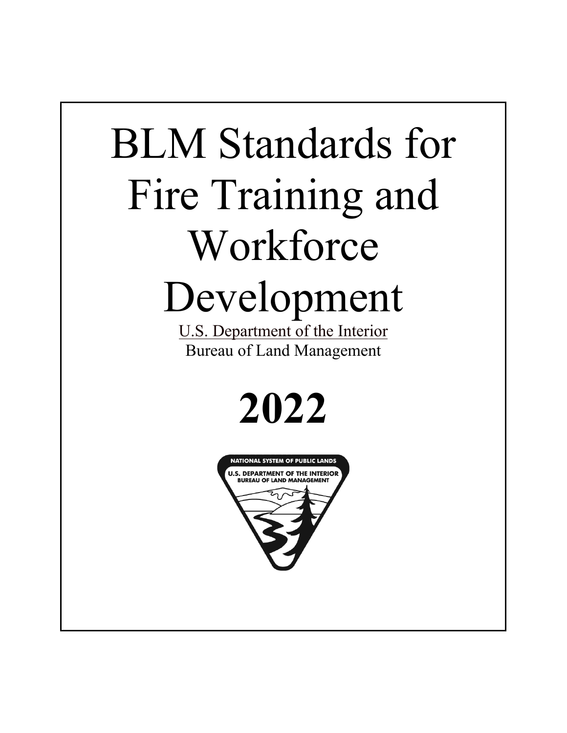# BLM Standards for Fire Training and Workforce Development

U.S. Department of the Interior

Bureau of Land Management

**2022**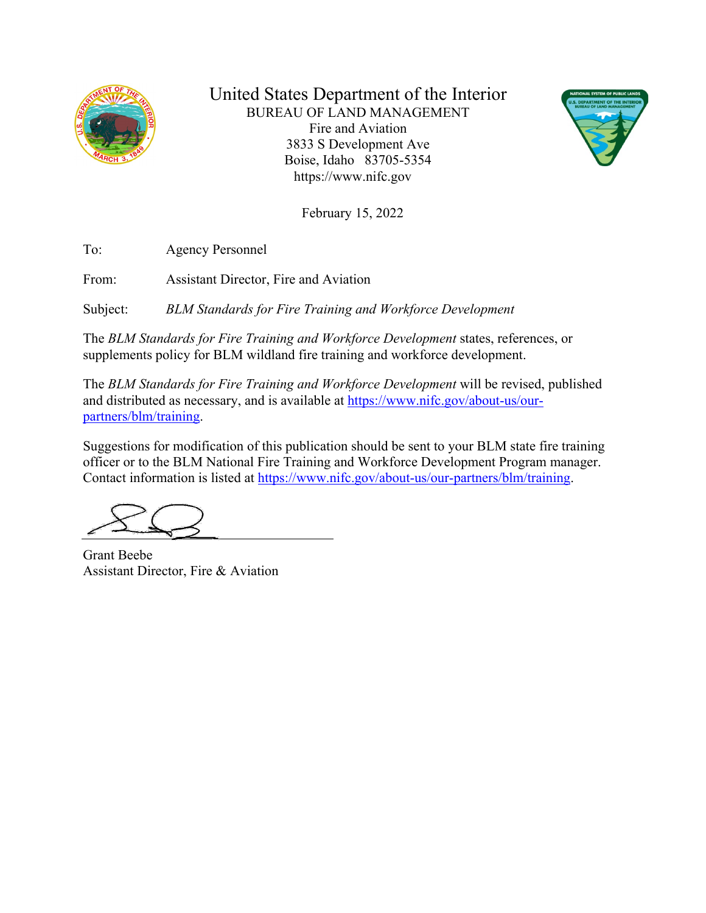United States Department of the Interior

BUREAU OF LAND MANAGEMENT
Fire and Aviation
3833 S Development Ave
Boise, Idaho 83705-5354
https://www.nifc.gov

February 15, 2022

To: Agency Personnel

From: Assistant Director, Fire and Aviation

Subject: *BLM Standards for Fire Training and Workforce Development*

The *BLM Standards for Fire Training and Workforce Development* states, references, or supplements policy for BLM wildland fire training and workforce development.

The *BLM Standards for Fire Training and Workforce Development* will be revised, published and distributed as necessary, and is available at [https://www.nifc.gov/about-us/our-partners/blm/training](https://www.nifc.gov/about-us/our-partners/blm/training).

Suggestions for modification of this publication should be sent to your BLM state fire training officer or to the BLM National Fire Training and Workforce Development Program manager. Contact information is listed at [https://www.nifc.gov/about-us/our-partners/blm/training](https://www.nifc.gov/about-us/our-partners/blm/training).

Grant Beebe
Assistant Director, Fire & Aviation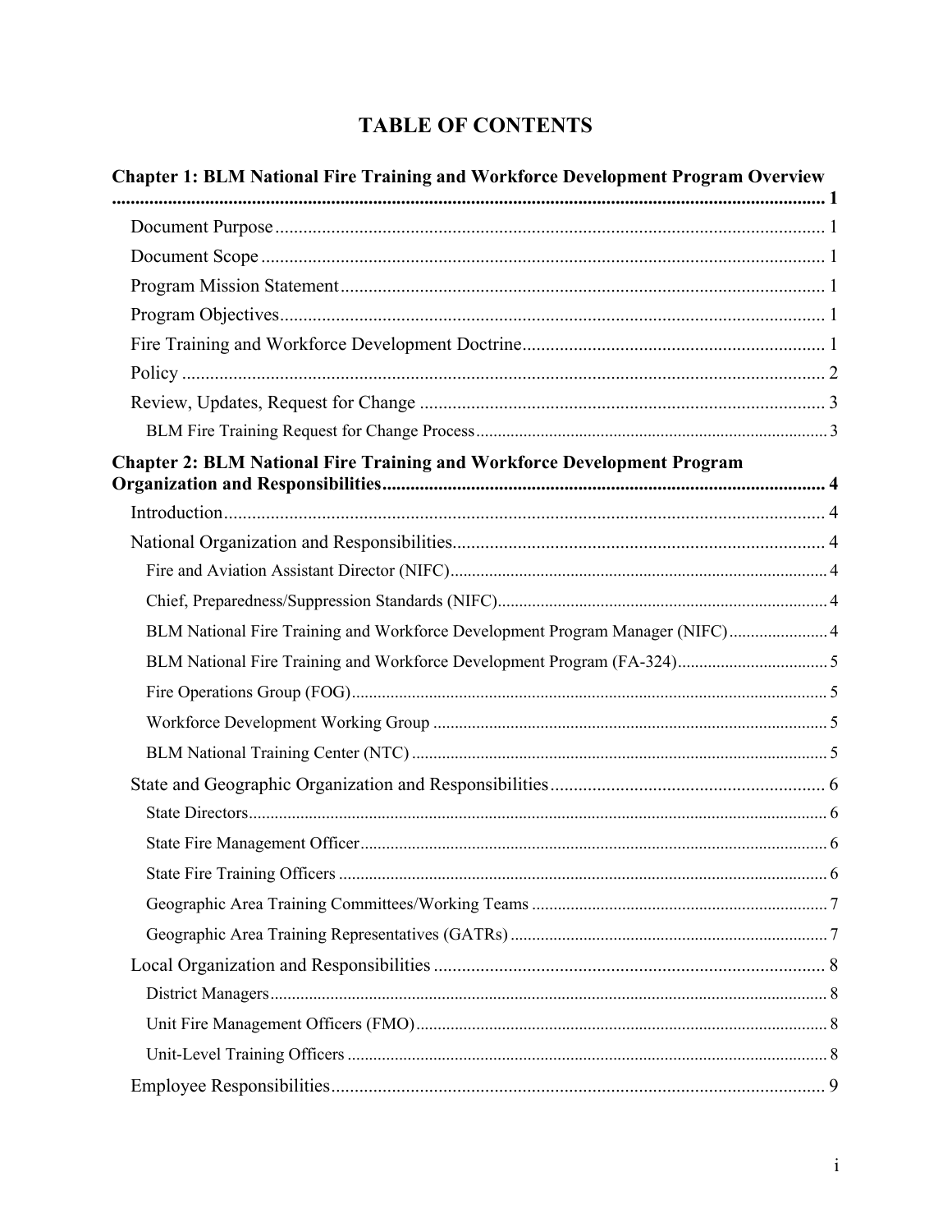# TABLE OF CONTENTS

**Chapter 1: BLM National Fire Training and Workforce Development Program Overview** ..... **1**

- Document Purpose ..... 1
- Document Scope ..... 1
- Program Mission Statement ..... 1
- Program Objectives ..... 1
- Fire Training and Workforce Development Doctrine ..... 1
- Policy ..... 2
- Review, Updates, Request for Change ..... 3
  - BLM Fire Training Request for Change Process ..... 3

**Chapter 2: BLM National Fire Training and Workforce Development Program Organization and Responsibilities** ..... **4**

- Introduction ..... 4
- National Organization and Responsibilities ..... 4
  - Fire and Aviation Assistant Director (NIFC) ..... 4
  - Chief, Preparedness/Suppression Standards (NIFC) ..... 4
  - BLM National Fire Training and Workforce Development Program Manager (NIFC) ..... 4
  - BLM National Fire Training and Workforce Development Program (FA-324) ..... 5
  - Fire Operations Group (FOG) ..... 5
  - Workforce Development Working Group ..... 5
  - BLM National Training Center (NTC) ..... 5
- State and Geographic Organization and Responsibilities ..... 6
  - State Directors ..... 6
  - State Fire Management Officer ..... 6
  - State Fire Training Officers ..... 6
  - Geographic Area Training Committees/Working Teams ..... 7
  - Geographic Area Training Representatives (GATRs) ..... 7
- Local Organization and Responsibilities ..... 8
  - District Managers ..... 8
  - Unit Fire Management Officers (FMO) ..... 8
  - Unit-Level Training Officers ..... 8
- Employee Responsibilities ..... 9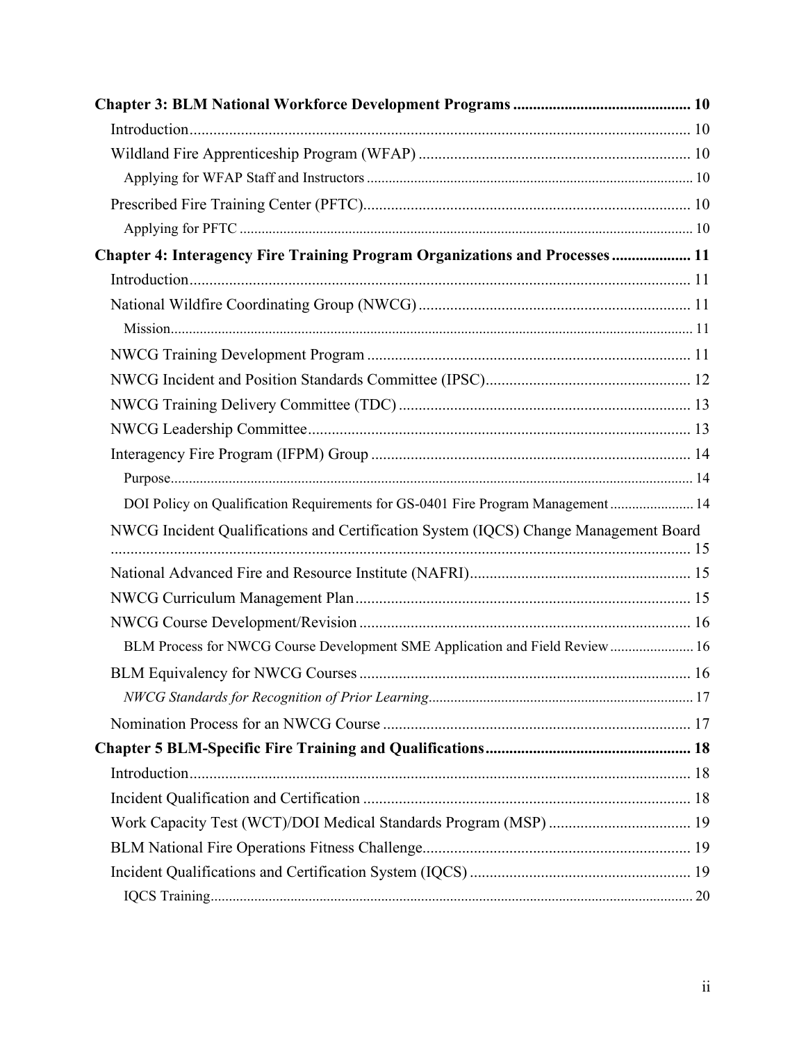**Chapter 3: BLM National Workforce Development Programs** ............................................ 10

Introduction ............................................................................................................................ 10

Wildland Fire Apprenticeship Program (WFAP) .................................................................... 10

Applying for WFAP Staff and Instructors ............................................................................. 10

Prescribed Fire Training Center (PFTC) .................................................................................. 10

Applying for PFTC ................................................................................................................ 10

**Chapter 4: Interagency Fire Training Program Organizations and Processes** .................... 11

Introduction ............................................................................................................................ 11

National Wildfire Coordinating Group (NWCG) .................................................................... 11

Mission .................................................................................................................................. 11

NWCG Training Development Program ................................................................................. 11

NWCG Incident and Position Standards Committee (IPSC) ................................................... 12

NWCG Training Delivery Committee (TDC) ......................................................................... 13

NWCG Leadership Committee ................................................................................................ 13

Interagency Fire Program (IFPM) Group ................................................................................ 14

Purpose ................................................................................................................................... 14

DOI Policy on Qualification Requirements for GS-0401 Fire Program Management ....................... 14

NWCG Incident Qualifications and Certification System (IQCS) Change Management Board .................................................................................................................................................. 15

National Advanced Fire and Resource Institute (NAFRI) ....................................................... 15

NWCG Curriculum Management Plan .................................................................................... 15

NWCG Course Development/Revision ................................................................................... 16

BLM Process for NWCG Course Development SME Application and Field Review ....................... 16

BLM Equivalency for NWCG Courses ................................................................................... 16

*NWCG Standards for Recognition of Prior Learning* ........................................................ 17

Nomination Process for an NWCG Course ............................................................................. 17

**Chapter 5 BLM-Specific Fire Training and Qualifications** ................................................... 18

Introduction ............................................................................................................................ 18

Incident Qualification and Certification .................................................................................. 18

Work Capacity Test (WCT)/DOI Medical Standards Program (MSP) .................................... 19

BLM National Fire Operations Fitness Challenge ................................................................... 19

Incident Qualifications and Certification System (IQCS) ........................................................ 19

IQCS Training ........................................................................................................................ 20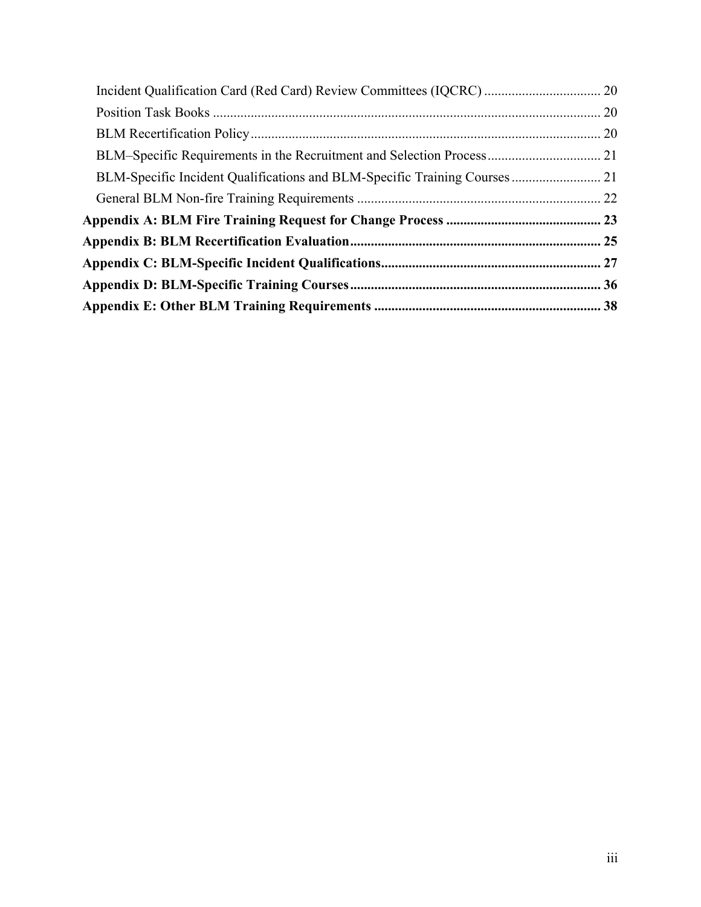Incident Qualification Card (Red Card) Review Committees (IQCRC) ................................. 20
Position Task Books ................................................................................................................ 20
BLM Recertification Policy..................................................................................................... 20
BLM–Specific Requirements in the Recruitment and Selection Process................................. 21
BLM-Specific Incident Qualifications and BLM-Specific Training Courses .......................... 21
General BLM Non-fire Training Requirements ...................................................................... 22

**Appendix A: BLM Fire Training Request for Change Process ............................................ 23**

**Appendix B: BLM Recertification Evaluation........................................................................ 25**

**Appendix C: BLM-Specific Incident Qualifications............................................................... 27**

**Appendix D: BLM-Specific Training Courses........................................................................ 36**

**Appendix E: Other BLM Training Requirements ................................................................. 38**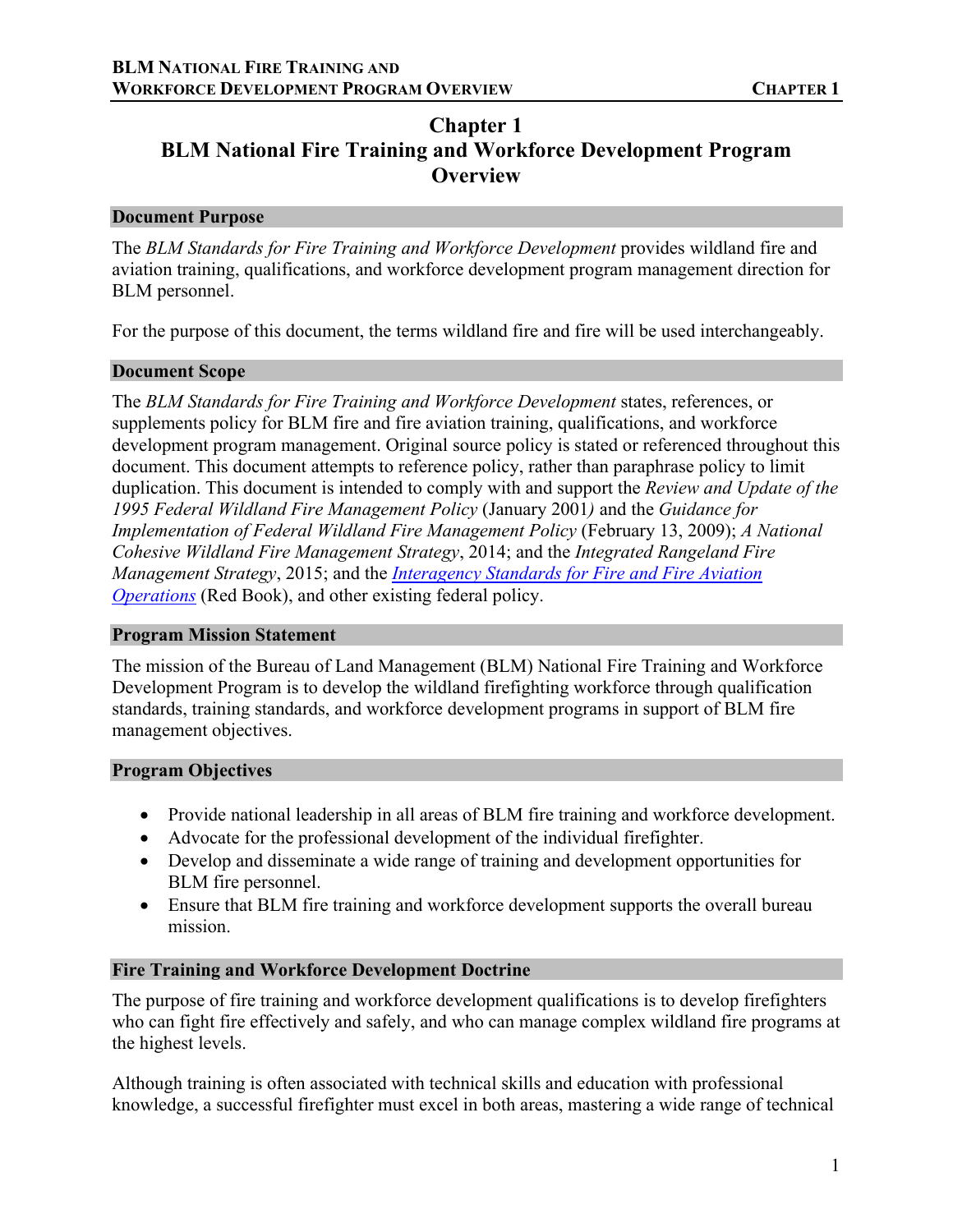# Chapter 1
# BLM National Fire Training and Workforce Development Program Overview

## Document Purpose

The *BLM Standards for Fire Training and Workforce Development* provides wildland fire and aviation training, qualifications, and workforce development program management direction for BLM personnel.

For the purpose of this document, the terms wildland fire and fire will be used interchangeably.

## Document Scope

The *BLM Standards for Fire Training and Workforce Development* states, references, or supplements policy for BLM fire and fire aviation training, qualifications, and workforce development program management. Original source policy is stated or referenced throughout this document. This document attempts to reference policy, rather than paraphrase policy to limit duplication. This document is intended to comply with and support the *Review and Update of the 1995 Federal Wildland Fire Management Policy* (January 2001*)* and the *Guidance for Implementation of Federal Wildland Fire Management Policy* (February 13, 2009); *A National Cohesive Wildland Fire Management Strategy*, 2014; and the *Integrated Rangeland Fire Management Strategy*, 2015; and the *Interagency Standards for Fire and Fire Aviation Operations* (Red Book), and other existing federal policy.

## Program Mission Statement

The mission of the Bureau of Land Management (BLM) National Fire Training and Workforce Development Program is to develop the wildland firefighting workforce through qualification standards, training standards, and workforce development programs in support of BLM fire management objectives.

## Program Objectives

- Provide national leadership in all areas of BLM fire training and workforce development.
- Advocate for the professional development of the individual firefighter.
- Develop and disseminate a wide range of training and development opportunities for BLM fire personnel.
- Ensure that BLM fire training and workforce development supports the overall bureau mission.

## Fire Training and Workforce Development Doctrine

The purpose of fire training and workforce development qualifications is to develop firefighters who can fight fire effectively and safely, and who can manage complex wildland fire programs at the highest levels.

Although training is often associated with technical skills and education with professional knowledge, a successful firefighter must excel in both areas, mastering a wide range of technical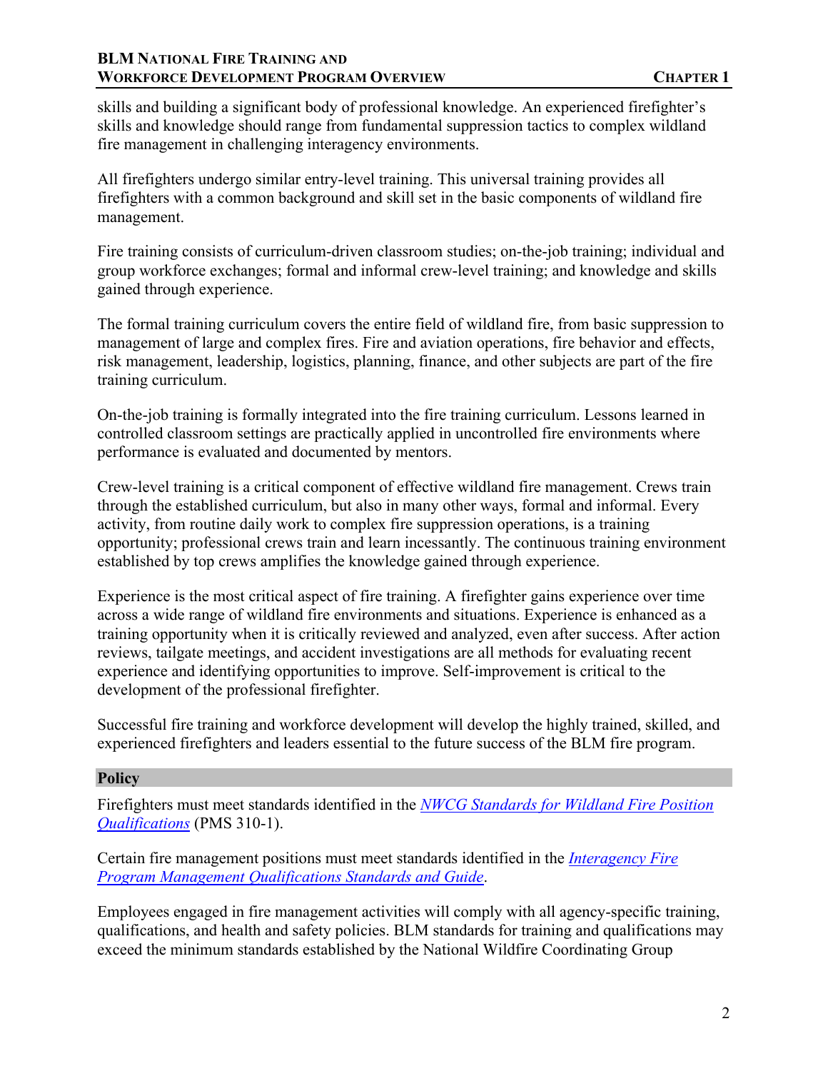skills and building a significant body of professional knowledge. An experienced firefighter's skills and knowledge should range from fundamental suppression tactics to complex wildland fire management in challenging interagency environments.

All firefighters undergo similar entry-level training. This universal training provides all firefighters with a common background and skill set in the basic components of wildland fire management.

Fire training consists of curriculum-driven classroom studies; on-the-job training; individual and group workforce exchanges; formal and informal crew-level training; and knowledge and skills gained through experience.

The formal training curriculum covers the entire field of wildland fire, from basic suppression to management of large and complex fires. Fire and aviation operations, fire behavior and effects, risk management, leadership, logistics, planning, finance, and other subjects are part of the fire training curriculum.

On-the-job training is formally integrated into the fire training curriculum. Lessons learned in controlled classroom settings are practically applied in uncontrolled fire environments where performance is evaluated and documented by mentors.

Crew-level training is a critical component of effective wildland fire management. Crews train through the established curriculum, but also in many other ways, formal and informal. Every activity, from routine daily work to complex fire suppression operations, is a training opportunity; professional crews train and learn incessantly. The continuous training environment established by top crews amplifies the knowledge gained through experience.

Experience is the most critical aspect of fire training. A firefighter gains experience over time across a wide range of wildland fire environments and situations. Experience is enhanced as a training opportunity when it is critically reviewed and analyzed, even after success. After action reviews, tailgate meetings, and accident investigations are all methods for evaluating recent experience and identifying opportunities to improve. Self-improvement is critical to the development of the professional firefighter.

Successful fire training and workforce development will develop the highly trained, skilled, and experienced firefighters and leaders essential to the future success of the BLM fire program.

## Policy

Firefighters must meet standards identified in the *NWCG Standards for Wildland Fire Position Qualifications* (PMS 310-1).

Certain fire management positions must meet standards identified in the *Interagency Fire Program Management Qualifications Standards and Guide*.

Employees engaged in fire management activities will comply with all agency-specific training, qualifications, and health and safety policies. BLM standards for training and qualifications may exceed the minimum standards established by the National Wildfire Coordinating Group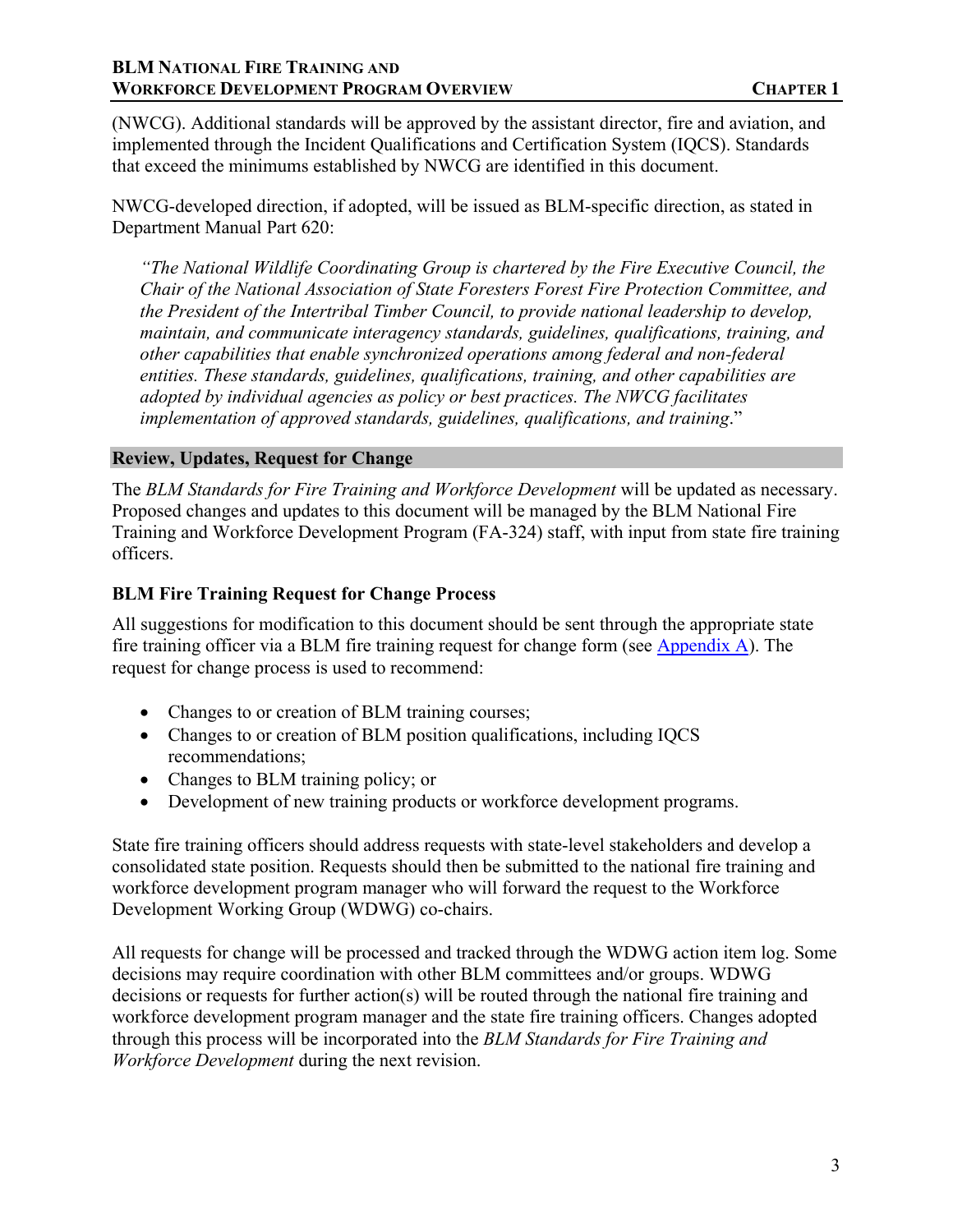(NWCG). Additional standards will be approved by the assistant director, fire and aviation, and implemented through the Incident Qualifications and Certification System (IQCS). Standards that exceed the minimums established by NWCG are identified in this document.

NWCG-developed direction, if adopted, will be issued as BLM-specific direction, as stated in Department Manual Part 620:

> *"The National Wildlife Coordinating Group is chartered by the Fire Executive Council, the Chair of the National Association of State Foresters Forest Fire Protection Committee, and the President of the Intertribal Timber Council, to provide national leadership to develop, maintain, and communicate interagency standards, guidelines, qualifications, training, and other capabilities that enable synchronized operations among federal and non-federal entities. These standards, guidelines, qualifications, training, and other capabilities are adopted by individual agencies as policy or best practices. The NWCG facilitates implementation of approved standards, guidelines, qualifications, and training*."

## Review, Updates, Request for Change

The *BLM Standards for Fire Training and Workforce Development* will be updated as necessary. Proposed changes and updates to this document will be managed by the BLM National Fire Training and Workforce Development Program (FA-324) staff, with input from state fire training officers.

### BLM Fire Training Request for Change Process

All suggestions for modification to this document should be sent through the appropriate state fire training officer via a BLM fire training request for change form (see Appendix A). The request for change process is used to recommend:

- Changes to or creation of BLM training courses;
- Changes to or creation of BLM position qualifications, including IQCS recommendations;
- Changes to BLM training policy; or
- Development of new training products or workforce development programs.

State fire training officers should address requests with state-level stakeholders and develop a consolidated state position. Requests should then be submitted to the national fire training and workforce development program manager who will forward the request to the Workforce Development Working Group (WDWG) co-chairs.

All requests for change will be processed and tracked through the WDWG action item log. Some decisions may require coordination with other BLM committees and/or groups. WDWG decisions or requests for further action(s) will be routed through the national fire training and workforce development program manager and the state fire training officers. Changes adopted through this process will be incorporated into the *BLM Standards for Fire Training and Workforce Development* during the next revision.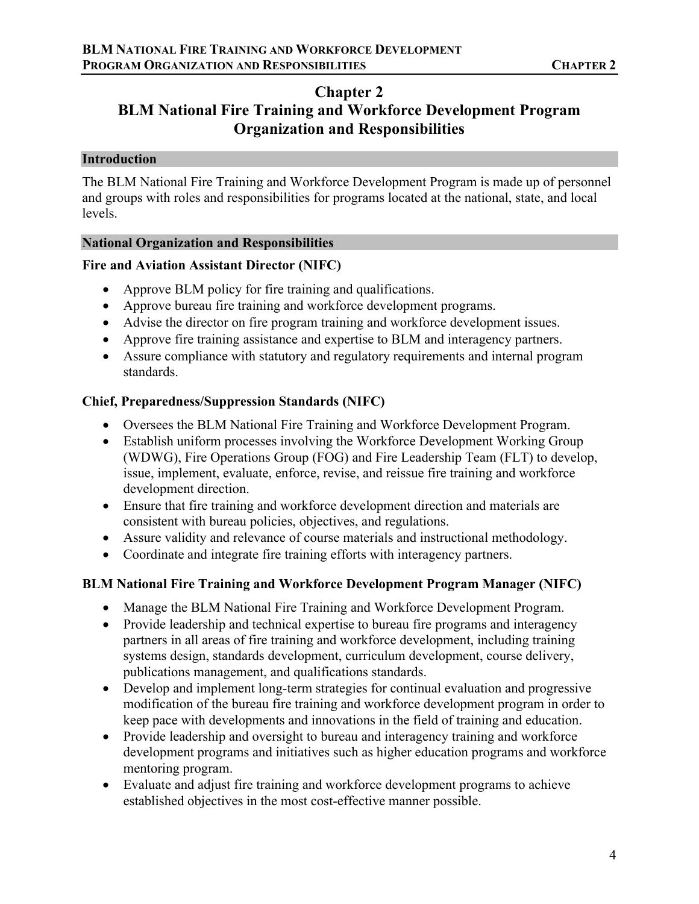# Chapter 2
# BLM National Fire Training and Workforce Development Program Organization and Responsibilities

## Introduction

The BLM National Fire Training and Workforce Development Program is made up of personnel and groups with roles and responsibilities for programs located at the national, state, and local levels.

## National Organization and Responsibilities

### Fire and Aviation Assistant Director (NIFC)

- Approve BLM policy for fire training and qualifications.
- Approve bureau fire training and workforce development programs.
- Advise the director on fire program training and workforce development issues.
- Approve fire training assistance and expertise to BLM and interagency partners.
- Assure compliance with statutory and regulatory requirements and internal program standards.

### Chief, Preparedness/Suppression Standards (NIFC)

- Oversees the BLM National Fire Training and Workforce Development Program.
- Establish uniform processes involving the Workforce Development Working Group (WDWG), Fire Operations Group (FOG) and Fire Leadership Team (FLT) to develop, issue, implement, evaluate, enforce, revise, and reissue fire training and workforce development direction.
- Ensure that fire training and workforce development direction and materials are consistent with bureau policies, objectives, and regulations.
- Assure validity and relevance of course materials and instructional methodology.
- Coordinate and integrate fire training efforts with interagency partners.

### BLM National Fire Training and Workforce Development Program Manager (NIFC)

- Manage the BLM National Fire Training and Workforce Development Program.
- Provide leadership and technical expertise to bureau fire programs and interagency partners in all areas of fire training and workforce development, including training systems design, standards development, curriculum development, course delivery, publications management, and qualifications standards.
- Develop and implement long-term strategies for continual evaluation and progressive modification of the bureau fire training and workforce development program in order to keep pace with developments and innovations in the field of training and education.
- Provide leadership and oversight to bureau and interagency training and workforce development programs and initiatives such as higher education programs and workforce mentoring program.
- Evaluate and adjust fire training and workforce development programs to achieve established objectives in the most cost-effective manner possible.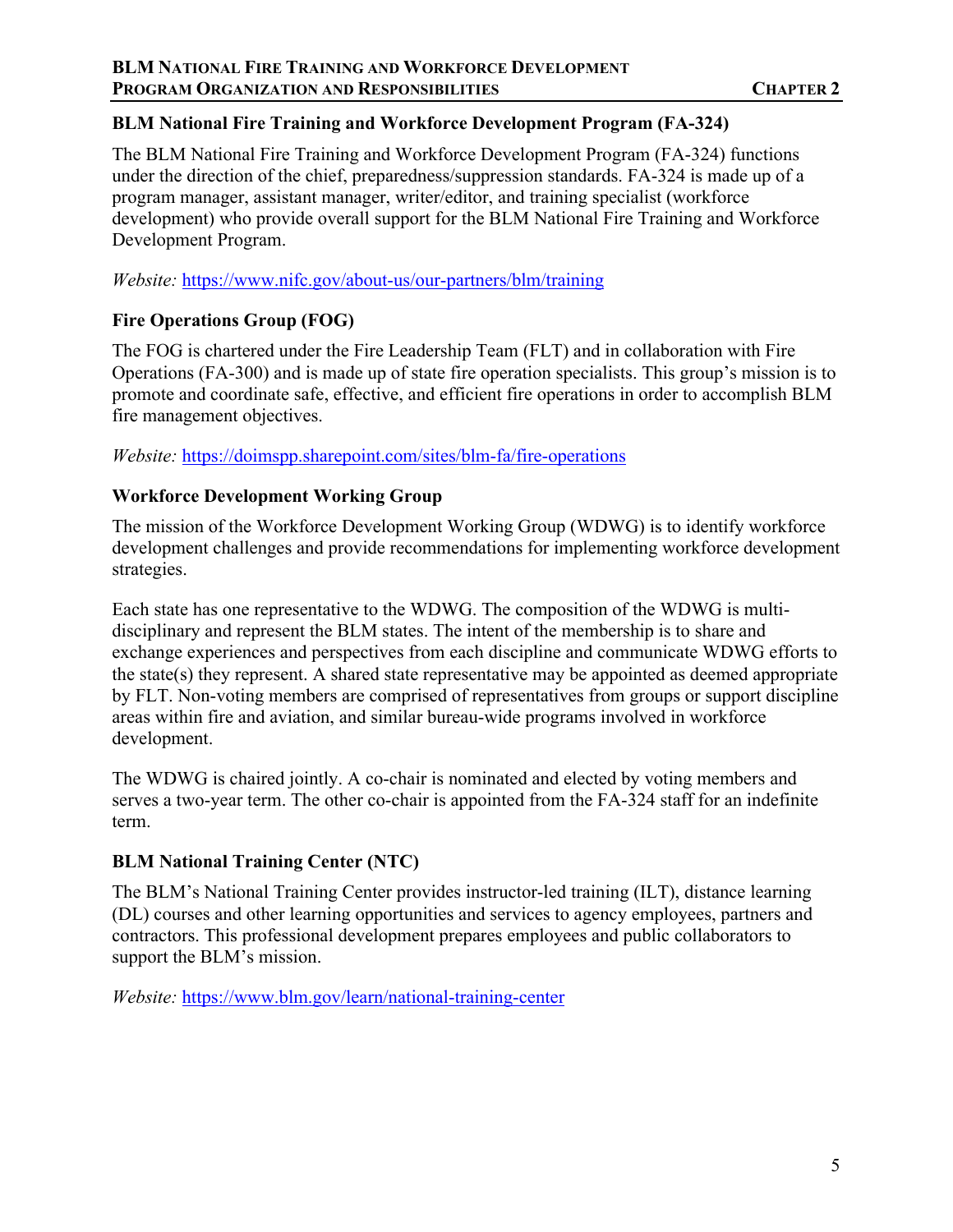### BLM National Fire Training and Workforce Development Program (FA-324)

The BLM National Fire Training and Workforce Development Program (FA-324) functions under the direction of the chief, preparedness/suppression standards. FA-324 is made up of a program manager, assistant manager, writer/editor, and training specialist (workforce development) who provide overall support for the BLM National Fire Training and Workforce Development Program.

*Website:* https://www.nifc.gov/about-us/our-partners/blm/training

### Fire Operations Group (FOG)

The FOG is chartered under the Fire Leadership Team (FLT) and in collaboration with Fire Operations (FA-300) and is made up of state fire operation specialists. This group's mission is to promote and coordinate safe, effective, and efficient fire operations in order to accomplish BLM fire management objectives.

*Website:* https://doimspp.sharepoint.com/sites/blm-fa/fire-operations

### Workforce Development Working Group

The mission of the Workforce Development Working Group (WDWG) is to identify workforce development challenges and provide recommendations for implementing workforce development strategies.

Each state has one representative to the WDWG. The composition of the WDWG is multi-disciplinary and represent the BLM states. The intent of the membership is to share and exchange experiences and perspectives from each discipline and communicate WDWG efforts to the state(s) they represent. A shared state representative may be appointed as deemed appropriate by FLT. Non-voting members are comprised of representatives from groups or support discipline areas within fire and aviation, and similar bureau-wide programs involved in workforce development.

The WDWG is chaired jointly. A co-chair is nominated and elected by voting members and serves a two-year term. The other co-chair is appointed from the FA-324 staff for an indefinite term.

### BLM National Training Center (NTC)

The BLM's National Training Center provides instructor-led training (ILT), distance learning (DL) courses and other learning opportunities and services to agency employees, partners and contractors. This professional development prepares employees and public collaborators to support the BLM's mission.

*Website:* https://www.blm.gov/learn/national-training-center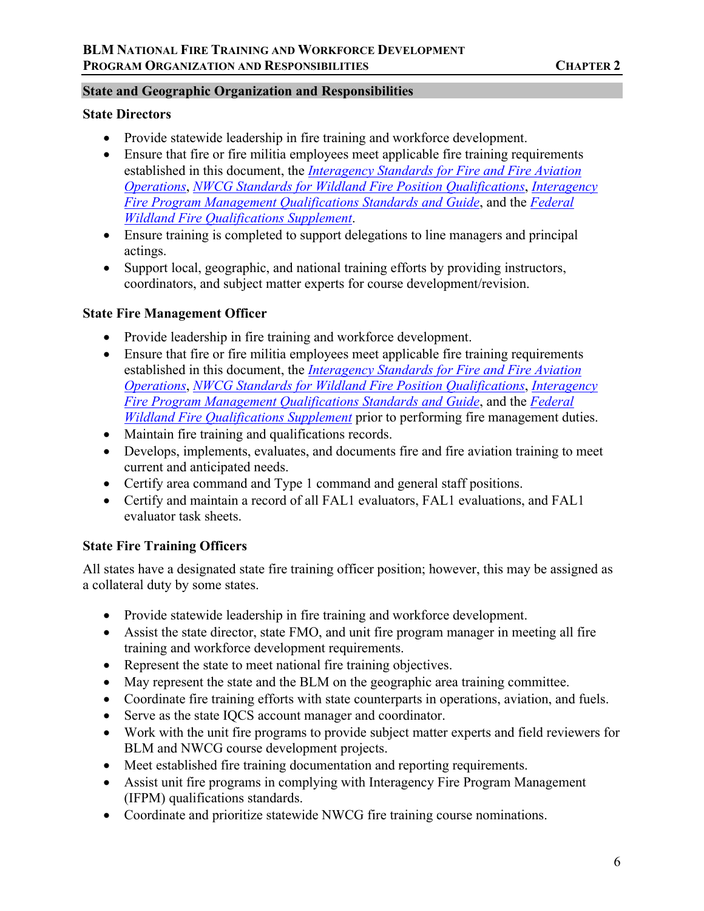## State and Geographic Organization and Responsibilities

### State Directors

- Provide statewide leadership in fire training and workforce development.
- Ensure that fire or fire militia employees meet applicable fire training requirements established in this document, the *Interagency Standards for Fire and Fire Aviation Operations*, *NWCG Standards for Wildland Fire Position Qualifications*, *Interagency Fire Program Management Qualifications Standards and Guide*, and the *Federal Wildland Fire Qualifications Supplement*.
- Ensure training is completed to support delegations to line managers and principal actings.
- Support local, geographic, and national training efforts by providing instructors, coordinators, and subject matter experts for course development/revision.

### State Fire Management Officer

- Provide leadership in fire training and workforce development.
- Ensure that fire or fire militia employees meet applicable fire training requirements established in this document, the *Interagency Standards for Fire and Fire Aviation Operations*, *NWCG Standards for Wildland Fire Position Qualifications*, *Interagency Fire Program Management Qualifications Standards and Guide*, and the *Federal Wildland Fire Qualifications Supplement* prior to performing fire management duties.
- Maintain fire training and qualifications records.
- Develops, implements, evaluates, and documents fire and fire aviation training to meet current and anticipated needs.
- Certify area command and Type 1 command and general staff positions.
- Certify and maintain a record of all FAL1 evaluators, FAL1 evaluations, and FAL1 evaluator task sheets.

### State Fire Training Officers

All states have a designated state fire training officer position; however, this may be assigned as a collateral duty by some states.

- Provide statewide leadership in fire training and workforce development.
- Assist the state director, state FMO, and unit fire program manager in meeting all fire training and workforce development requirements.
- Represent the state to meet national fire training objectives.
- May represent the state and the BLM on the geographic area training committee.
- Coordinate fire training efforts with state counterparts in operations, aviation, and fuels.
- Serve as the state IQCS account manager and coordinator.
- Work with the unit fire programs to provide subject matter experts and field reviewers for BLM and NWCG course development projects.
- Meet established fire training documentation and reporting requirements.
- Assist unit fire programs in complying with Interagency Fire Program Management (IFPM) qualifications standards.
- Coordinate and prioritize statewide NWCG fire training course nominations.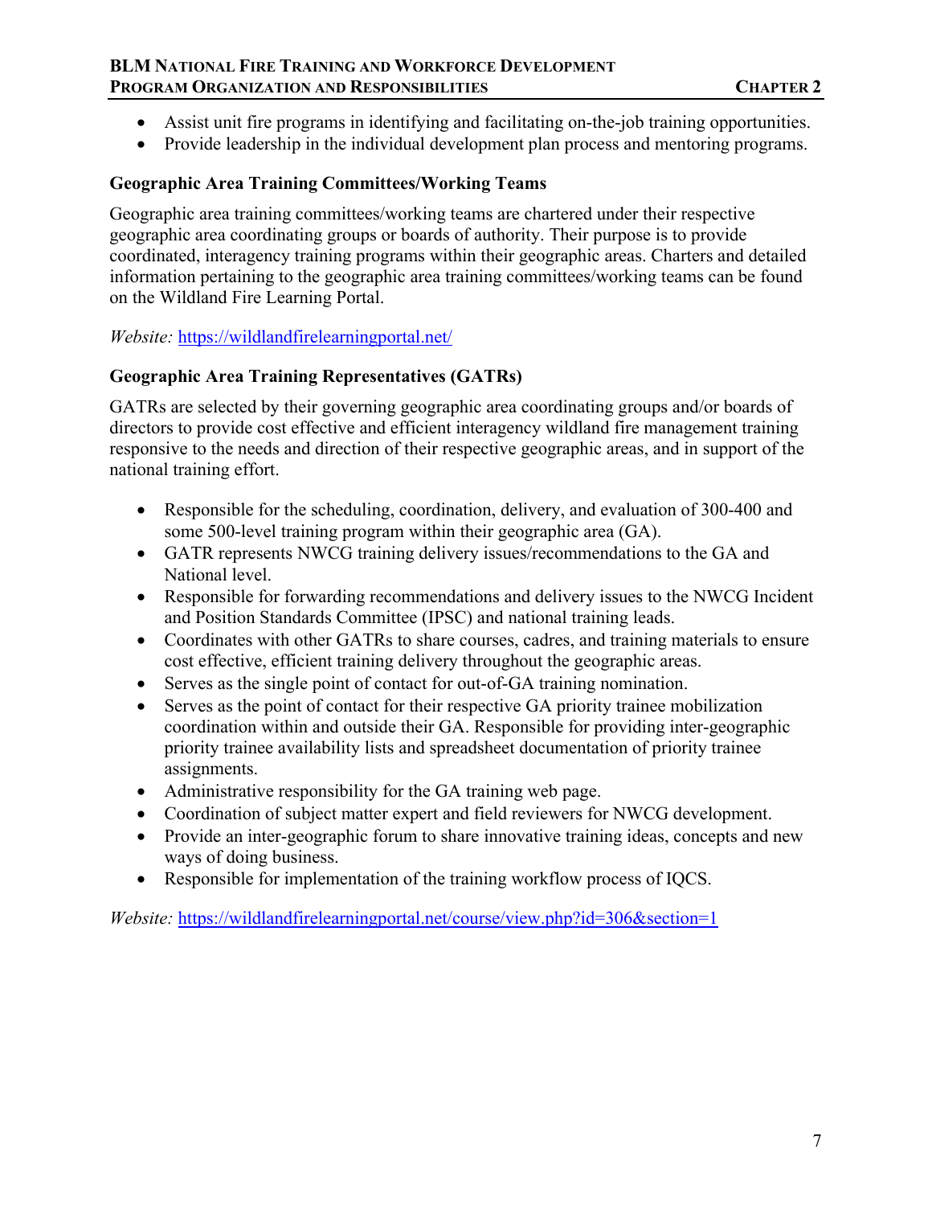- Assist unit fire programs in identifying and facilitating on-the-job training opportunities.
- Provide leadership in the individual development plan process and mentoring programs.

### Geographic Area Training Committees/Working Teams

Geographic area training committees/working teams are chartered under their respective geographic area coordinating groups or boards of authority. Their purpose is to provide coordinated, interagency training programs within their geographic areas. Charters and detailed information pertaining to the geographic area training committees/working teams can be found on the Wildland Fire Learning Portal.

*Website:* https://wildlandfirelearningportal.net/

### Geographic Area Training Representatives (GATRs)

GATRs are selected by their governing geographic area coordinating groups and/or boards of directors to provide cost effective and efficient interagency wildland fire management training responsive to the needs and direction of their respective geographic areas, and in support of the national training effort.

- Responsible for the scheduling, coordination, delivery, and evaluation of 300-400 and some 500-level training program within their geographic area (GA).
- GATR represents NWCG training delivery issues/recommendations to the GA and National level.
- Responsible for forwarding recommendations and delivery issues to the NWCG Incident and Position Standards Committee (IPSC) and national training leads.
- Coordinates with other GATRs to share courses, cadres, and training materials to ensure cost effective, efficient training delivery throughout the geographic areas.
- Serves as the single point of contact for out-of-GA training nomination.
- Serves as the point of contact for their respective GA priority trainee mobilization coordination within and outside their GA. Responsible for providing inter-geographic priority trainee availability lists and spreadsheet documentation of priority trainee assignments.
- Administrative responsibility for the GA training web page.
- Coordination of subject matter expert and field reviewers for NWCG development.
- Provide an inter-geographic forum to share innovative training ideas, concepts and new ways of doing business.
- Responsible for implementation of the training workflow process of IQCS.

*Website:* https://wildlandfirelearningportal.net/course/view.php?id=306&section=1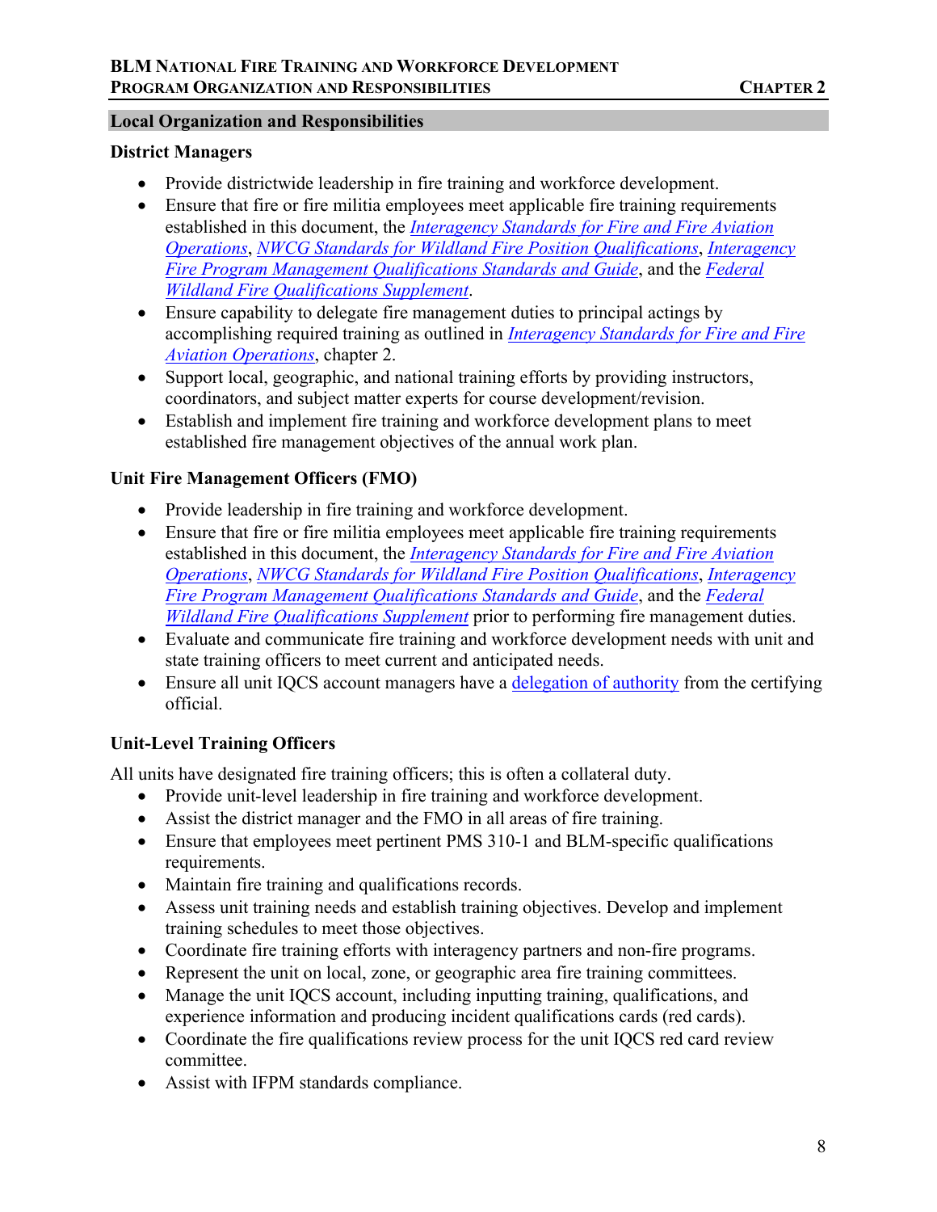## Local Organization and Responsibilities

### District Managers

- Provide districtwide leadership in fire training and workforce development.
- Ensure that fire or fire militia employees meet applicable fire training requirements established in this document, the *Interagency Standards for Fire and Fire Aviation Operations*, *NWCG Standards for Wildland Fire Position Qualifications*, *Interagency Fire Program Management Qualifications Standards and Guide*, and the *Federal Wildland Fire Qualifications Supplement*.
- Ensure capability to delegate fire management duties to principal actings by accomplishing required training as outlined in *Interagency Standards for Fire and Fire Aviation Operations*, chapter 2.
- Support local, geographic, and national training efforts by providing instructors, coordinators, and subject matter experts for course development/revision.
- Establish and implement fire training and workforce development plans to meet established fire management objectives of the annual work plan.

### Unit Fire Management Officers (FMO)

- Provide leadership in fire training and workforce development.
- Ensure that fire or fire militia employees meet applicable fire training requirements established in this document, the *Interagency Standards for Fire and Fire Aviation Operations*, *NWCG Standards for Wildland Fire Position Qualifications*, *Interagency Fire Program Management Qualifications Standards and Guide*, and the *Federal Wildland Fire Qualifications Supplement* prior to performing fire management duties.
- Evaluate and communicate fire training and workforce development needs with unit and state training officers to meet current and anticipated needs.
- Ensure all unit IQCS account managers have a delegation of authority from the certifying official.

### Unit-Level Training Officers

All units have designated fire training officers; this is often a collateral duty.

- Provide unit-level leadership in fire training and workforce development.
- Assist the district manager and the FMO in all areas of fire training.
- Ensure that employees meet pertinent PMS 310-1 and BLM-specific qualifications requirements.
- Maintain fire training and qualifications records.
- Assess unit training needs and establish training objectives. Develop and implement training schedules to meet those objectives.
- Coordinate fire training efforts with interagency partners and non-fire programs.
- Represent the unit on local, zone, or geographic area fire training committees.
- Manage the unit IQCS account, including inputting training, qualifications, and experience information and producing incident qualifications cards (red cards).
- Coordinate the fire qualifications review process for the unit IQCS red card review committee.
- Assist with IFPM standards compliance.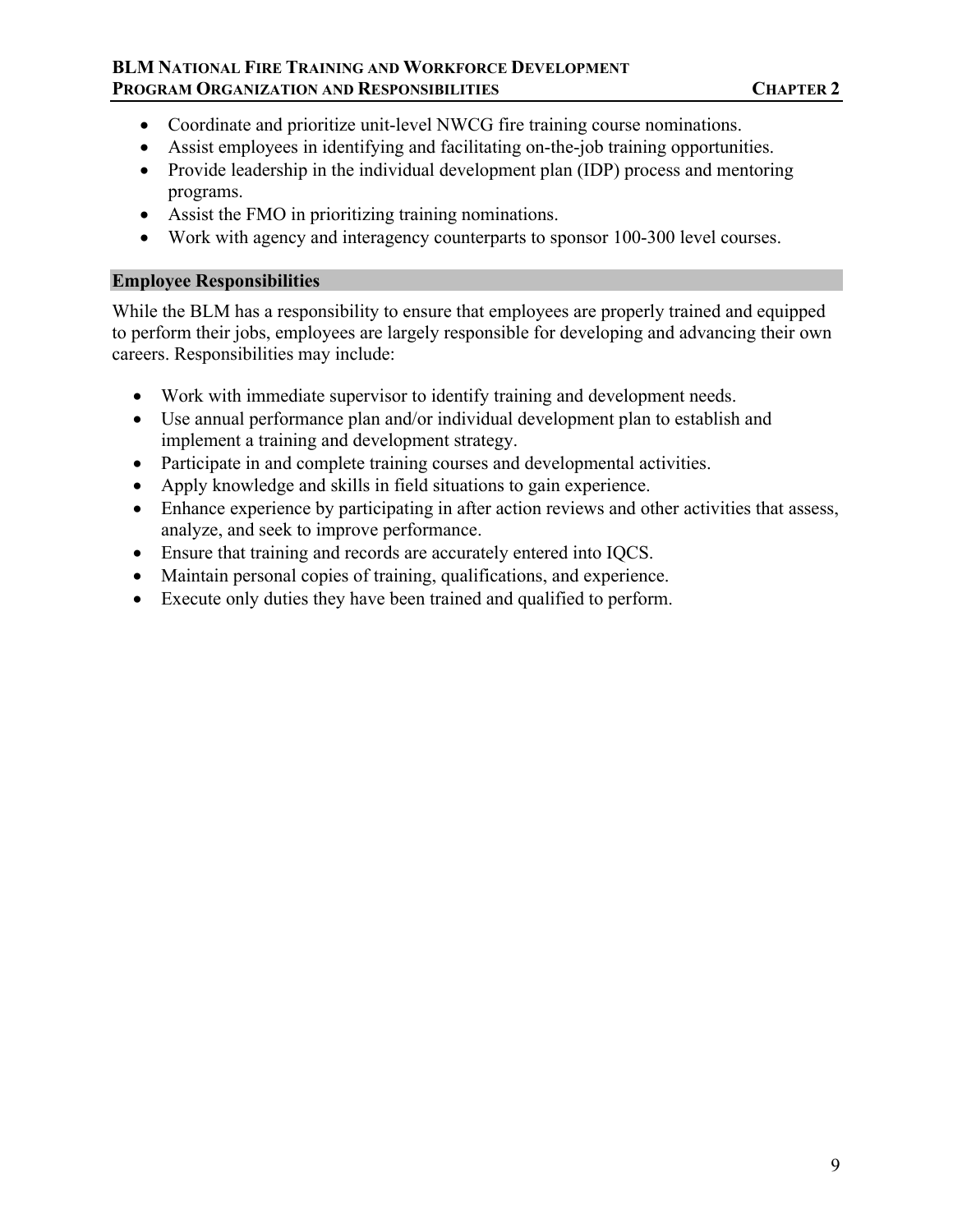- Coordinate and prioritize unit-level NWCG fire training course nominations.
- Assist employees in identifying and facilitating on-the-job training opportunities.
- Provide leadership in the individual development plan (IDP) process and mentoring programs.
- Assist the FMO in prioritizing training nominations.
- Work with agency and interagency counterparts to sponsor 100-300 level courses.

## Employee Responsibilities

While the BLM has a responsibility to ensure that employees are properly trained and equipped to perform their jobs, employees are largely responsible for developing and advancing their own careers. Responsibilities may include:

- Work with immediate supervisor to identify training and development needs.
- Use annual performance plan and/or individual development plan to establish and implement a training and development strategy.
- Participate in and complete training courses and developmental activities.
- Apply knowledge and skills in field situations to gain experience.
- Enhance experience by participating in after action reviews and other activities that assess, analyze, and seek to improve performance.
- Ensure that training and records are accurately entered into IQCS.
- Maintain personal copies of training, qualifications, and experience.
- Execute only duties they have been trained and qualified to perform.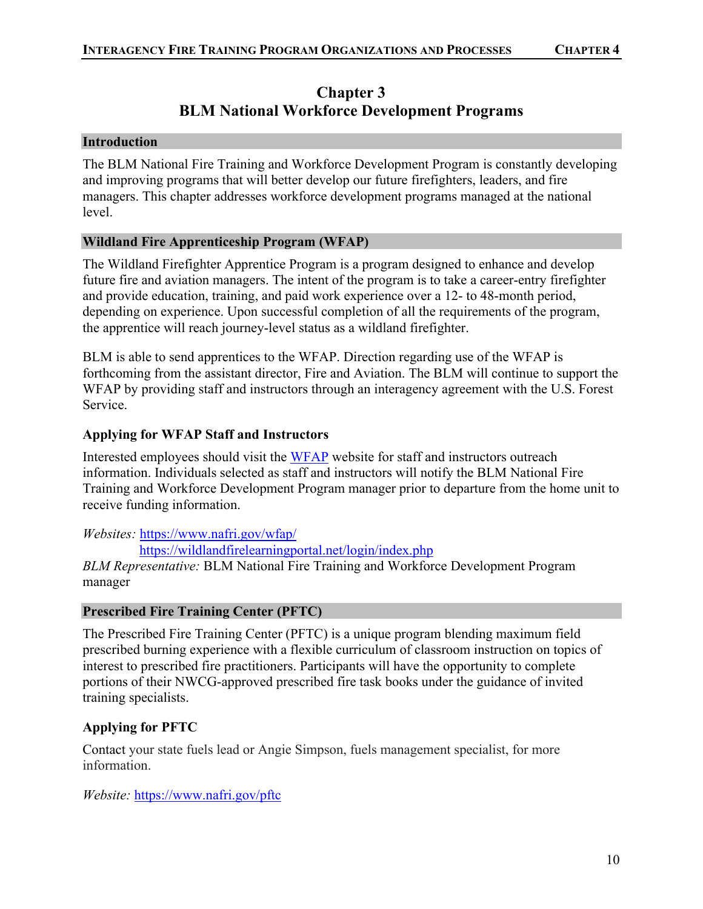# Chapter 3
# BLM National Workforce Development Programs

## Introduction

The BLM National Fire Training and Workforce Development Program is constantly developing and improving programs that will better develop our future firefighters, leaders, and fire managers. This chapter addresses workforce development programs managed at the national level.

## Wildland Fire Apprenticeship Program (WFAP)

The Wildland Firefighter Apprentice Program is a program designed to enhance and develop future fire and aviation managers. The intent of the program is to take a career-entry firefighter and provide education, training, and paid work experience over a 12- to 48-month period, depending on experience. Upon successful completion of all the requirements of the program, the apprentice will reach journey-level status as a wildland firefighter.

BLM is able to send apprentices to the WFAP. Direction regarding use of the WFAP is forthcoming from the assistant director, Fire and Aviation. The BLM will continue to support the WFAP by providing staff and instructors through an interagency agreement with the U.S. Forest Service.

### Applying for WFAP Staff and Instructors

Interested employees should visit the WFAP website for staff and instructors outreach information. Individuals selected as staff and instructors will notify the BLM National Fire Training and Workforce Development Program manager prior to departure from the home unit to receive funding information.

*Websites:* https://www.nafri.gov/wfap/
https://wildlandfirelearningportal.net/login/index.php
*BLM Representative:* BLM National Fire Training and Workforce Development Program manager

## Prescribed Fire Training Center (PFTC)

The Prescribed Fire Training Center (PFTC) is a unique program blending maximum field prescribed burning experience with a flexible curriculum of classroom instruction on topics of interest to prescribed fire practitioners. Participants will have the opportunity to complete portions of their NWCG-approved prescribed fire task books under the guidance of invited training specialists.

### Applying for PFTC

Contact your state fuels lead or Angie Simpson, fuels management specialist, for more information.

*Website:* https://www.nafri.gov/pftc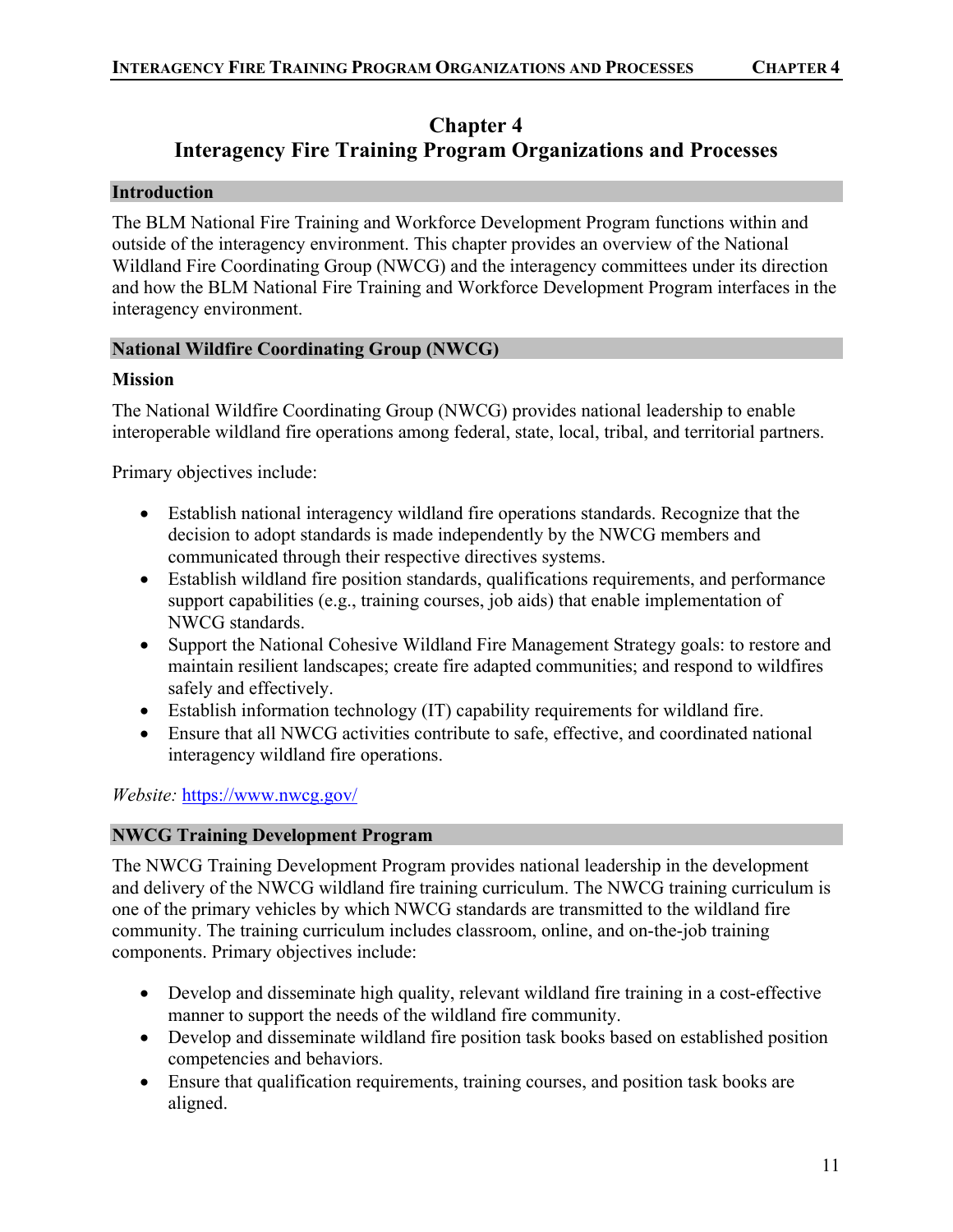# Chapter 4
# Interagency Fire Training Program Organizations and Processes

## Introduction

The BLM National Fire Training and Workforce Development Program functions within and outside of the interagency environment. This chapter provides an overview of the National Wildland Fire Coordinating Group (NWCG) and the interagency committees under its direction and how the BLM National Fire Training and Workforce Development Program interfaces in the interagency environment.

## National Wildfire Coordinating Group (NWCG)

### Mission

The National Wildfire Coordinating Group (NWCG) provides national leadership to enable interoperable wildland fire operations among federal, state, local, tribal, and territorial partners.

Primary objectives include:

- Establish national interagency wildland fire operations standards. Recognize that the decision to adopt standards is made independently by the NWCG members and communicated through their respective directives systems.
- Establish wildland fire position standards, qualifications requirements, and performance support capabilities (e.g., training courses, job aids) that enable implementation of NWCG standards.
- Support the National Cohesive Wildland Fire Management Strategy goals: to restore and maintain resilient landscapes; create fire adapted communities; and respond to wildfires safely and effectively.
- Establish information technology (IT) capability requirements for wildland fire.
- Ensure that all NWCG activities contribute to safe, effective, and coordinated national interagency wildland fire operations.

*Website:* [https://www.nwcg.gov/](https://www.nwcg.gov/)

## NWCG Training Development Program

The NWCG Training Development Program provides national leadership in the development and delivery of the NWCG wildland fire training curriculum. The NWCG training curriculum is one of the primary vehicles by which NWCG standards are transmitted to the wildland fire community. The training curriculum includes classroom, online, and on-the-job training components. Primary objectives include:

- Develop and disseminate high quality, relevant wildland fire training in a cost-effective manner to support the needs of the wildland fire community.
- Develop and disseminate wildland fire position task books based on established position competencies and behaviors.
- Ensure that qualification requirements, training courses, and position task books are aligned.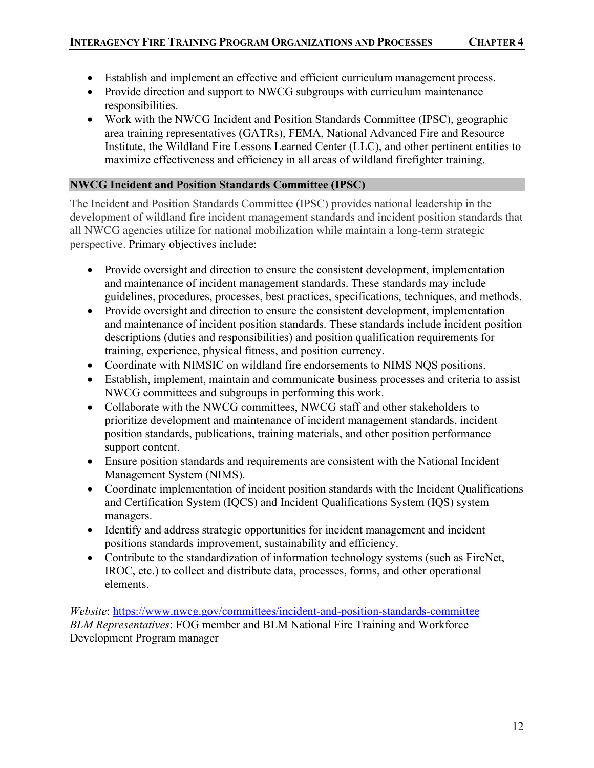- Establish and implement an effective and efficient curriculum management process.
- Provide direction and support to NWCG subgroups with curriculum maintenance responsibilities.
- Work with the NWCG Incident and Position Standards Committee (IPSC), geographic area training representatives (GATRs), FEMA, National Advanced Fire and Resource Institute, the Wildland Fire Lessons Learned Center (LLC), and other pertinent entities to maximize effectiveness and efficiency in all areas of wildland firefighter training.

## NWCG Incident and Position Standards Committee (IPSC)

The Incident and Position Standards Committee (IPSC) provides national leadership in the development of wildland fire incident management standards and incident position standards that all NWCG agencies utilize for national mobilization while maintain a long-term strategic perspective. Primary objectives include:

- Provide oversight and direction to ensure the consistent development, implementation and maintenance of incident management standards. These standards may include guidelines, procedures, processes, best practices, specifications, techniques, and methods.
- Provide oversight and direction to ensure the consistent development, implementation and maintenance of incident position standards. These standards include incident position descriptions (duties and responsibilities) and position qualification requirements for training, experience, physical fitness, and position currency.
- Coordinate with NIMSIC on wildland fire endorsements to NIMS NQS positions.
- Establish, implement, maintain and communicate business processes and criteria to assist NWCG committees and subgroups in performing this work.
- Collaborate with the NWCG committees, NWCG staff and other stakeholders to prioritize development and maintenance of incident management standards, incident position standards, publications, training materials, and other position performance support content.
- Ensure position standards and requirements are consistent with the National Incident Management System (NIMS).
- Coordinate implementation of incident position standards with the Incident Qualifications and Certification System (IQCS) and Incident Qualifications System (IQS) system managers.
- Identify and address strategic opportunities for incident management and incident positions standards improvement, sustainability and efficiency.
- Contribute to the standardization of information technology systems (such as FireNet, IROC, etc.) to collect and distribute data, processes, forms, and other operational elements.

*Website*: https://www.nwcg.gov/committees/incident-and-position-standards-committee
*BLM Representatives*: FOG member and BLM National Fire Training and Workforce Development Program manager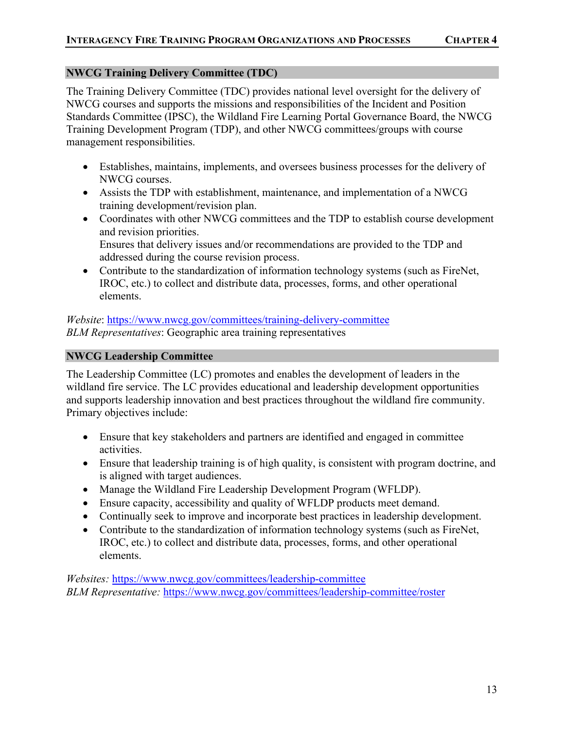## NWCG Training Delivery Committee (TDC)

The Training Delivery Committee (TDC) provides national level oversight for the delivery of NWCG courses and supports the missions and responsibilities of the Incident and Position Standards Committee (IPSC), the Wildland Fire Learning Portal Governance Board, the NWCG Training Development Program (TDP), and other NWCG committees/groups with course management responsibilities.

- Establishes, maintains, implements, and oversees business processes for the delivery of NWCG courses.
- Assists the TDP with establishment, maintenance, and implementation of a NWCG training development/revision plan.
- Coordinates with other NWCG committees and the TDP to establish course development and revision priorities.
  Ensures that delivery issues and/or recommendations are provided to the TDP and addressed during the course revision process.
- Contribute to the standardization of information technology systems (such as FireNet, IROC, etc.) to collect and distribute data, processes, forms, and other operational elements.

*Website*: https://www.nwcg.gov/committees/training-delivery-committee
*BLM Representatives*: Geographic area training representatives

## NWCG Leadership Committee

The Leadership Committee (LC) promotes and enables the development of leaders in the wildland fire service. The LC provides educational and leadership development opportunities and supports leadership innovation and best practices throughout the wildland fire community. Primary objectives include:

- Ensure that key stakeholders and partners are identified and engaged in committee activities.
- Ensure that leadership training is of high quality, is consistent with program doctrine, and is aligned with target audiences.
- Manage the Wildland Fire Leadership Development Program (WFLDP).
- Ensure capacity, accessibility and quality of WFLDP products meet demand.
- Continually seek to improve and incorporate best practices in leadership development.
- Contribute to the standardization of information technology systems (such as FireNet, IROC, etc.) to collect and distribute data, processes, forms, and other operational elements.

*Websites:* https://www.nwcg.gov/committees/leadership-committee
*BLM Representative:* https://www.nwcg.gov/committees/leadership-committee/roster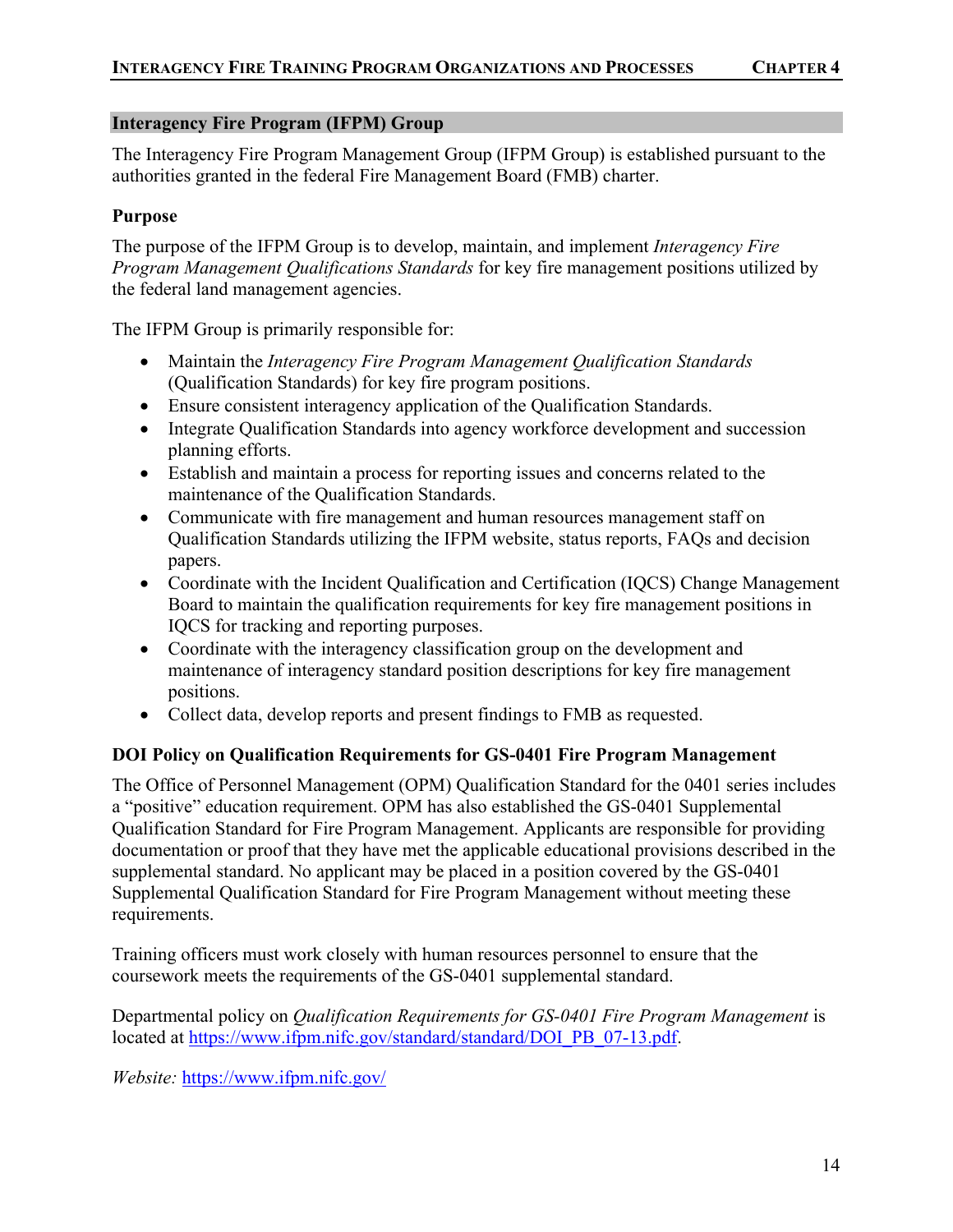## Interagency Fire Program (IFPM) Group

The Interagency Fire Program Management Group (IFPM Group) is established pursuant to the authorities granted in the federal Fire Management Board (FMB) charter.

### Purpose

The purpose of the IFPM Group is to develop, maintain, and implement *Interagency Fire Program Management Qualifications Standards* for key fire management positions utilized by the federal land management agencies.

The IFPM Group is primarily responsible for:

- Maintain the *Interagency Fire Program Management Qualification Standards* (Qualification Standards) for key fire program positions.
- Ensure consistent interagency application of the Qualification Standards.
- Integrate Qualification Standards into agency workforce development and succession planning efforts.
- Establish and maintain a process for reporting issues and concerns related to the maintenance of the Qualification Standards.
- Communicate with fire management and human resources management staff on Qualification Standards utilizing the IFPM website, status reports, FAQs and decision papers.
- Coordinate with the Incident Qualification and Certification (IQCS) Change Management Board to maintain the qualification requirements for key fire management positions in IQCS for tracking and reporting purposes.
- Coordinate with the interagency classification group on the development and maintenance of interagency standard position descriptions for key fire management positions.
- Collect data, develop reports and present findings to FMB as requested.

### DOI Policy on Qualification Requirements for GS-0401 Fire Program Management

The Office of Personnel Management (OPM) Qualification Standard for the 0401 series includes a "positive" education requirement. OPM has also established the GS-0401 Supplemental Qualification Standard for Fire Program Management. Applicants are responsible for providing documentation or proof that they have met the applicable educational provisions described in the supplemental standard. No applicant may be placed in a position covered by the GS-0401 Supplemental Qualification Standard for Fire Program Management without meeting these requirements.

Training officers must work closely with human resources personnel to ensure that the coursework meets the requirements of the GS-0401 supplemental standard.

Departmental policy on *Qualification Requirements for GS-0401 Fire Program Management* is located at https://www.ifpm.nifc.gov/standard/standard/DOI_PB_07-13.pdf.

*Website:* https://www.ifpm.nifc.gov/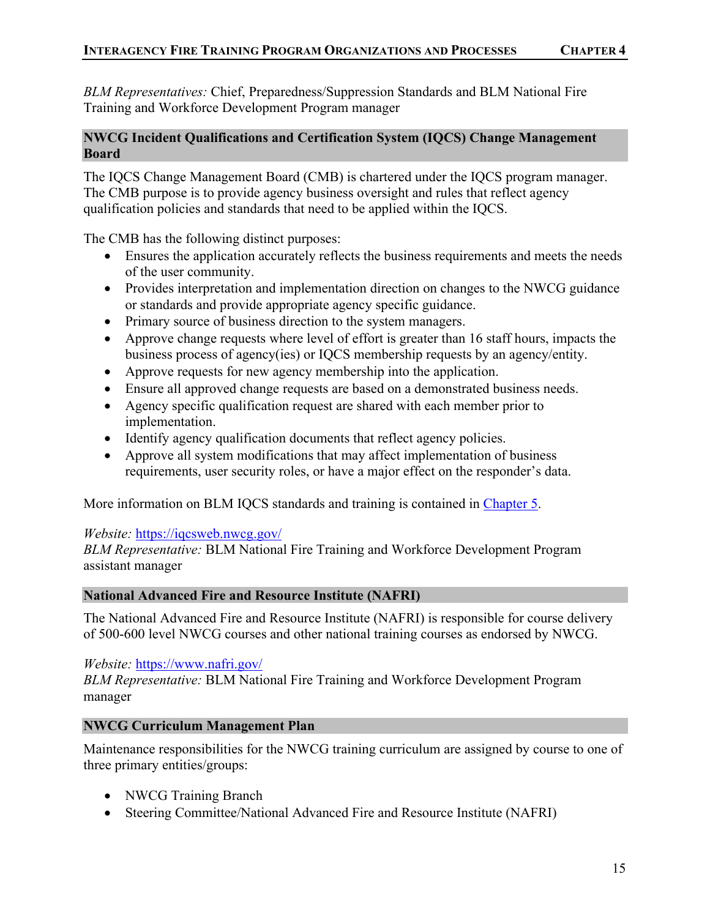*BLM Representatives:* Chief, Preparedness/Suppression Standards and BLM National Fire Training and Workforce Development Program manager

## NWCG Incident Qualifications and Certification System (IQCS) Change Management Board

The IQCS Change Management Board (CMB) is chartered under the IQCS program manager. The CMB purpose is to provide agency business oversight and rules that reflect agency qualification policies and standards that need to be applied within the IQCS.

The CMB has the following distinct purposes:

- Ensures the application accurately reflects the business requirements and meets the needs of the user community.
- Provides interpretation and implementation direction on changes to the NWCG guidance or standards and provide appropriate agency specific guidance.
- Primary source of business direction to the system managers.
- Approve change requests where level of effort is greater than 16 staff hours, impacts the business process of agency(ies) or IQCS membership requests by an agency/entity.
- Approve requests for new agency membership into the application.
- Ensure all approved change requests are based on a demonstrated business needs.
- Agency specific qualification request are shared with each member prior to implementation.
- Identify agency qualification documents that reflect agency policies.
- Approve all system modifications that may affect implementation of business requirements, user security roles, or have a major effect on the responder's data.

More information on BLM IQCS standards and training is contained in Chapter 5.

*Website:* https://iqcsweb.nwcg.gov/
*BLM Representative:* BLM National Fire Training and Workforce Development Program assistant manager

## National Advanced Fire and Resource Institute (NAFRI)

The National Advanced Fire and Resource Institute (NAFRI) is responsible for course delivery of 500-600 level NWCG courses and other national training courses as endorsed by NWCG.

*Website:* https://www.nafri.gov/
*BLM Representative:* BLM National Fire Training and Workforce Development Program manager

## NWCG Curriculum Management Plan

Maintenance responsibilities for the NWCG training curriculum are assigned by course to one of three primary entities/groups:

- NWCG Training Branch
- Steering Committee/National Advanced Fire and Resource Institute (NAFRI)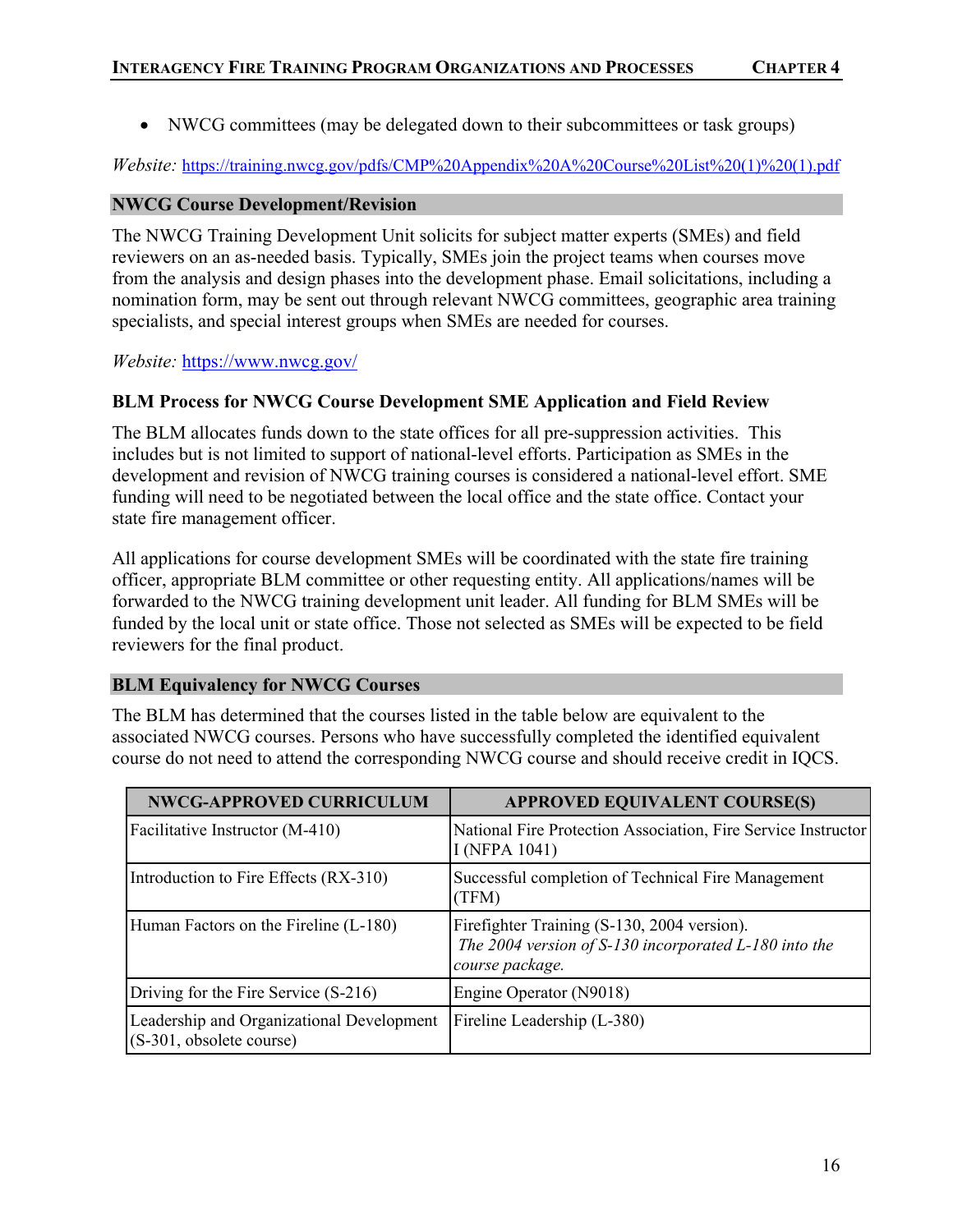- NWCG committees (may be delegated down to their subcommittees or task groups)

*Website:* https://training.nwcg.gov/pdfs/CMP%20Appendix%20A%20Course%20List%20(1)%20(1).pdf

## NWCG Course Development/Revision

The NWCG Training Development Unit solicits for subject matter experts (SMEs) and field reviewers on an as-needed basis. Typically, SMEs join the project teams when courses move from the analysis and design phases into the development phase. Email solicitations, including a nomination form, may be sent out through relevant NWCG committees, geographic area training specialists, and special interest groups when SMEs are needed for courses.

*Website:* https://www.nwcg.gov/

### BLM Process for NWCG Course Development SME Application and Field Review

The BLM allocates funds down to the state offices for all pre-suppression activities. This includes but is not limited to support of national-level efforts. Participation as SMEs in the development and revision of NWCG training courses is considered a national-level effort. SME funding will need to be negotiated between the local office and the state office. Contact your state fire management officer.

All applications for course development SMEs will be coordinated with the state fire training officer, appropriate BLM committee or other requesting entity. All applications/names will be forwarded to the NWCG training development unit leader. All funding for BLM SMEs will be funded by the local unit or state office. Those not selected as SMEs will be expected to be field reviewers for the final product.

## BLM Equivalency for NWCG Courses

The BLM has determined that the courses listed in the table below are equivalent to the associated NWCG courses. Persons who have successfully completed the identified equivalent course do not need to attend the corresponding NWCG course and should receive credit in IQCS.

| NWCG-APPROVED CURRICULUM | APPROVED EQUIVALENT COURSE(S) |
|---|---|
| Facilitative Instructor (M-410) | National Fire Protection Association, Fire Service Instructor I (NFPA 1041) |
| Introduction to Fire Effects (RX-310) | Successful completion of Technical Fire Management (TFM) |
| Human Factors on the Fireline (L-180) | Firefighter Training (S-130, 2004 version). *The 2004 version of S-130 incorporated L-180 into the course package.* |
| Driving for the Fire Service (S-216) | Engine Operator (N9018) |
| Leadership and Organizational Development (S-301, obsolete course) | Fireline Leadership (L-380) |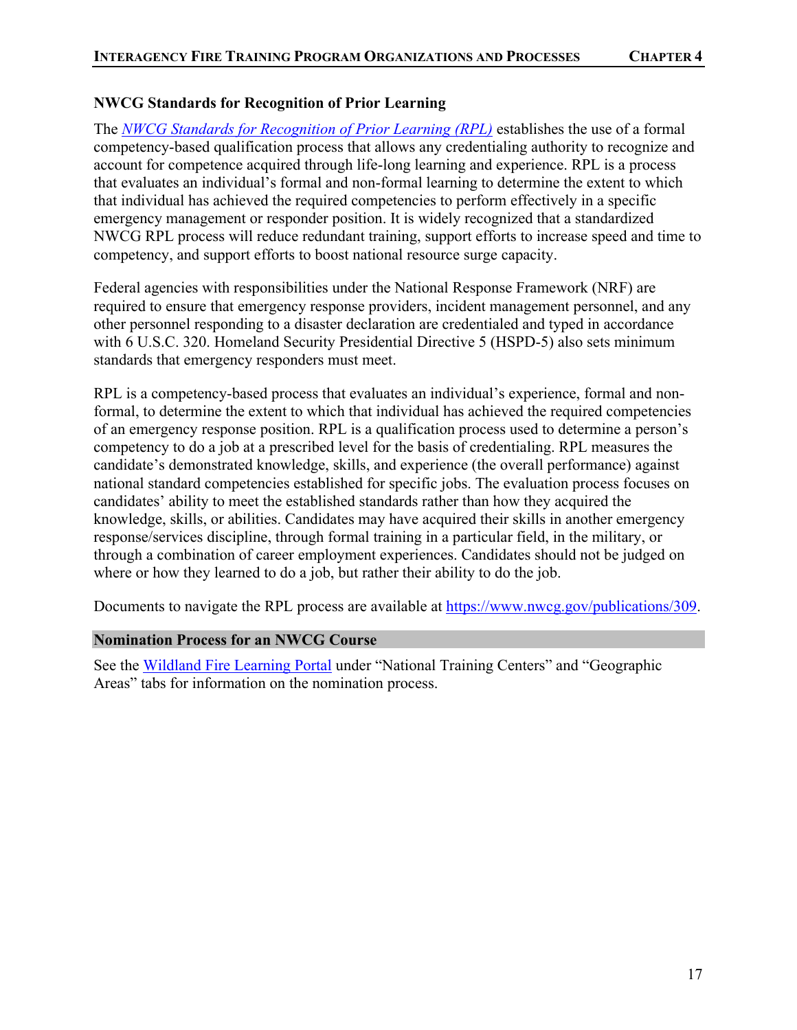## NWCG Standards for Recognition of Prior Learning

The *NWCG Standards for Recognition of Prior Learning (RPL)* establishes the use of a formal competency-based qualification process that allows any credentialing authority to recognize and account for competence acquired through life-long learning and experience. RPL is a process that evaluates an individual's formal and non-formal learning to determine the extent to which that individual has achieved the required competencies to perform effectively in a specific emergency management or responder position. It is widely recognized that a standardized NWCG RPL process will reduce redundant training, support efforts to increase speed and time to competency, and support efforts to boost national resource surge capacity.

Federal agencies with responsibilities under the National Response Framework (NRF) are required to ensure that emergency response providers, incident management personnel, and any other personnel responding to a disaster declaration are credentialed and typed in accordance with 6 U.S.C. 320. Homeland Security Presidential Directive 5 (HSPD-5) also sets minimum standards that emergency responders must meet.

RPL is a competency-based process that evaluates an individual's experience, formal and non-formal, to determine the extent to which that individual has achieved the required competencies of an emergency response position. RPL is a qualification process used to determine a person's competency to do a job at a prescribed level for the basis of credentialing. RPL measures the candidate's demonstrated knowledge, skills, and experience (the overall performance) against national standard competencies established for specific jobs. The evaluation process focuses on candidates' ability to meet the established standards rather than how they acquired the knowledge, skills, or abilities. Candidates may have acquired their skills in another emergency response/services discipline, through formal training in a particular field, in the military, or through a combination of career employment experiences. Candidates should not be judged on where or how they learned to do a job, but rather their ability to do the job.

Documents to navigate the RPL process are available at https://www.nwcg.gov/publications/309.

## Nomination Process for an NWCG Course

See the Wildland Fire Learning Portal under "National Training Centers" and "Geographic Areas" tabs for information on the nomination process.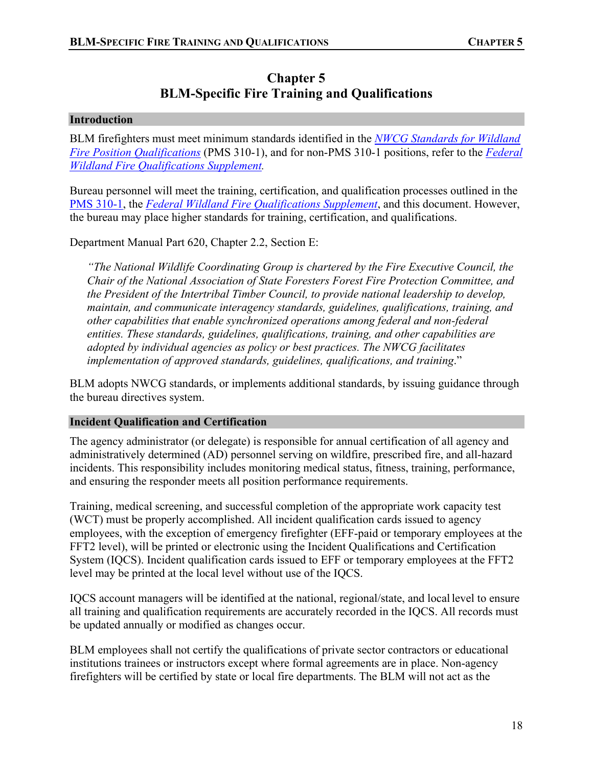# Chapter 5
# BLM-Specific Fire Training and Qualifications

## Introduction

BLM firefighters must meet minimum standards identified in the *NWCG Standards for Wildland Fire Position Qualifications* (PMS 310-1), and for non-PMS 310-1 positions, refer to the *Federal Wildland Fire Qualifications Supplement*.

Bureau personnel will meet the training, certification, and qualification processes outlined in the PMS 310-1, the *Federal Wildland Fire Qualifications Supplement*, and this document. However, the bureau may place higher standards for training, certification, and qualifications.

Department Manual Part 620, Chapter 2.2, Section E:

> *"The National Wildlife Coordinating Group is chartered by the Fire Executive Council, the Chair of the National Association of State Foresters Forest Fire Protection Committee, and the President of the Intertribal Timber Council, to provide national leadership to develop, maintain, and communicate interagency standards, guidelines, qualifications, training, and other capabilities that enable synchronized operations among federal and non-federal entities. These standards, guidelines, qualifications, training, and other capabilities are adopted by individual agencies as policy or best practices. The NWCG facilitates implementation of approved standards, guidelines, qualifications, and training*."

BLM adopts NWCG standards, or implements additional standards, by issuing guidance through the bureau directives system.

## Incident Qualification and Certification

The agency administrator (or delegate) is responsible for annual certification of all agency and administratively determined (AD) personnel serving on wildfire, prescribed fire, and all-hazard incidents. This responsibility includes monitoring medical status, fitness, training, performance, and ensuring the responder meets all position performance requirements.

Training, medical screening, and successful completion of the appropriate work capacity test (WCT) must be properly accomplished. All incident qualification cards issued to agency employees, with the exception of emergency firefighter (EFF-paid or temporary employees at the FFT2 level), will be printed or electronic using the Incident Qualifications and Certification System (IQCS). Incident qualification cards issued to EFF or temporary employees at the FFT2 level may be printed at the local level without use of the IQCS.

IQCS account managers will be identified at the national, regional/state, and local level to ensure all training and qualification requirements are accurately recorded in the IQCS. All records must be updated annually or modified as changes occur.

BLM employees shall not certify the qualifications of private sector contractors or educational institutions trainees or instructors except where formal agreements are in place. Non-agency firefighters will be certified by state or local fire departments. The BLM will not act as the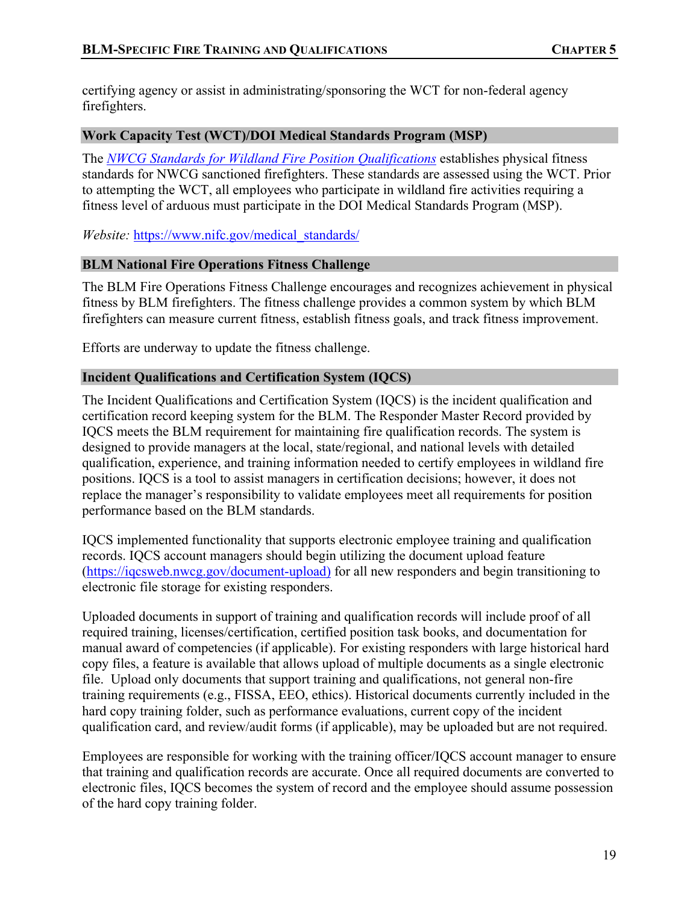certifying agency or assist in administrating/sponsoring the WCT for non-federal agency firefighters.

## Work Capacity Test (WCT)/DOI Medical Standards Program (MSP)

The *NWCG Standards for Wildland Fire Position Qualifications* establishes physical fitness standards for NWCG sanctioned firefighters. These standards are assessed using the WCT. Prior to attempting the WCT, all employees who participate in wildland fire activities requiring a fitness level of arduous must participate in the DOI Medical Standards Program (MSP).

*Website:* https://www.nifc.gov/medical_standards/

## BLM National Fire Operations Fitness Challenge

The BLM Fire Operations Fitness Challenge encourages and recognizes achievement in physical fitness by BLM firefighters. The fitness challenge provides a common system by which BLM firefighters can measure current fitness, establish fitness goals, and track fitness improvement.

Efforts are underway to update the fitness challenge.

## Incident Qualifications and Certification System (IQCS)

The Incident Qualifications and Certification System (IQCS) is the incident qualification and certification record keeping system for the BLM. The Responder Master Record provided by IQCS meets the BLM requirement for maintaining fire qualification records. The system is designed to provide managers at the local, state/regional, and national levels with detailed qualification, experience, and training information needed to certify employees in wildland fire positions. IQCS is a tool to assist managers in certification decisions; however, it does not replace the manager's responsibility to validate employees meet all requirements for position performance based on the BLM standards.

IQCS implemented functionality that supports electronic employee training and qualification records. IQCS account managers should begin utilizing the document upload feature (https://iqcsweb.nwcg.gov/document-upload) for all new responders and begin transitioning to electronic file storage for existing responders.

Uploaded documents in support of training and qualification records will include proof of all required training, licenses/certification, certified position task books, and documentation for manual award of competencies (if applicable). For existing responders with large historical hard copy files, a feature is available that allows upload of multiple documents as a single electronic file. Upload only documents that support training and qualifications, not general non-fire training requirements (e.g., FISSA, EEO, ethics). Historical documents currently included in the hard copy training folder, such as performance evaluations, current copy of the incident qualification card, and review/audit forms (if applicable), may be uploaded but are not required.

Employees are responsible for working with the training officer/IQCS account manager to ensure that training and qualification records are accurate. Once all required documents are converted to electronic files, IQCS becomes the system of record and the employee should assume possession of the hard copy training folder.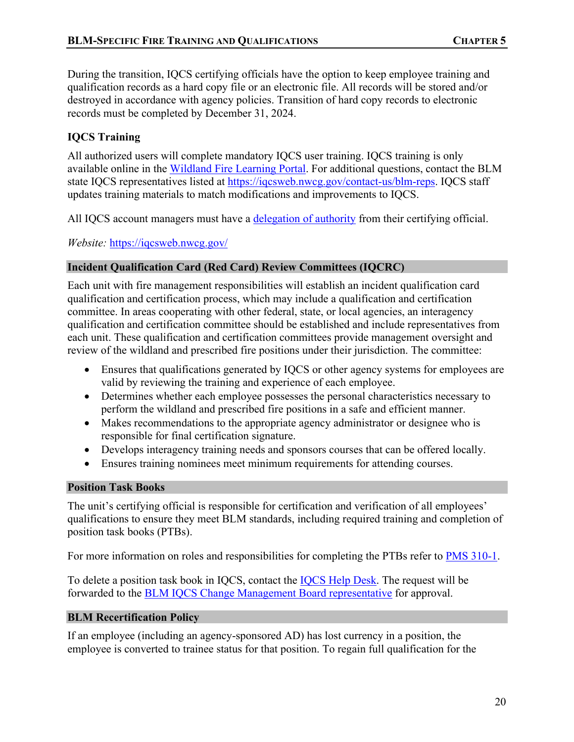During the transition, IQCS certifying officials have the option to keep employee training and qualification records as a hard copy file or an electronic file. All records will be stored and/or destroyed in accordance with agency policies. Transition of hard copy records to electronic records must be completed by December 31, 2024.

### IQCS Training

All authorized users will complete mandatory IQCS user training. IQCS training is only available online in the Wildland Fire Learning Portal. For additional questions, contact the BLM state IQCS representatives listed at https://iqcsweb.nwcg.gov/contact-us/blm-reps. IQCS staff updates training materials to match modifications and improvements to IQCS.

All IQCS account managers must have a delegation of authority from their certifying official.

*Website:* https://iqcsweb.nwcg.gov/

## Incident Qualification Card (Red Card) Review Committees (IQCRC)

Each unit with fire management responsibilities will establish an incident qualification card qualification and certification process, which may include a qualification and certification committee. In areas cooperating with other federal, state, or local agencies, an interagency qualification and certification committee should be established and include representatives from each unit. These qualification and certification committees provide management oversight and review of the wildland and prescribed fire positions under their jurisdiction. The committee:

- Ensures that qualifications generated by IQCS or other agency systems for employees are valid by reviewing the training and experience of each employee.
- Determines whether each employee possesses the personal characteristics necessary to perform the wildland and prescribed fire positions in a safe and efficient manner.
- Makes recommendations to the appropriate agency administrator or designee who is responsible for final certification signature.
- Develops interagency training needs and sponsors courses that can be offered locally.
- Ensures training nominees meet minimum requirements for attending courses.

## Position Task Books

The unit's certifying official is responsible for certification and verification of all employees' qualifications to ensure they meet BLM standards, including required training and completion of position task books (PTBs).

For more information on roles and responsibilities for completing the PTBs refer to PMS 310-1.

To delete a position task book in IQCS, contact the IQCS Help Desk. The request will be forwarded to the BLM IQCS Change Management Board representative for approval.

## BLM Recertification Policy

If an employee (including an agency-sponsored AD) has lost currency in a position, the employee is converted to trainee status for that position. To regain full qualification for the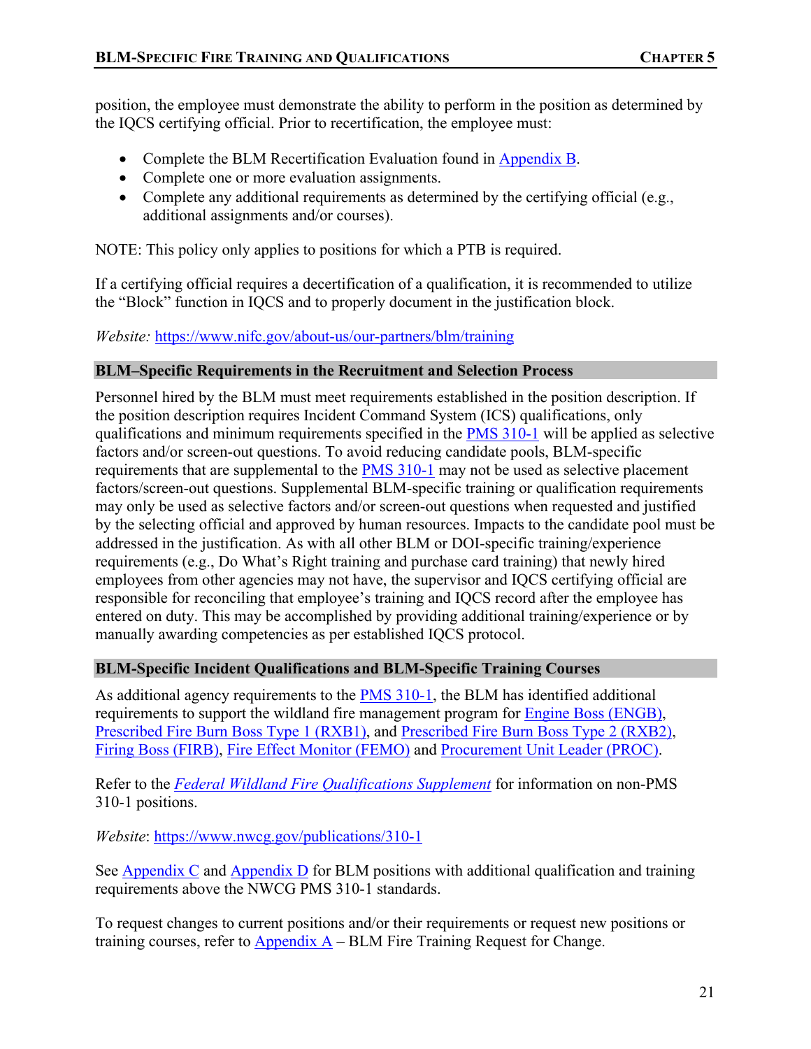position, the employee must demonstrate the ability to perform in the position as determined by the IQCS certifying official. Prior to recertification, the employee must:

- Complete the BLM Recertification Evaluation found in Appendix B.
- Complete one or more evaluation assignments.
- Complete any additional requirements as determined by the certifying official (e.g., additional assignments and/or courses).

NOTE: This policy only applies to positions for which a PTB is required.

If a certifying official requires a decertification of a qualification, it is recommended to utilize the "Block" function in IQCS and to properly document in the justification block.

*Website:* https://www.nifc.gov/about-us/our-partners/blm/training

## BLM–Specific Requirements in the Recruitment and Selection Process

Personnel hired by the BLM must meet requirements established in the position description. If the position description requires Incident Command System (ICS) qualifications, only qualifications and minimum requirements specified in the PMS 310-1 will be applied as selective factors and/or screen-out questions. To avoid reducing candidate pools, BLM-specific requirements that are supplemental to the PMS 310-1 may not be used as selective placement factors/screen-out questions. Supplemental BLM-specific training or qualification requirements may only be used as selective factors and/or screen-out questions when requested and justified by the selecting official and approved by human resources. Impacts to the candidate pool must be addressed in the justification. As with all other BLM or DOI-specific training/experience requirements (e.g., Do What's Right training and purchase card training) that newly hired employees from other agencies may not have, the supervisor and IQCS certifying official are responsible for reconciling that employee's training and IQCS record after the employee has entered on duty. This may be accomplished by providing additional training/experience or by manually awarding competencies as per established IQCS protocol.

## BLM-Specific Incident Qualifications and BLM-Specific Training Courses

As additional agency requirements to the PMS 310-1, the BLM has identified additional requirements to support the wildland fire management program for Engine Boss (ENGB), Prescribed Fire Burn Boss Type 1 (RXB1), and Prescribed Fire Burn Boss Type 2 (RXB2), Firing Boss (FIRB), Fire Effect Monitor (FEMO) and Procurement Unit Leader (PROC).

Refer to the *Federal Wildland Fire Qualifications Supplement* for information on non-PMS 310-1 positions.

*Website*: https://www.nwcg.gov/publications/310-1

See Appendix C and Appendix D for BLM positions with additional qualification and training requirements above the NWCG PMS 310-1 standards.

To request changes to current positions and/or their requirements or request new positions or training courses, refer to Appendix A – BLM Fire Training Request for Change.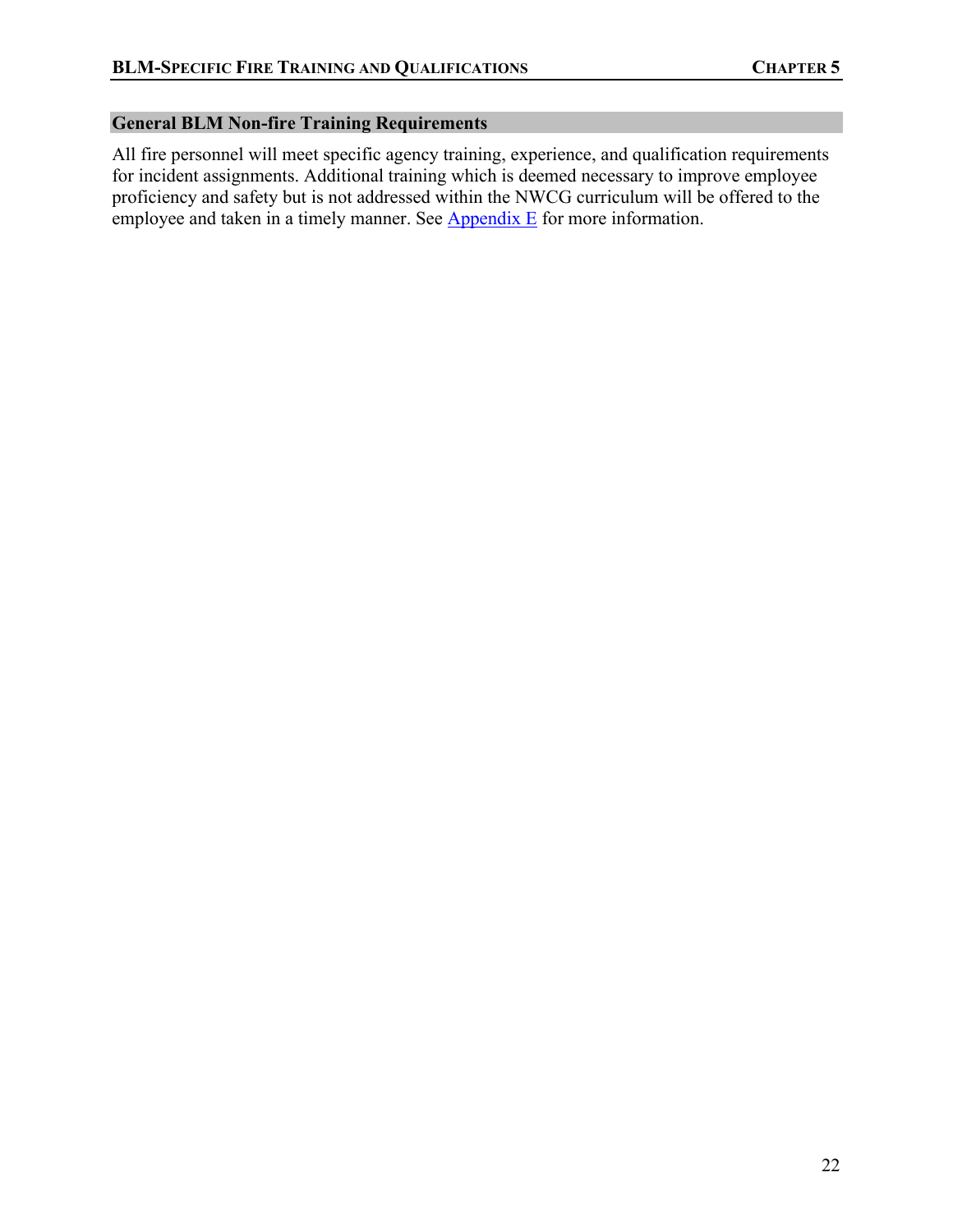## General BLM Non-fire Training Requirements

All fire personnel will meet specific agency training, experience, and qualification requirements for incident assignments. Additional training which is deemed necessary to improve employee proficiency and safety but is not addressed within the NWCG curriculum will be offered to the employee and taken in a timely manner. See Appendix E for more information.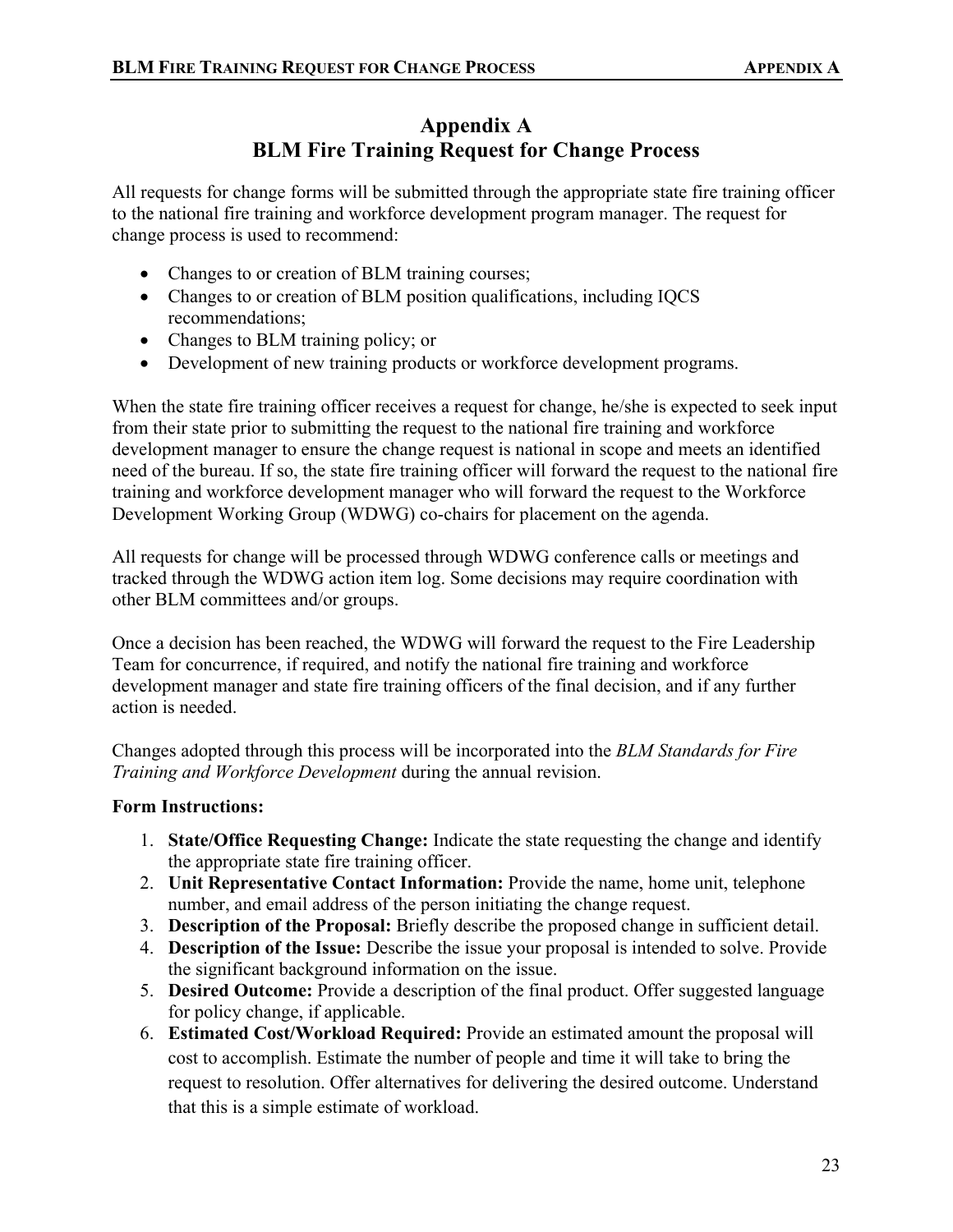# Appendix A
# BLM Fire Training Request for Change Process

All requests for change forms will be submitted through the appropriate state fire training officer to the national fire training and workforce development program manager. The request for change process is used to recommend:

- Changes to or creation of BLM training courses;
- Changes to or creation of BLM position qualifications, including IQCS recommendations;
- Changes to BLM training policy; or
- Development of new training products or workforce development programs.

When the state fire training officer receives a request for change, he/she is expected to seek input from their state prior to submitting the request to the national fire training and workforce development manager to ensure the change request is national in scope and meets an identified need of the bureau. If so, the state fire training officer will forward the request to the national fire training and workforce development manager who will forward the request to the Workforce Development Working Group (WDWG) co-chairs for placement on the agenda.

All requests for change will be processed through WDWG conference calls or meetings and tracked through the WDWG action item log. Some decisions may require coordination with other BLM committees and/or groups.

Once a decision has been reached, the WDWG will forward the request to the Fire Leadership Team for concurrence, if required, and notify the national fire training and workforce development manager and state fire training officers of the final decision, and if any further action is needed.

Changes adopted through this process will be incorporated into the *BLM Standards for Fire Training and Workforce Development* during the annual revision.

**Form Instructions:**

1. **State/Office Requesting Change:** Indicate the state requesting the change and identify the appropriate state fire training officer.
2. **Unit Representative Contact Information:** Provide the name, home unit, telephone number, and email address of the person initiating the change request.
3. **Description of the Proposal:** Briefly describe the proposed change in sufficient detail.
4. **Description of the Issue:** Describe the issue your proposal is intended to solve. Provide the significant background information on the issue.
5. **Desired Outcome:** Provide a description of the final product. Offer suggested language for policy change, if applicable.
6. **Estimated Cost/Workload Required:** Provide an estimated amount the proposal will cost to accomplish. Estimate the number of people and time it will take to bring the request to resolution. Offer alternatives for delivering the desired outcome. Understand that this is a simple estimate of workload.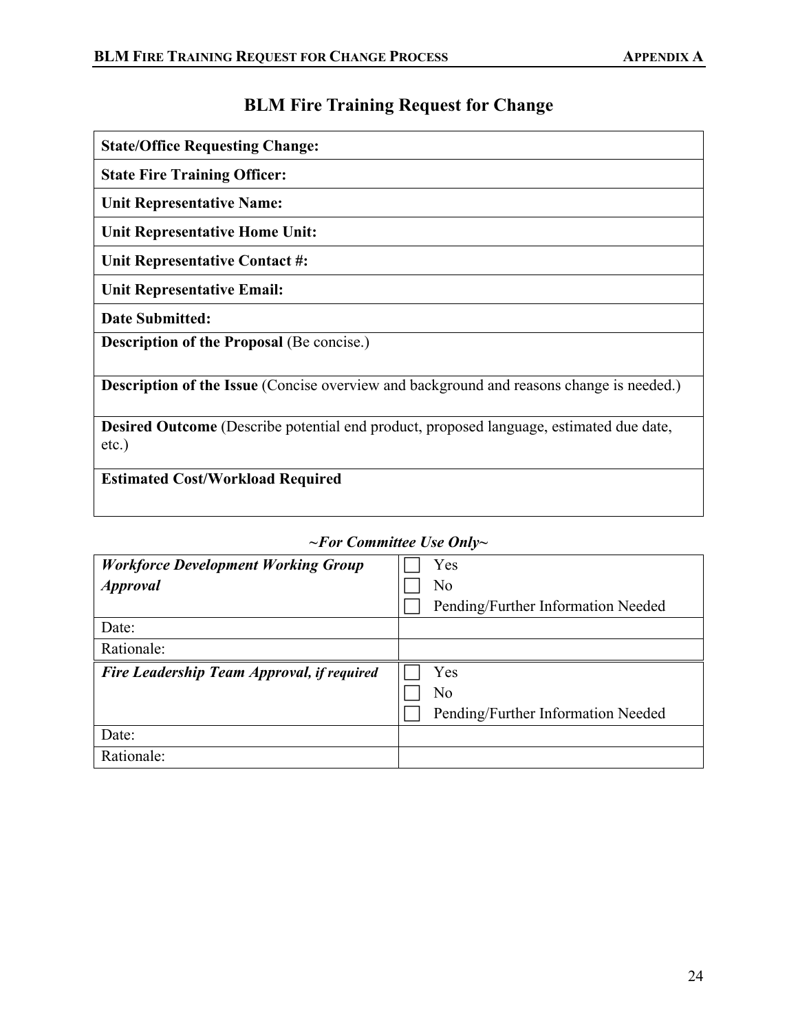# BLM Fire Training Request for Change

| **State/Office Requesting Change:** |
|---|
| **Unit Representative Name:** |
| **State Fire Training Officer:** |
| **Unit Representative Home Unit:** |
| **Unit Representative Contact #:** |
| **Unit Representative Email:** |
| **Date Submitted:** |
| **Description of the Proposal** (Be concise.) |
| **Description of the Issue** (Concise overview and background and reasons change is needed.) |
| **Desired Outcome** (Describe potential end product, proposed language, estimated due date, etc.) |
| **Estimated Cost/Workload Required** |

***~For Committee Use Only~***

| ***Workforce Development Working Group Approval*** | ☐ Yes<br>☐ No<br>☐ Pending/Further Information Needed |
|---|---|
| Date: | |
| Rationale: | |
| ***Fire Leadership Team Approval, if required*** | ☐ Yes<br>☐ No<br>☐ Pending/Further Information Needed |
| Date: | |
| Rationale: | |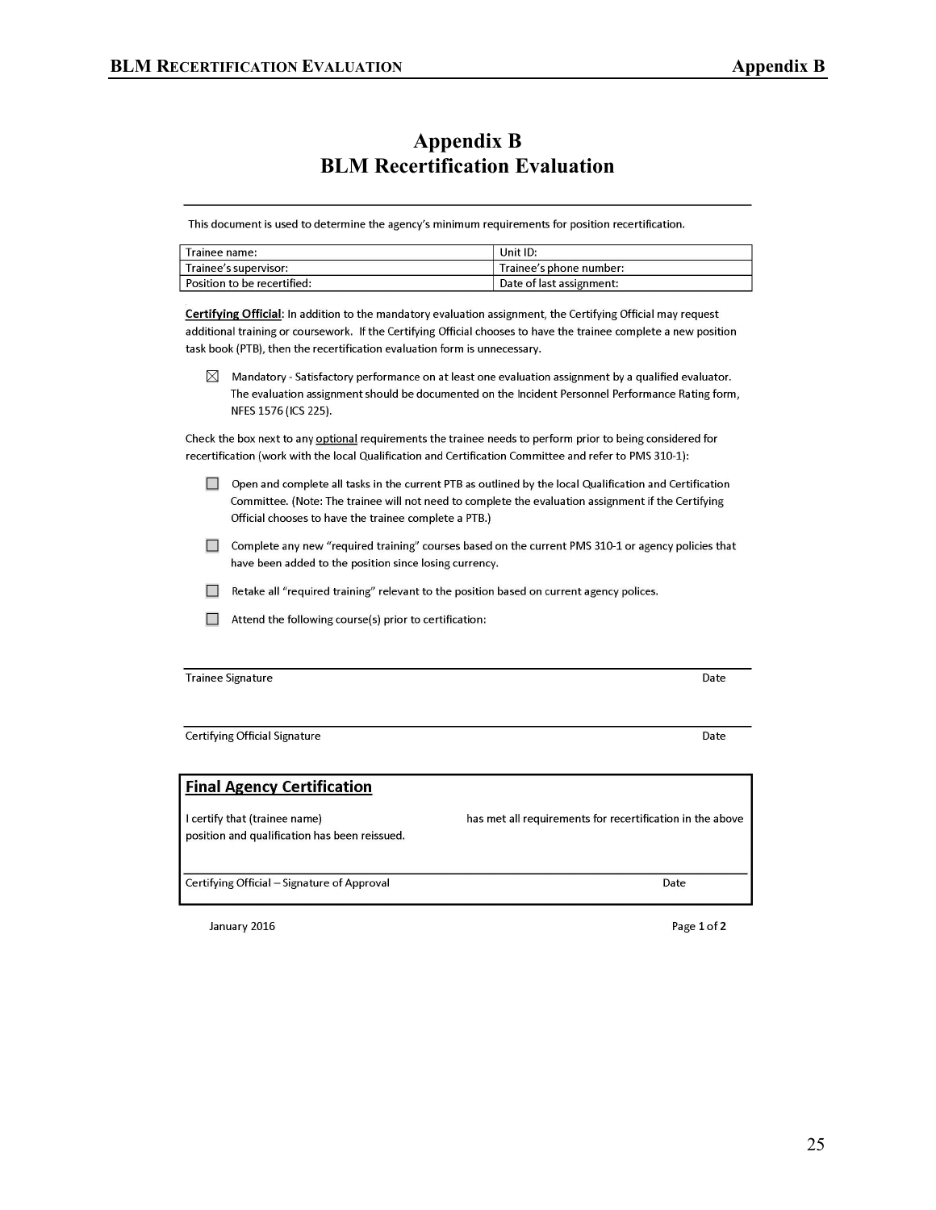# Appendix B
# BLM Recertification Evaluation

This document is used to determine the agency's minimum requirements for position recertification.

| Trainee name: | Unit ID: |
|---|---|
| Trainee's supervisor: | Trainee's phone number: |
| Position to be recertified: | Date of last assignment: |

**Certifying Official**: In addition to the mandatory evaluation assignment, the Certifying Official may request additional training or coursework. If the Certifying Official chooses to have the trainee complete a new position task book (PTB), then the recertification evaluation form is unnecessary.

- ☒ Mandatory - Satisfactory performance on at least one evaluation assignment by a qualified evaluator. The evaluation assignment should be documented on the Incident Personnel Performance Rating form, NFES 1576 (ICS 225).

Check the box next to any optional requirements the trainee needs to perform prior to being considered for recertification (work with the local Qualification and Certification Committee and refer to PMS 310-1):

- ☐ Open and complete all tasks in the current PTB as outlined by the local Qualification and Certification Committee. (Note: The trainee will not need to complete the evaluation assignment if the Certifying Official chooses to have the trainee complete a PTB.)
- ☐ Complete any new "required training" courses based on the current PMS 310-1 or agency policies that have been added to the position since losing currency.
- ☐ Retake all "required training" relevant to the position based on current agency polices.
- ☐ Attend the following course(s) prior to certification:

Trainee Signature                                                                 Date

Certifying Official Signature                                                     Date

**Final Agency Certification**

I certify that (trainee name)                                   has met all requirements for recertification in the above position and qualification has been reissued.

Certifying Official – Signature of Approval                                       Date

January 2016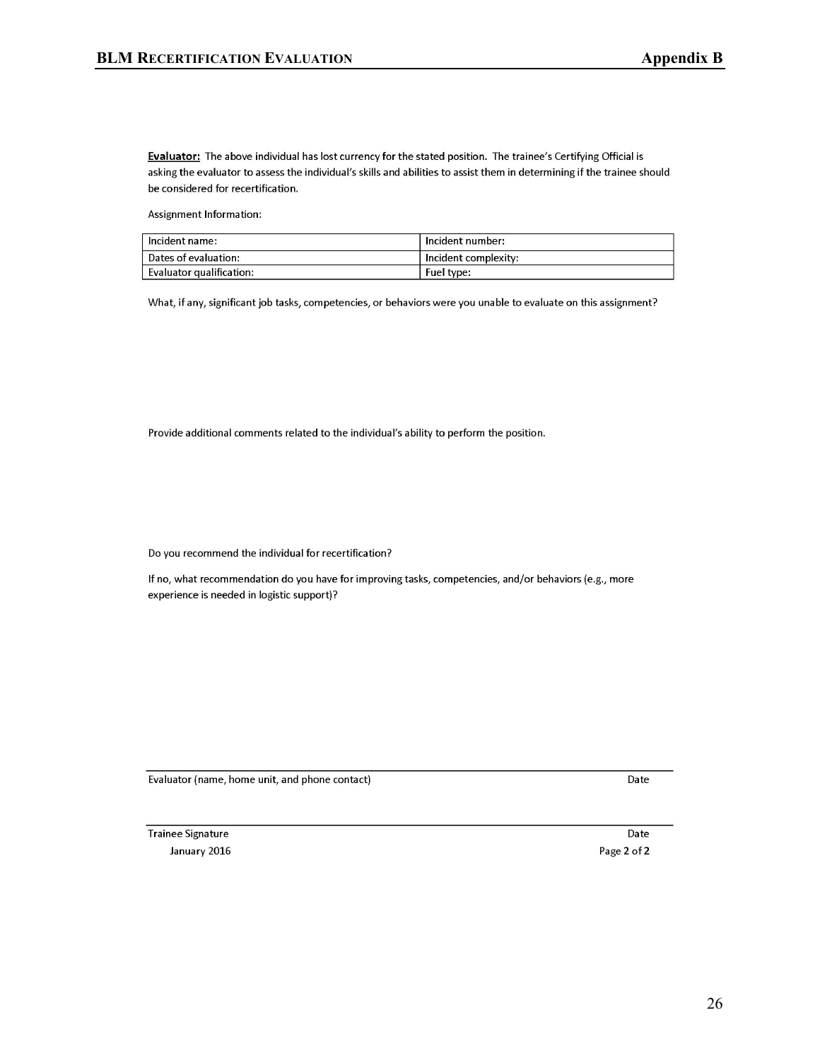**Evaluator:** The above individual has lost currency for the stated position. The trainee's Certifying Official is asking the evaluator to assess the individual's skills and abilities to assist them in determining if the trainee should be considered for recertification.

Assignment Information:

| Incident name: | Incident number: |
|---|---|
| Dates of evaluation: | Incident complexity: |
| Evaluator qualification: | Fuel type: |

What, if any, significant job tasks, competencies, or behaviors were you unable to evaluate on this assignment?

Provide additional comments related to the individual's ability to perform the position.

Do you recommend the individual for recertification?

If no, what recommendation do you have for improving tasks, competencies, and/or behaviors (e.g., more experience is needed in logistic support)?

______________________________________________________________________

Evaluator (name, home unit, and phone contact) Date

______________________________________________________________________

Trainee Signature Date

January 2016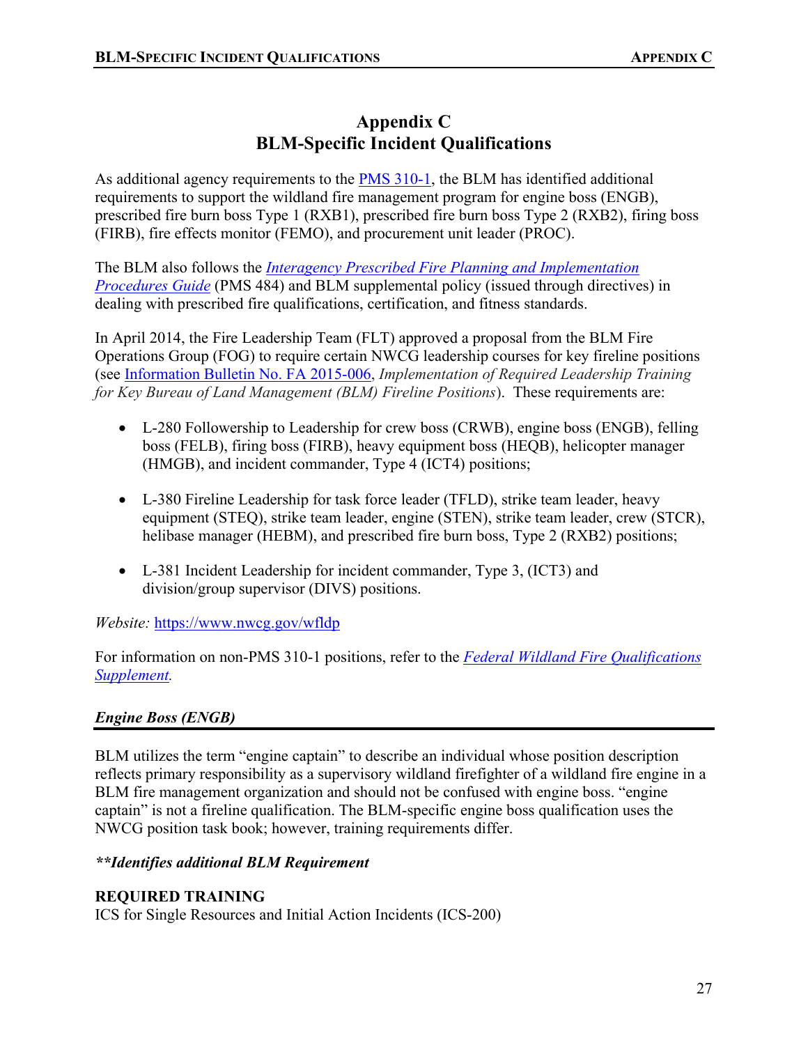# Appendix C
# BLM-Specific Incident Qualifications

As additional agency requirements to the [PMS 310-1](), the BLM has identified additional requirements to support the wildland fire management program for engine boss (ENGB), prescribed fire burn boss Type 1 (RXB1), prescribed fire burn boss Type 2 (RXB2), firing boss (FIRB), fire effects monitor (FEMO), and procurement unit leader (PROC).

The BLM also follows the *Interagency Prescribed Fire Planning and Implementation Procedures Guide* (PMS 484) and BLM supplemental policy (issued through directives) in dealing with prescribed fire qualifications, certification, and fitness standards.

In April 2014, the Fire Leadership Team (FLT) approved a proposal from the BLM Fire Operations Group (FOG) to require certain NWCG leadership courses for key fireline positions (see Information Bulletin No. FA 2015-006, *Implementation of Required Leadership Training for Key Bureau of Land Management (BLM) Fireline Positions*). These requirements are:

- L-280 Followership to Leadership for crew boss (CRWB), engine boss (ENGB), felling boss (FELB), firing boss (FIRB), heavy equipment boss (HEQB), helicopter manager (HMGB), and incident commander, Type 4 (ICT4) positions;
- L-380 Fireline Leadership for task force leader (TFLD), strike team leader, heavy equipment (STEQ), strike team leader, engine (STEN), strike team leader, crew (STCR), helibase manager (HEBM), and prescribed fire burn boss, Type 2 (RXB2) positions;
- L-381 Incident Leadership for incident commander, Type 3, (ICT3) and division/group supervisor (DIVS) positions.

*Website:* https://www.nwcg.gov/wfldp

For information on non-PMS 310-1 positions, refer to the *Federal Wildland Fire Qualifications Supplement.*

### *Engine Boss (ENGB)*

BLM utilizes the term "engine captain" to describe an individual whose position description reflects primary responsibility as a supervisory wildland firefighter of a wildland fire engine in a BLM fire management organization and should not be confused with engine boss. "engine captain" is not a fireline qualification. The BLM-specific engine boss qualification uses the NWCG position task book; however, training requirements differ.

***\*\*Identifies additional BLM Requirement***

**REQUIRED TRAINING**
ICS for Single Resources and Initial Action Incidents (ICS-200)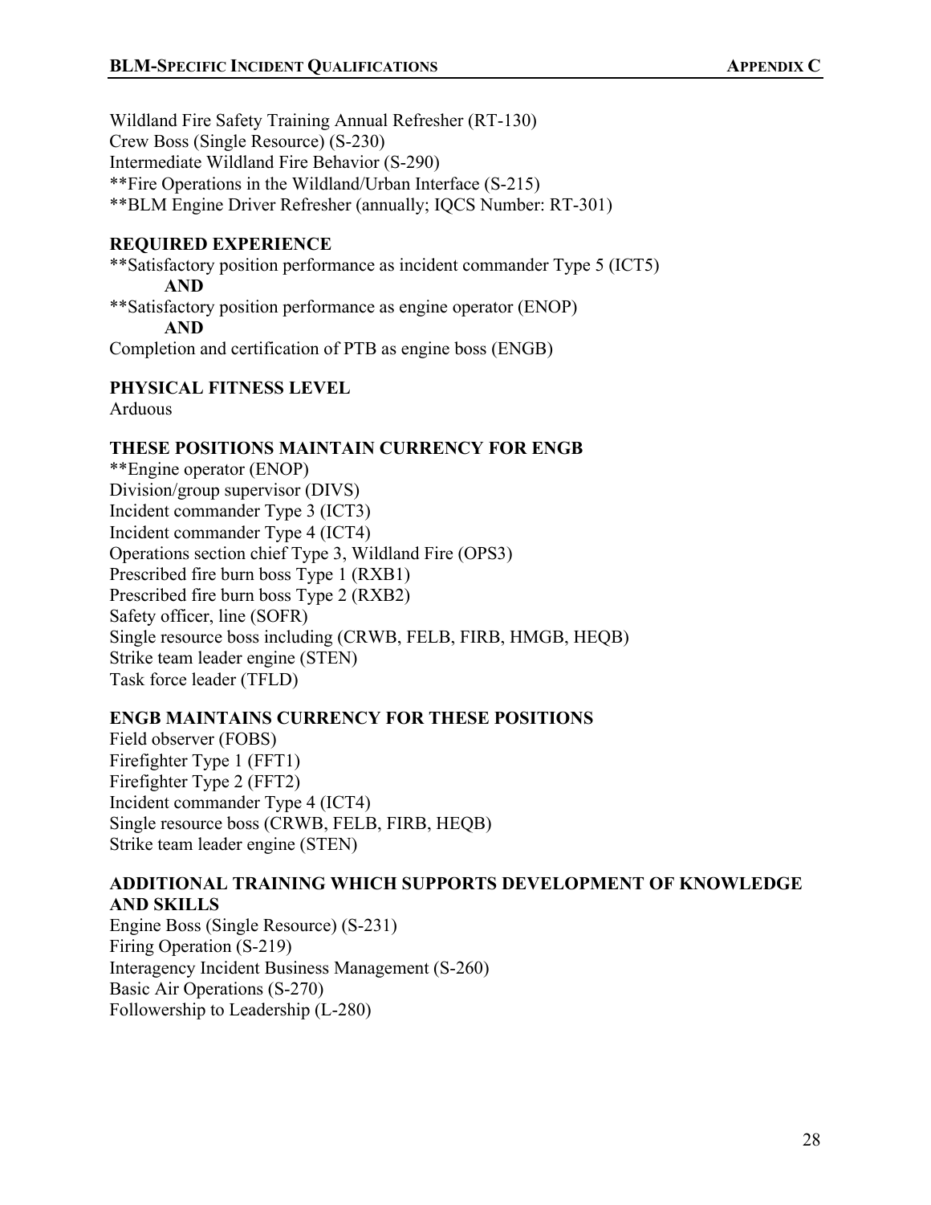Wildland Fire Safety Training Annual Refresher (RT-130)
Crew Boss (Single Resource) (S-230)
Intermediate Wildland Fire Behavior (S-290)
**Fire Operations in the Wildland/Urban Interface (S-215)
**BLM Engine Driver Refresher (annually; IQCS Number: RT-301)

**REQUIRED EXPERIENCE**

**Satisfactory position performance as incident commander Type 5 (ICT5)
**AND**
**Satisfactory position performance as engine operator (ENOP)
**AND**
Completion and certification of PTB as engine boss (ENGB)

**PHYSICAL FITNESS LEVEL**

Arduous

**THESE POSITIONS MAINTAIN CURRENCY FOR ENGB**

**Engine operator (ENOP)
Division/group supervisor (DIVS)
Incident commander Type 3 (ICT3)
Incident commander Type 4 (ICT4)
Operations section chief Type 3, Wildland Fire (OPS3)
Prescribed fire burn boss Type 1 (RXB1)
Prescribed fire burn boss Type 2 (RXB2)
Safety officer, line (SOFR)
Single resource boss including (CRWB, FELB, FIRB, HMGB, HEQB)
Strike team leader engine (STEN)
Task force leader (TFLD)

**ENGB MAINTAINS CURRENCY FOR THESE POSITIONS**

Field observer (FOBS)
Firefighter Type 1 (FFT1)
Firefighter Type 2 (FFT2)
Incident commander Type 4 (ICT4)
Single resource boss (CRWB, FELB, FIRB, HEQB)
Strike team leader engine (STEN)

**ADDITIONAL TRAINING WHICH SUPPORTS DEVELOPMENT OF KNOWLEDGE AND SKILLS**

Engine Boss (Single Resource) (S-231)
Firing Operation (S-219)
Interagency Incident Business Management (S-260)
Basic Air Operations (S-270)
Followership to Leadership (L-280)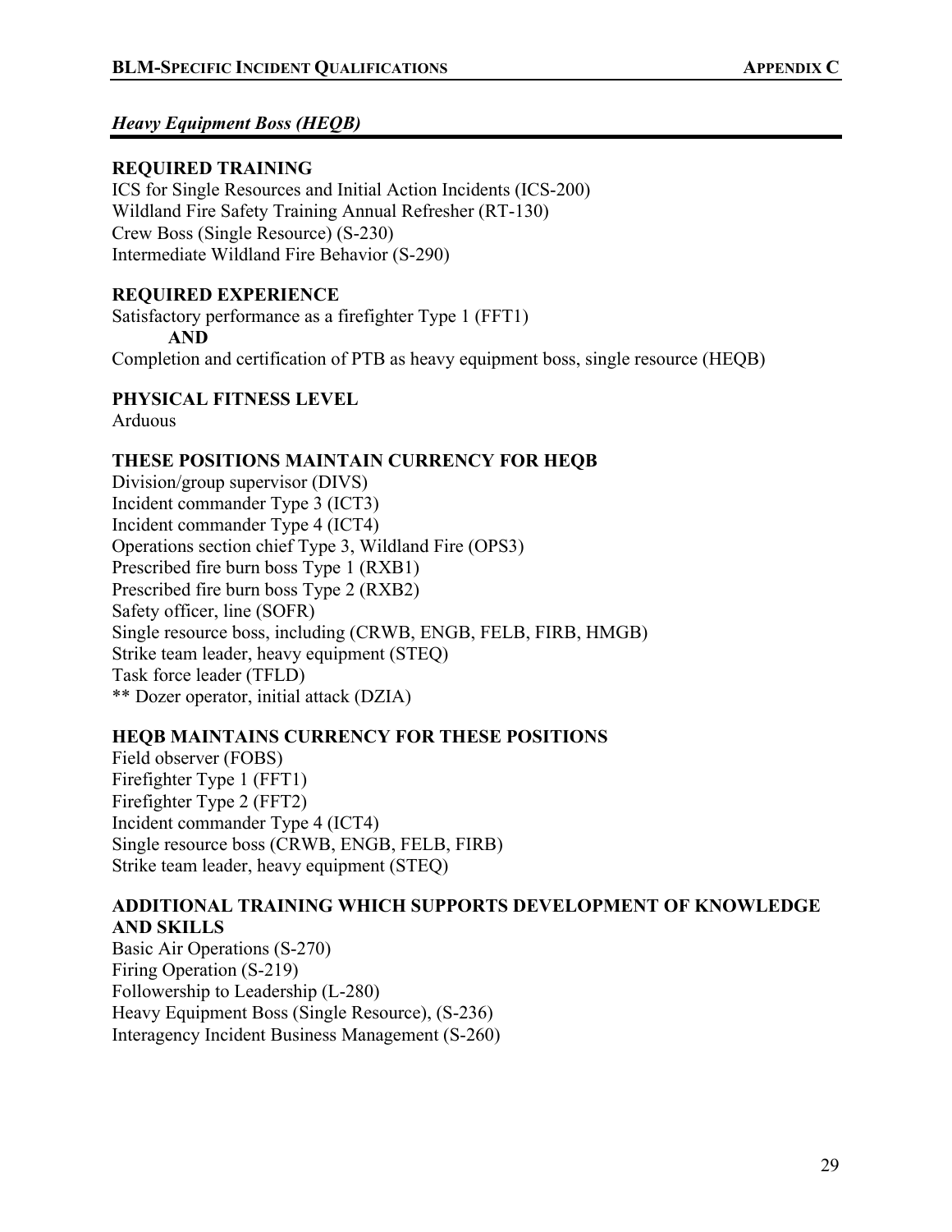### *Heavy Equipment Boss (HEQB)*

**REQUIRED TRAINING**

ICS for Single Resources and Initial Action Incidents (ICS-200)
Wildland Fire Safety Training Annual Refresher (RT-130)
Crew Boss (Single Resource) (S-230)
Intermediate Wildland Fire Behavior (S-290)

**REQUIRED EXPERIENCE**

Satisfactory performance as a firefighter Type 1 (FFT1)

**AND**

Completion and certification of PTB as heavy equipment boss, single resource (HEQB)

**PHYSICAL FITNESS LEVEL**

Arduous

**THESE POSITIONS MAINTAIN CURRENCY FOR HEQB**

Division/group supervisor (DIVS)
Incident commander Type 3 (ICT3)
Incident commander Type 4 (ICT4)
Operations section chief Type 3, Wildland Fire (OPS3)
Prescribed fire burn boss Type 1 (RXB1)
Prescribed fire burn boss Type 2 (RXB2)
Safety officer, line (SOFR)
Single resource boss, including (CRWB, ENGB, FELB, FIRB, HMGB)
Strike team leader, heavy equipment (STEQ)
Task force leader (TFLD)
** Dozer operator, initial attack (DZIA)

**HEQB MAINTAINS CURRENCY FOR THESE POSITIONS**

Field observer (FOBS)
Firefighter Type 1 (FFT1)
Firefighter Type 2 (FFT2)
Incident commander Type 4 (ICT4)
Single resource boss (CRWB, ENGB, FELB, FIRB)
Strike team leader, heavy equipment (STEQ)

**ADDITIONAL TRAINING WHICH SUPPORTS DEVELOPMENT OF KNOWLEDGE AND SKILLS**

Basic Air Operations (S-270)
Firing Operation (S-219)
Followership to Leadership (L-280)
Heavy Equipment Boss (Single Resource), (S-236)
Interagency Incident Business Management (S-260)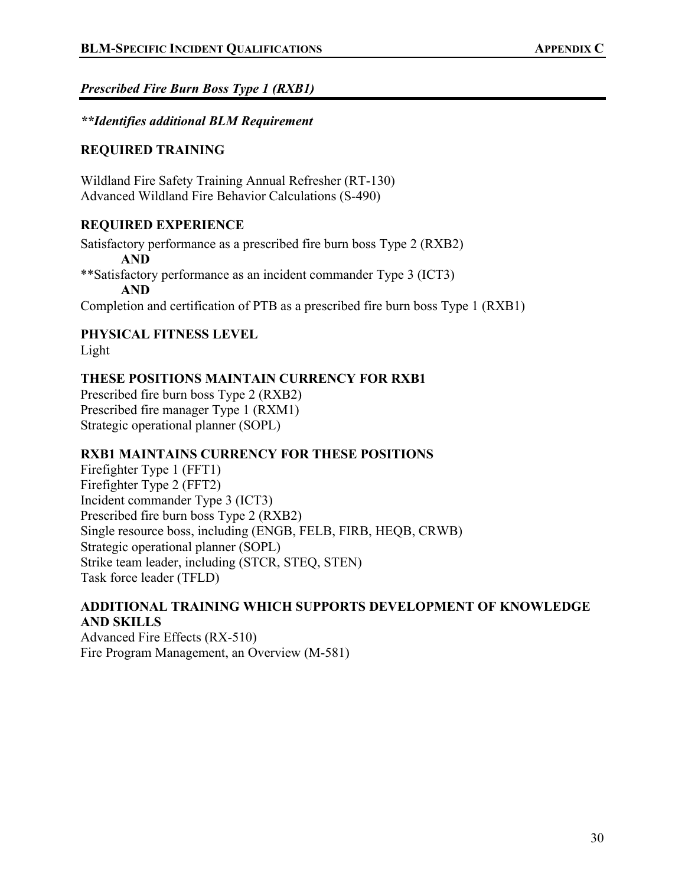## *Prescribed Fire Burn Boss Type 1 (RXB1)*

***\*\*Identifies additional BLM Requirement***

### REQUIRED TRAINING

Wildland Fire Safety Training Annual Refresher (RT-130)
Advanced Wildland Fire Behavior Calculations (S-490)

### REQUIRED EXPERIENCE

Satisfactory performance as a prescribed fire burn boss Type 2 (RXB2)
**AND**
**Satisfactory performance as an incident commander Type 3 (ICT3)
**AND**
Completion and certification of PTB as a prescribed fire burn boss Type 1 (RXB1)

### PHYSICAL FITNESS LEVEL

Light

### THESE POSITIONS MAINTAIN CURRENCY FOR RXB1

Prescribed fire burn boss Type 2 (RXB2)
Prescribed fire manager Type 1 (RXM1)
Strategic operational planner (SOPL)

### RXB1 MAINTAINS CURRENCY FOR THESE POSITIONS

Firefighter Type 1 (FFT1)
Firefighter Type 2 (FFT2)
Incident commander Type 3 (ICT3)
Prescribed fire burn boss Type 2 (RXB2)
Single resource boss, including (ENGB, FELB, FIRB, HEQB, CRWB)
Strategic operational planner (SOPL)
Strike team leader, including (STCR, STEQ, STEN)
Task force leader (TFLD)

### ADDITIONAL TRAINING WHICH SUPPORTS DEVELOPMENT OF KNOWLEDGE AND SKILLS

Advanced Fire Effects (RX-510)
Fire Program Management, an Overview (M-581)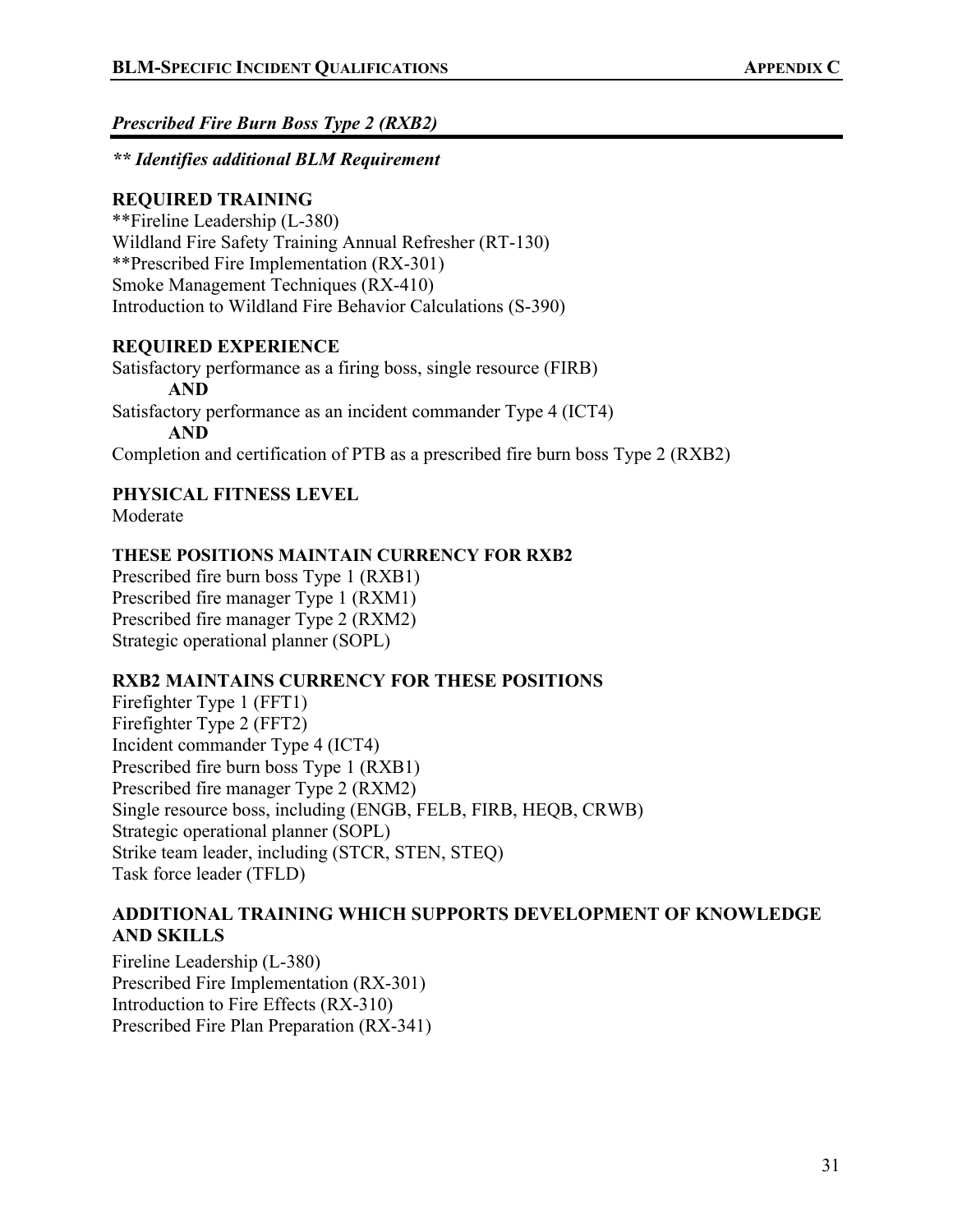## *Prescribed Fire Burn Boss Type 2 (RXB2)*

***\*\* Identifies additional BLM Requirement***

### REQUIRED TRAINING

**Fireline Leadership (L-380)
Wildland Fire Safety Training Annual Refresher (RT-130)
**Prescribed Fire Implementation (RX-301)
Smoke Management Techniques (RX-410)
Introduction to Wildland Fire Behavior Calculations (S-390)

### REQUIRED EXPERIENCE

Satisfactory performance as a firing boss, single resource (FIRB)

**AND**

Satisfactory performance as an incident commander Type 4 (ICT4)

**AND**

Completion and certification of PTB as a prescribed fire burn boss Type 2 (RXB2)

### PHYSICAL FITNESS LEVEL

Moderate

### THESE POSITIONS MAINTAIN CURRENCY FOR RXB2

Prescribed fire burn boss Type 1 (RXB1)
Prescribed fire manager Type 1 (RXM1)
Prescribed fire manager Type 2 (RXM2)
Strategic operational planner (SOPL)

### RXB2 MAINTAINS CURRENCY FOR THESE POSITIONS

Firefighter Type 1 (FFT1)
Firefighter Type 2 (FFT2)
Incident commander Type 4 (ICT4)
Prescribed fire burn boss Type 1 (RXB1)
Prescribed fire manager Type 2 (RXM2)
Single resource boss, including (ENGB, FELB, FIRB, HEQB, CRWB)
Strategic operational planner (SOPL)
Strike team leader, including (STCR, STEN, STEQ)
Task force leader (TFLD)

### ADDITIONAL TRAINING WHICH SUPPORTS DEVELOPMENT OF KNOWLEDGE AND SKILLS

Fireline Leadership (L-380)
Prescribed Fire Implementation (RX-301)
Introduction to Fire Effects (RX-310)
Prescribed Fire Plan Preparation (RX-341)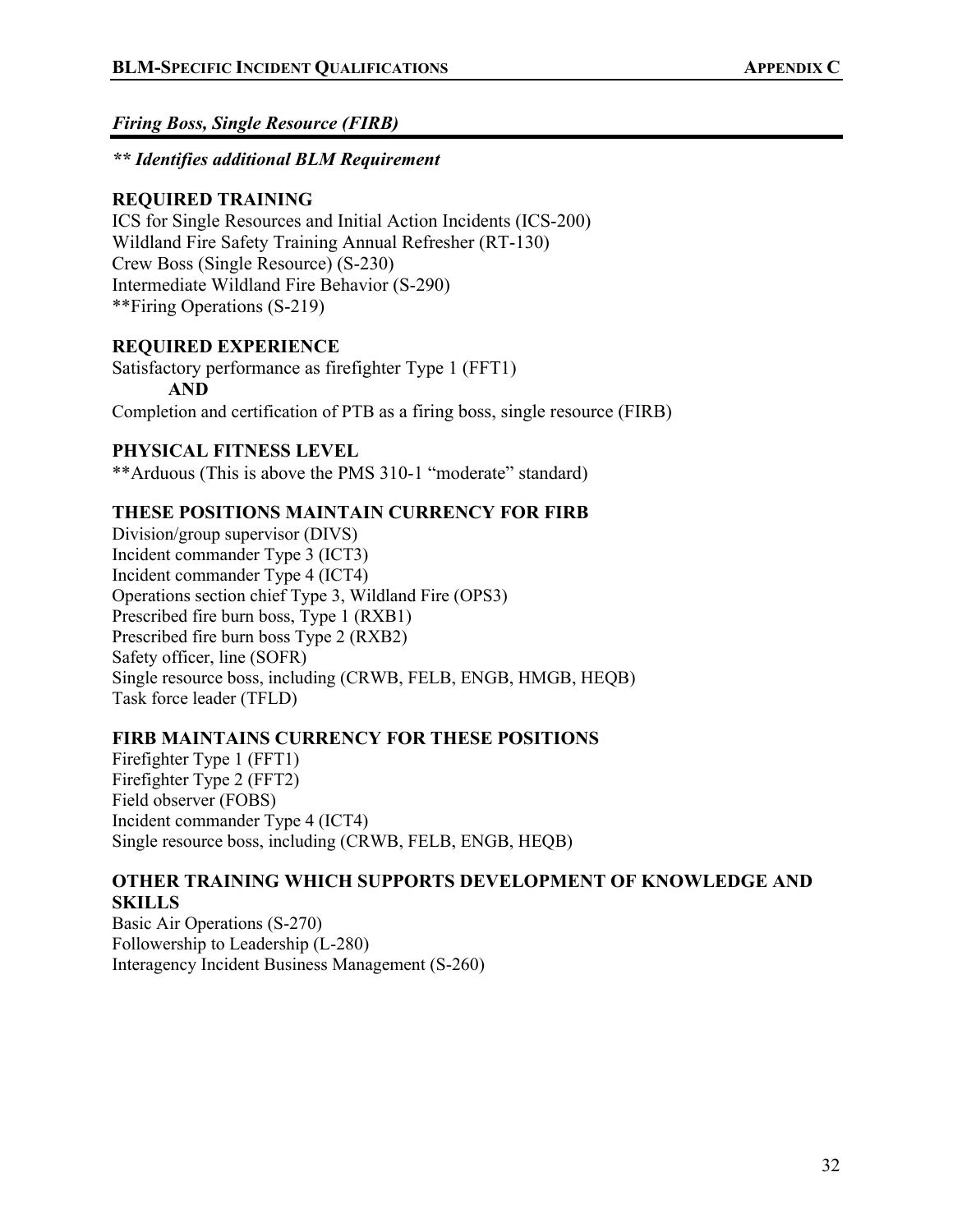## *Firing Boss, Single Resource (FIRB)*

***\*\* Identifies additional BLM Requirement***

### REQUIRED TRAINING

ICS for Single Resources and Initial Action Incidents (ICS-200)
Wildland Fire Safety Training Annual Refresher (RT-130)
Crew Boss (Single Resource) (S-230)
Intermediate Wildland Fire Behavior (S-290)
**Firing Operations (S-219)

### REQUIRED EXPERIENCE

Satisfactory performance as firefighter Type 1 (FFT1)

**AND**

Completion and certification of PTB as a firing boss, single resource (FIRB)

### PHYSICAL FITNESS LEVEL

**Arduous (This is above the PMS 310-1 "moderate" standard)

### THESE POSITIONS MAINTAIN CURRENCY FOR FIRB

Division/group supervisor (DIVS)
Incident commander Type 3 (ICT3)
Incident commander Type 4 (ICT4)
Operations section chief Type 3, Wildland Fire (OPS3)
Prescribed fire burn boss, Type 1 (RXB1)
Prescribed fire burn boss Type 2 (RXB2)
Safety officer, line (SOFR)
Single resource boss, including (CRWB, FELB, ENGB, HMGB, HEQB)
Task force leader (TFLD)

### FIRB MAINTAINS CURRENCY FOR THESE POSITIONS

Firefighter Type 1 (FFT1)
Firefighter Type 2 (FFT2)
Field observer (FOBS)
Incident commander Type 4 (ICT4)
Single resource boss, including (CRWB, FELB, ENGB, HEQB)

### OTHER TRAINING WHICH SUPPORTS DEVELOPMENT OF KNOWLEDGE AND SKILLS

Basic Air Operations (S-270)
Followership to Leadership (L-280)
Interagency Incident Business Management (S-260)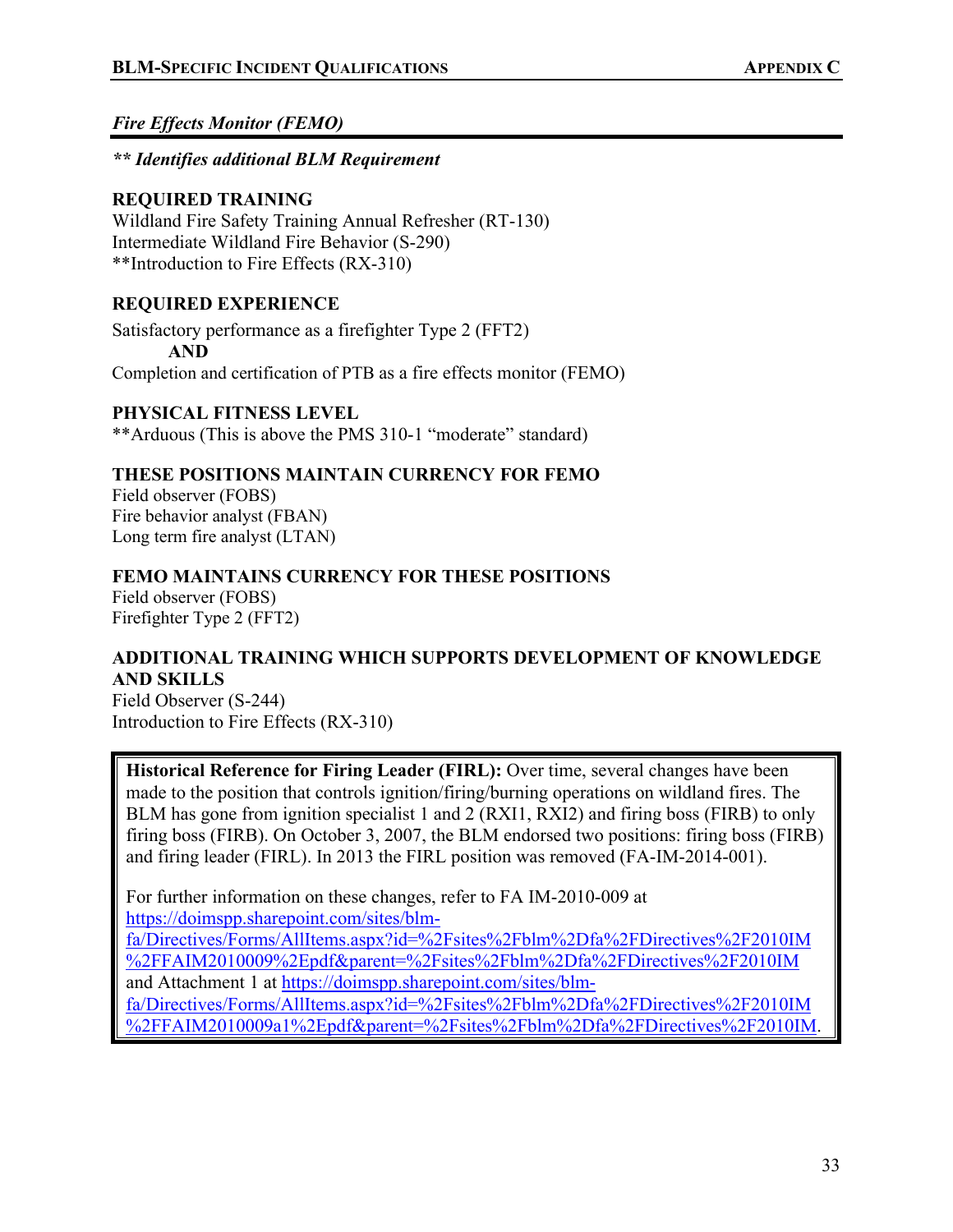### *Fire Effects Monitor (FEMO)*

***\*\* Identifies additional BLM Requirement***

**REQUIRED TRAINING**

Wildland Fire Safety Training Annual Refresher (RT-130)
Intermediate Wildland Fire Behavior (S-290)
**Introduction to Fire Effects (RX-310)

**REQUIRED EXPERIENCE**

Satisfactory performance as a firefighter Type 2 (FFT2)
**AND**
Completion and certification of PTB as a fire effects monitor (FEMO)

**PHYSICAL FITNESS LEVEL**

**Arduous (This is above the PMS 310-1 "moderate" standard)

**THESE POSITIONS MAINTAIN CURRENCY FOR FEMO**

Field observer (FOBS)
Fire behavior analyst (FBAN)
Long term fire analyst (LTAN)

**FEMO MAINTAINS CURRENCY FOR THESE POSITIONS**

Field observer (FOBS)
Firefighter Type 2 (FFT2)

**ADDITIONAL TRAINING WHICH SUPPORTS DEVELOPMENT OF KNOWLEDGE AND SKILLS**

Field Observer (S-244)
Introduction to Fire Effects (RX-310)

> **Historical Reference for Firing Leader (FIRL):** Over time, several changes have been made to the position that controls ignition/firing/burning operations on wildland fires. The BLM has gone from ignition specialist 1 and 2 (RXI1, RXI2) and firing boss (FIRB) to only firing boss (FIRB). On October 3, 2007, the BLM endorsed two positions: firing boss (FIRB) and firing leader (FIRL). In 2013 the FIRL position was removed (FA-IM-2014-001).
>
> For further information on these changes, refer to FA IM-2010-009 at https://doimspp.sharepoint.com/sites/blm-fa/Directives/Forms/AllItems.aspx?id=%2Fsites%2Fblm%2Dfa%2FDirectives%2F2010IM%2FFAIM2010009%2Epdf&parent=%2Fsites%2Fblm%2Dfa%2FDirectives%2F2010IM and Attachment 1 at https://doimspp.sharepoint.com/sites/blm-fa/Directives/Forms/AllItems.aspx?id=%2Fsites%2Fblm%2Dfa%2FDirectives%2F2010IM%2FFAIM2010009a1%2Epdf&parent=%2Fsites%2Fblm%2Dfa%2FDirectives%2F2010IM.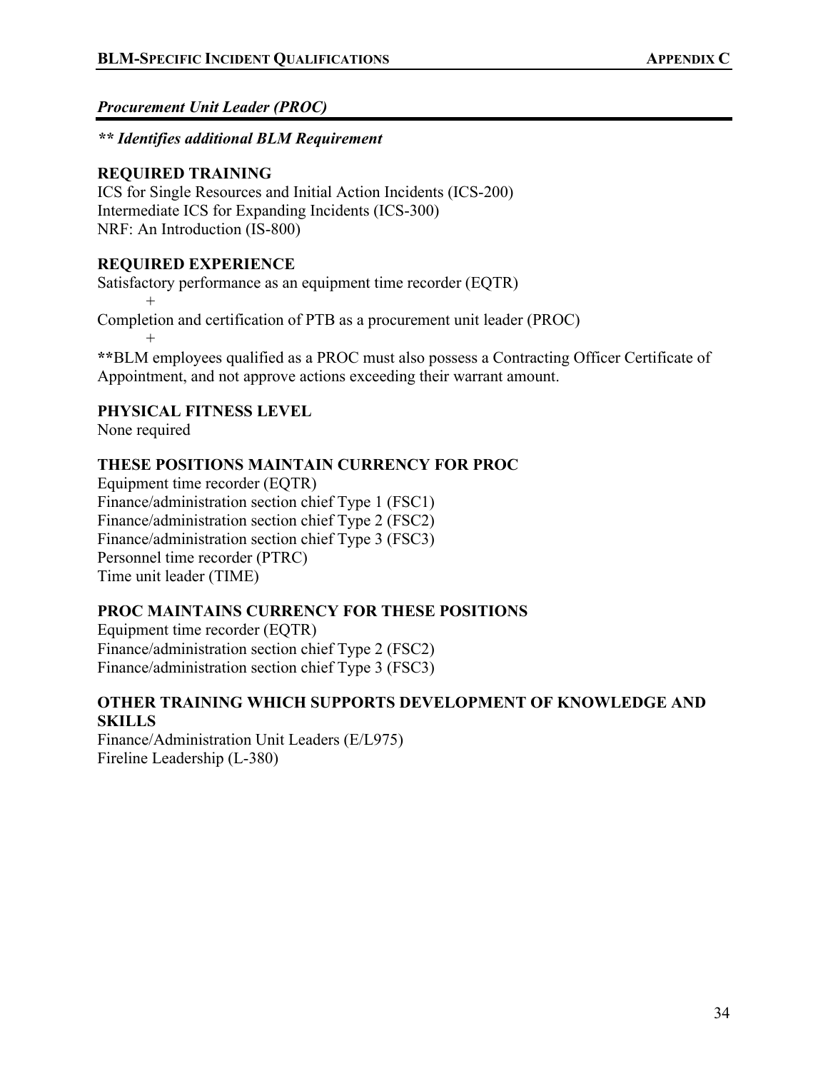## *Procurement Unit Leader (PROC)*

***\*\* Identifies additional BLM Requirement***

**REQUIRED TRAINING**

ICS for Single Resources and Initial Action Incidents (ICS-200)
Intermediate ICS for Expanding Incidents (ICS-300)
NRF: An Introduction (IS-800)

**REQUIRED EXPERIENCE**

Satisfactory performance as an equipment time recorder (EQTR)

+

Completion and certification of PTB as a procurement unit leader (PROC)

+

**\*\***BLM employees qualified as a PROC must also possess a Contracting Officer Certificate of Appointment, and not approve actions exceeding their warrant amount.

**PHYSICAL FITNESS LEVEL**

None required

**THESE POSITIONS MAINTAIN CURRENCY FOR PROC**

Equipment time recorder (EQTR)
Finance/administration section chief Type 1 (FSC1)
Finance/administration section chief Type 2 (FSC2)
Finance/administration section chief Type 3 (FSC3)
Personnel time recorder (PTRC)
Time unit leader (TIME)

**PROC MAINTAINS CURRENCY FOR THESE POSITIONS**

Equipment time recorder (EQTR)
Finance/administration section chief Type 2 (FSC2)
Finance/administration section chief Type 3 (FSC3)

**OTHER TRAINING WHICH SUPPORTS DEVELOPMENT OF KNOWLEDGE AND SKILLS**

Finance/Administration Unit Leaders (E/L975)
Fireline Leadership (L-380)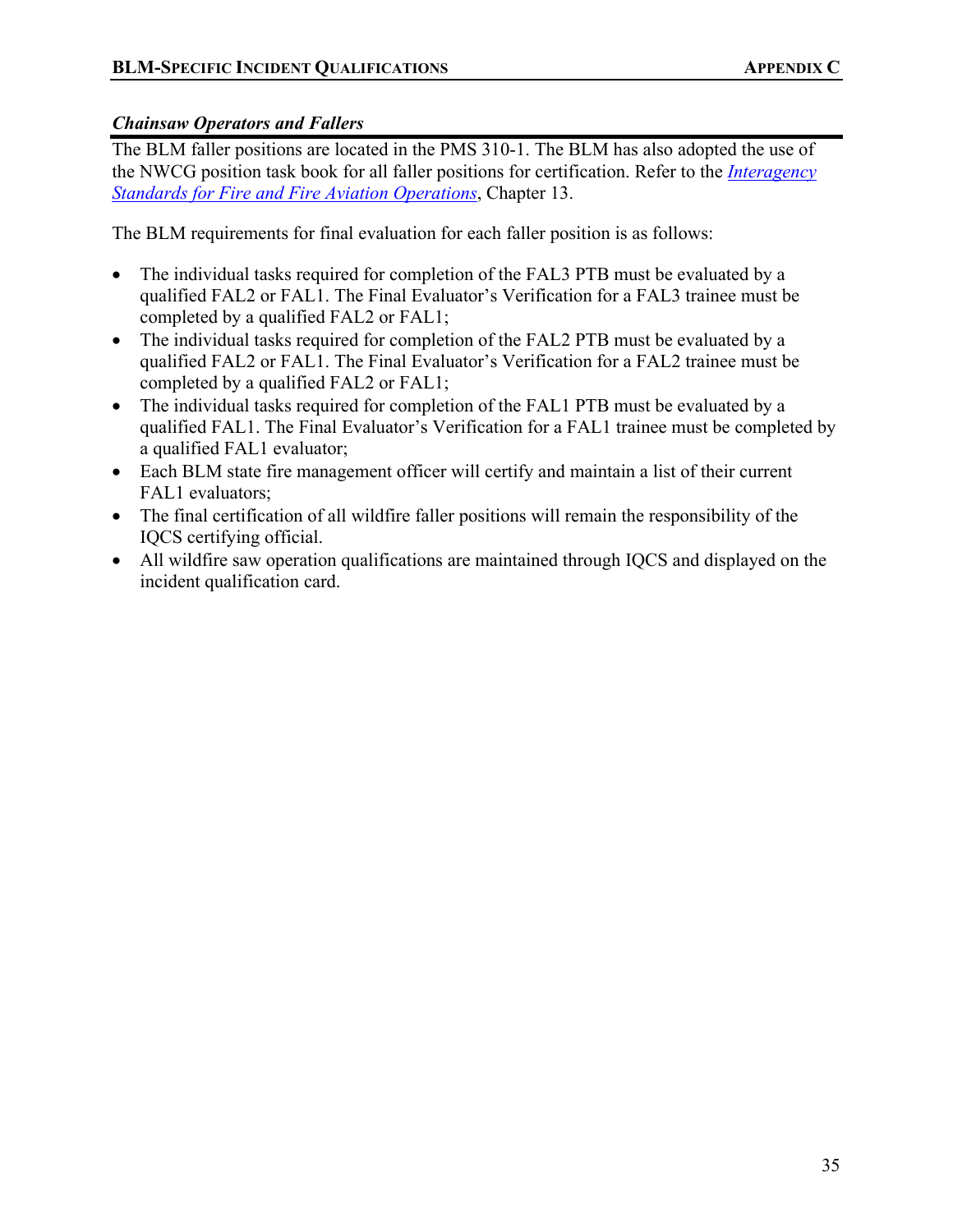### *Chainsaw Operators and Fallers*

The BLM faller positions are located in the PMS 310-1. The BLM has also adopted the use of the NWCG position task book for all faller positions for certification. Refer to the *Interagency Standards for Fire and Fire Aviation Operations*, Chapter 13.

The BLM requirements for final evaluation for each faller position is as follows:

- The individual tasks required for completion of the FAL3 PTB must be evaluated by a qualified FAL2 or FAL1. The Final Evaluator's Verification for a FAL3 trainee must be completed by a qualified FAL2 or FAL1;
- The individual tasks required for completion of the FAL2 PTB must be evaluated by a qualified FAL2 or FAL1. The Final Evaluator's Verification for a FAL2 trainee must be completed by a qualified FAL2 or FAL1;
- The individual tasks required for completion of the FAL1 PTB must be evaluated by a qualified FAL1. The Final Evaluator's Verification for a FAL1 trainee must be completed by a qualified FAL1 evaluator;
- Each BLM state fire management officer will certify and maintain a list of their current FAL1 evaluators;
- The final certification of all wildfire faller positions will remain the responsibility of the IQCS certifying official.
- All wildfire saw operation qualifications are maintained through IQCS and displayed on the incident qualification card.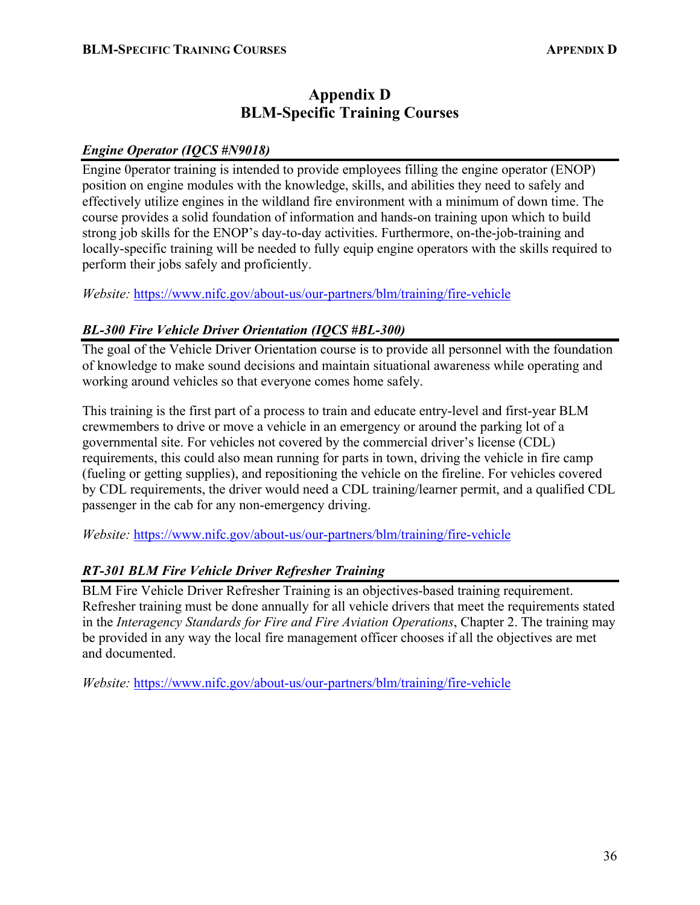# Appendix D
# BLM-Specific Training Courses

### *Engine Operator (IQCS #N9018)*

Engine 0perator training is intended to provide employees filling the engine operator (ENOP) position on engine modules with the knowledge, skills, and abilities they need to safely and effectively utilize engines in the wildland fire environment with a minimum of down time. The course provides a solid foundation of information and hands-on training upon which to build strong job skills for the ENOP's day-to-day activities. Furthermore, on-the-job-training and locally-specific training will be needed to fully equip engine operators with the skills required to perform their jobs safely and proficiently.

*Website:* https://www.nifc.gov/about-us/our-partners/blm/training/fire-vehicle

### *BL-300 Fire Vehicle Driver Orientation (IQCS #BL-300)*

The goal of the Vehicle Driver Orientation course is to provide all personnel with the foundation of knowledge to make sound decisions and maintain situational awareness while operating and working around vehicles so that everyone comes home safely.

This training is the first part of a process to train and educate entry-level and first-year BLM crewmembers to drive or move a vehicle in an emergency or around the parking lot of a governmental site. For vehicles not covered by the commercial driver's license (CDL) requirements, this could also mean running for parts in town, driving the vehicle in fire camp (fueling or getting supplies), and repositioning the vehicle on the fireline. For vehicles covered by CDL requirements, the driver would need a CDL training/learner permit, and a qualified CDL passenger in the cab for any non-emergency driving.

*Website:* https://www.nifc.gov/about-us/our-partners/blm/training/fire-vehicle

### *RT-301 BLM Fire Vehicle Driver Refresher Training*

BLM Fire Vehicle Driver Refresher Training is an objectives-based training requirement. Refresher training must be done annually for all vehicle drivers that meet the requirements stated in the *Interagency Standards for Fire and Fire Aviation Operations*, Chapter 2. The training may be provided in any way the local fire management officer chooses if all the objectives are met and documented.

*Website:* https://www.nifc.gov/about-us/our-partners/blm/training/fire-vehicle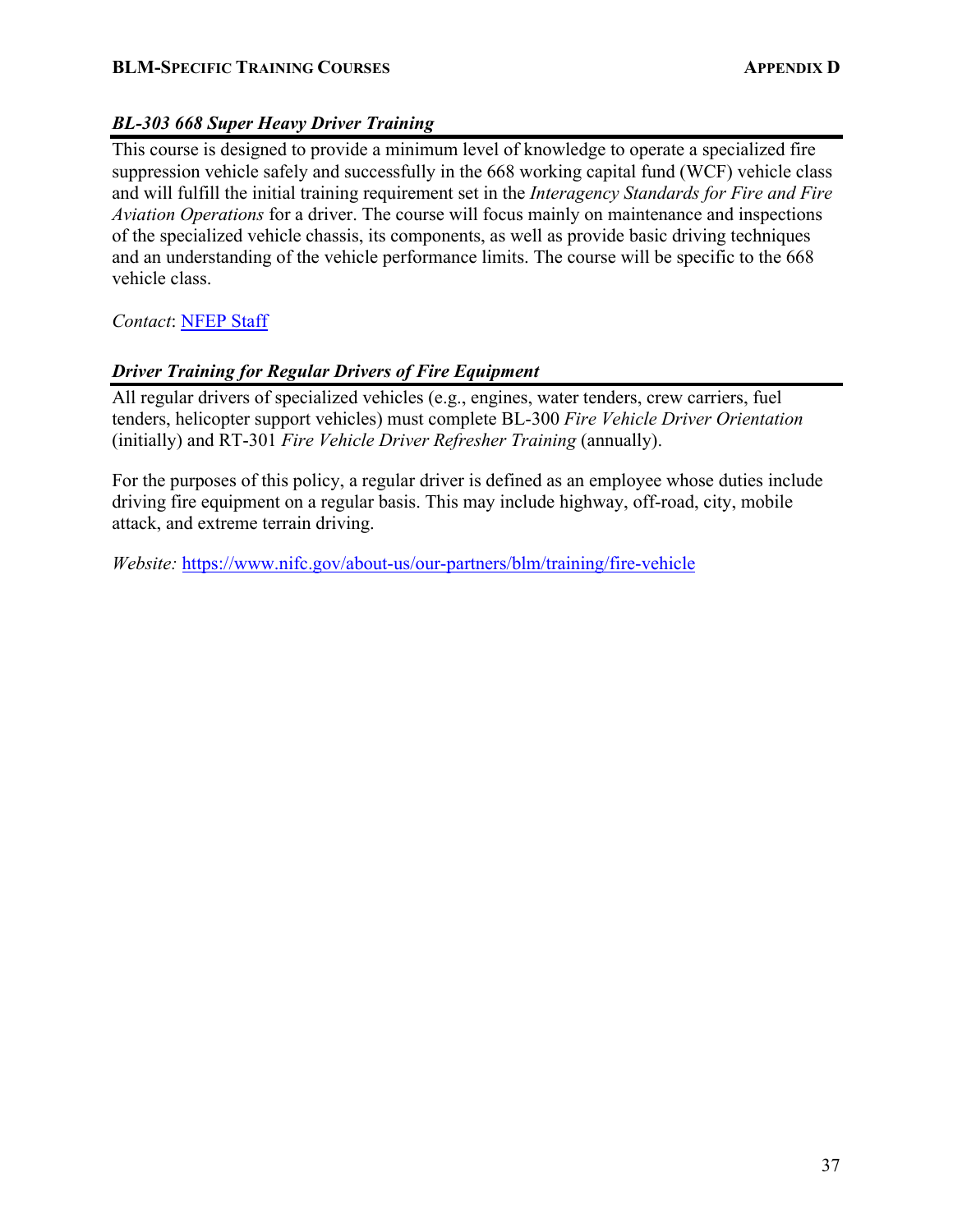### *BL-303 668 Super Heavy Driver Training*

This course is designed to provide a minimum level of knowledge to operate a specialized fire suppression vehicle safely and successfully in the 668 working capital fund (WCF) vehicle class and will fulfill the initial training requirement set in the *Interagency Standards for Fire and Fire Aviation Operations* for a driver. The course will focus mainly on maintenance and inspections of the specialized vehicle chassis, its components, as well as provide basic driving techniques and an understanding of the vehicle performance limits. The course will be specific to the 668 vehicle class.

*Contact*: NFEP Staff

### *Driver Training for Regular Drivers of Fire Equipment*

All regular drivers of specialized vehicles (e.g., engines, water tenders, crew carriers, fuel tenders, helicopter support vehicles) must complete BL-300 *Fire Vehicle Driver Orientation* (initially) and RT-301 *Fire Vehicle Driver Refresher Training* (annually).

For the purposes of this policy, a regular driver is defined as an employee whose duties include driving fire equipment on a regular basis. This may include highway, off-road, city, mobile attack, and extreme terrain driving.

*Website:* https://www.nifc.gov/about-us/our-partners/blm/training/fire-vehicle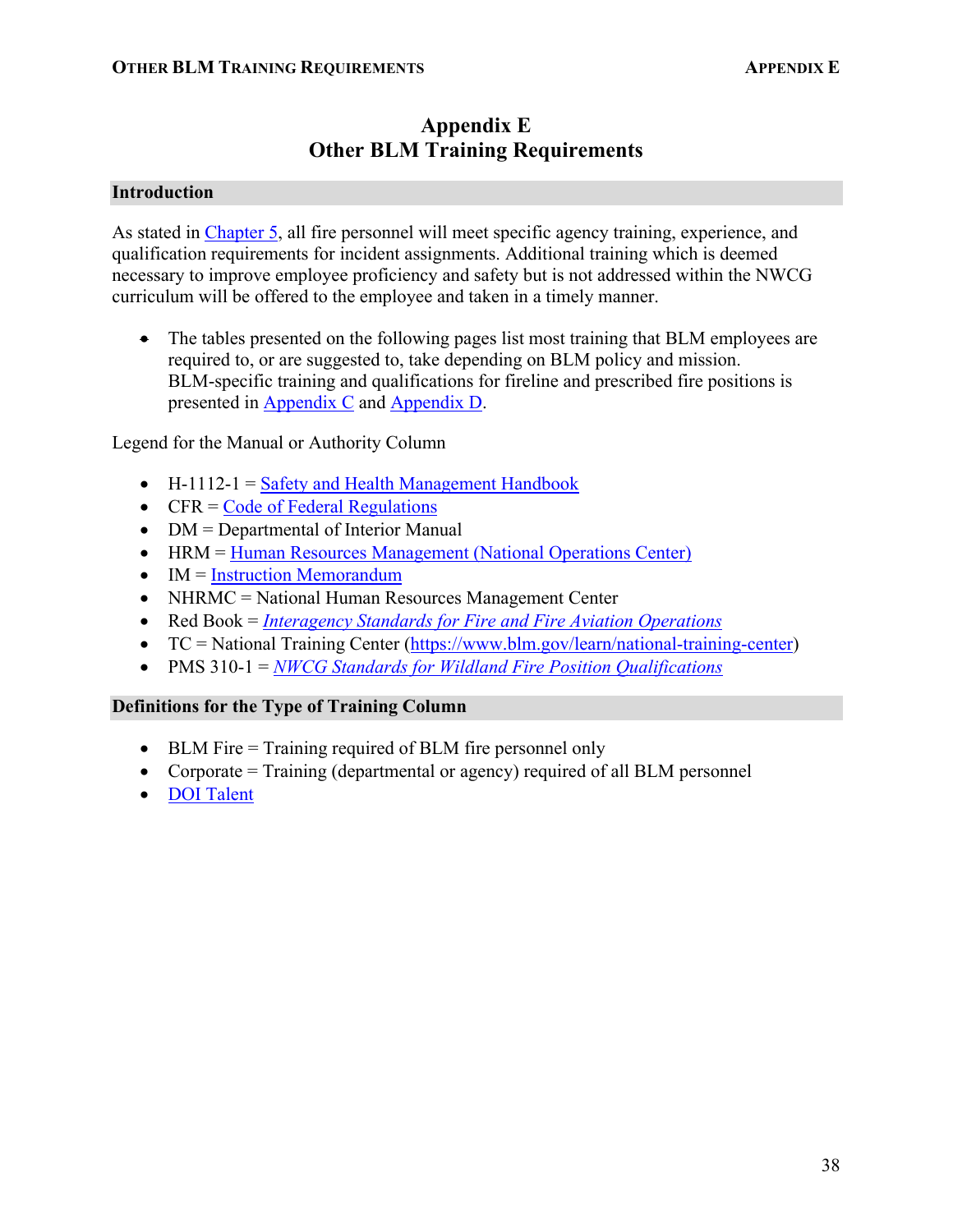# Appendix E
# Other BLM Training Requirements

## Introduction

As stated in Chapter 5, all fire personnel will meet specific agency training, experience, and qualification requirements for incident assignments. Additional training which is deemed necessary to improve employee proficiency and safety but is not addressed within the NWCG curriculum will be offered to the employee and taken in a timely manner.

- The tables presented on the following pages list most training that BLM employees are required to, or are suggested to, take depending on BLM policy and mission. BLM-specific training and qualifications for fireline and prescribed fire positions is presented in Appendix C and Appendix D.

Legend for the Manual or Authority Column

- H-1112-1 = Safety and Health Management Handbook
- CFR = Code of Federal Regulations
- DM = Departmental of Interior Manual
- HRM = Human Resources Management (National Operations Center)
- IM = Instruction Memorandum
- NHRMC = National Human Resources Management Center
- Red Book = *Interagency Standards for Fire and Fire Aviation Operations*
- TC = National Training Center (https://www.blm.gov/learn/national-training-center)
- PMS 310-1 = *NWCG Standards for Wildland Fire Position Qualifications*

## Definitions for the Type of Training Column

- BLM Fire = Training required of BLM fire personnel only
- Corporate = Training (departmental or agency) required of all BLM personnel
- DOI Talent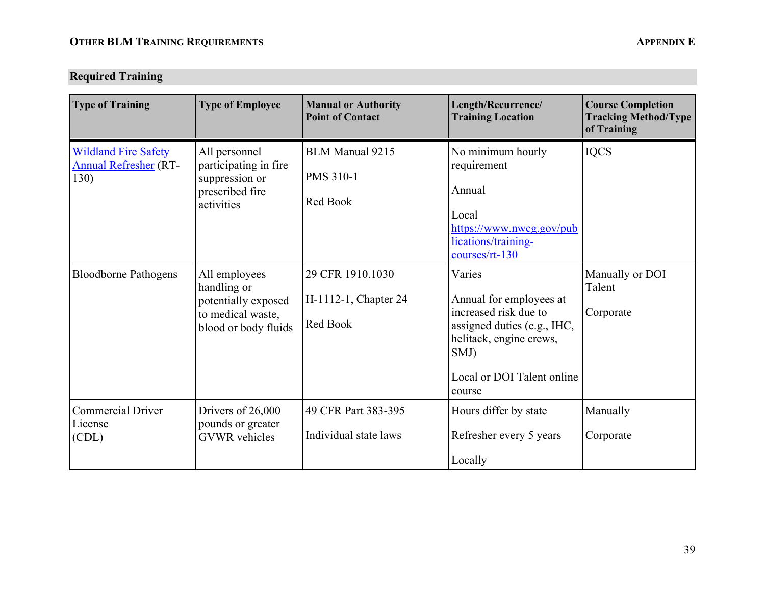## Required Training

| Type of Training | Type of Employee | Manual or Authority Point of Contact | Length/Recurrence/ Training Location | Course Completion Tracking Method/Type of Training |
|---|---|---|---|---|
| [Wildland Fire Safety Annual Refresher](https://www.nwcg.gov/publications/training-courses/rt-130) (RT-130) | All personnel participating in fire suppression or prescribed fire activities | BLM Manual 9215<br><br>PMS 310-1<br><br>Red Book | No minimum hourly requirement<br><br>Annual<br><br>Local<br>https://www.nwcg.gov/publications/training-courses/rt-130 | IQCS |
| Bloodborne Pathogens | All employees handling or potentially exposed to medical waste, blood or body fluids | 29 CFR 1910.1030<br><br>H-1112-1, Chapter 24<br><br>Red Book | Varies<br><br>Annual for employees at increased risk due to assigned duties (e.g., IHC, helitack, engine crews, SMJ)<br><br>Local or DOI Talent online course | Manually or DOI Talent<br><br>Corporate |
| Commercial Driver License (CDL) | Drivers of 26,000 pounds or greater GVWR vehicles | 49 CFR Part 383-395<br><br>Individual state laws | Hours differ by state<br><br>Refresher every 5 years<br><br>Locally | Manually<br><br>Corporate |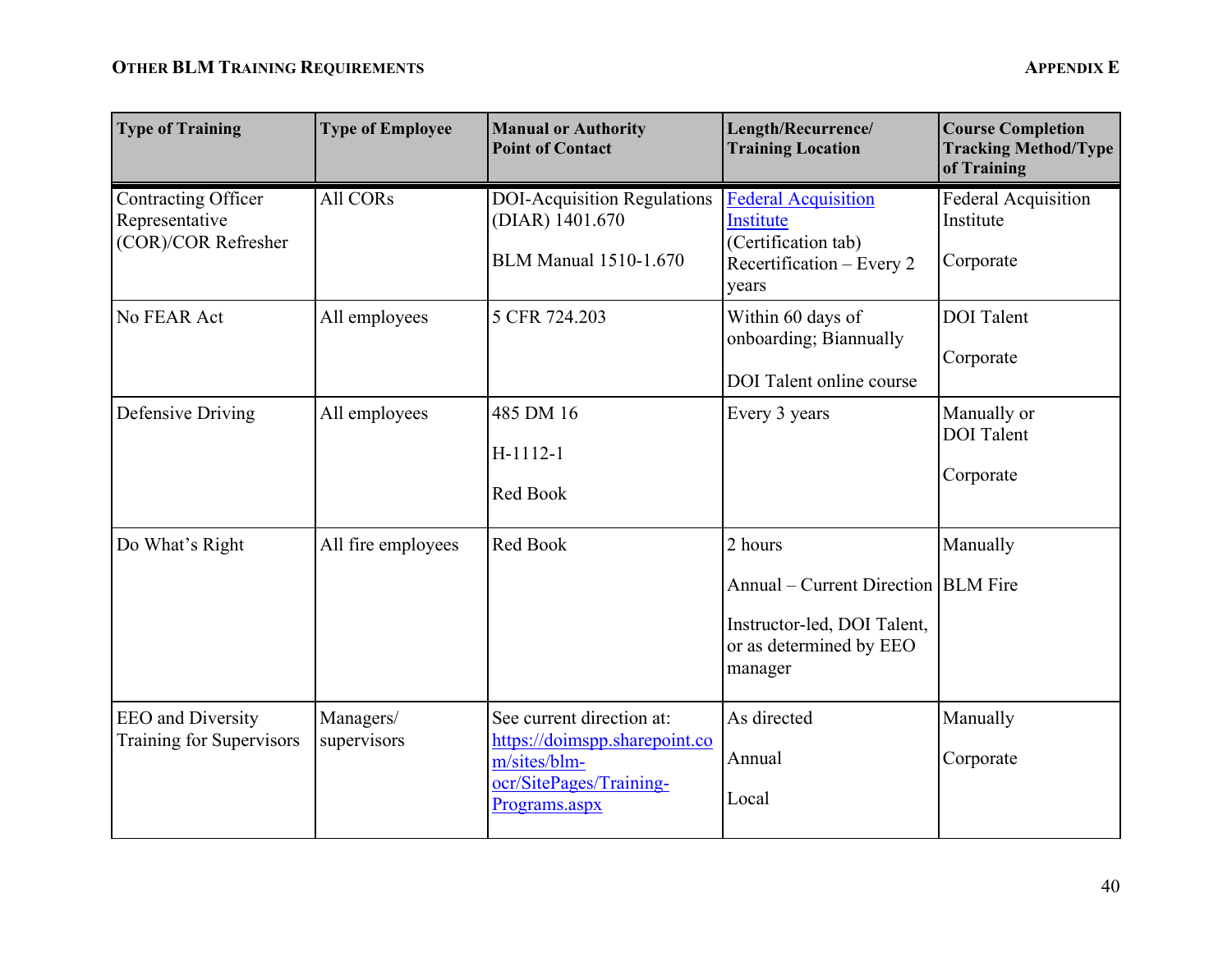## Other BLM Training Requirements

## Appendix E

| Type of Training | Type of Employee | Manual or Authority Point of Contact | Length/Recurrence/ Training Location | Course Completion Tracking Method/Type of Training |
|---|---|---|---|---|
| Contracting Officer Representative (COR)/COR Refresher | All CORs | DOI-Acquisition Regulations (DIAR) 1401.670<br><br>BLM Manual 1510-1.670 | [Federal Acquisition Institute](Federal Acquisition Institute)<br>(Certification tab)<br>Recertification – Every 2 years | Federal Acquisition Institute<br><br>Corporate |
| No FEAR Act | All employees | 5 CFR 724.203 | Within 60 days of onboarding; Biannually<br><br>DOI Talent online course | DOI Talent<br><br>Corporate |
| Defensive Driving | All employees | 485 DM 16<br><br>H-1112-1<br><br>Red Book | Every 3 years | Manually or DOI Talent<br><br>Corporate |
| Do What's Right | All fire employees | Red Book | 2 hours<br><br>Annual – Current Direction<br><br>Instructor-led, DOI Talent, or as determined by EEO manager | Manually<br><br>BLM Fire |
| EEO and Diversity Training for Supervisors | Managers/ supervisors | See current direction at: https://doimspp.sharepoint.com/sites/blm-ocr/SitePages/Training-Programs.aspx | As directed<br><br>Annual<br><br>Local | Manually<br><br>Corporate |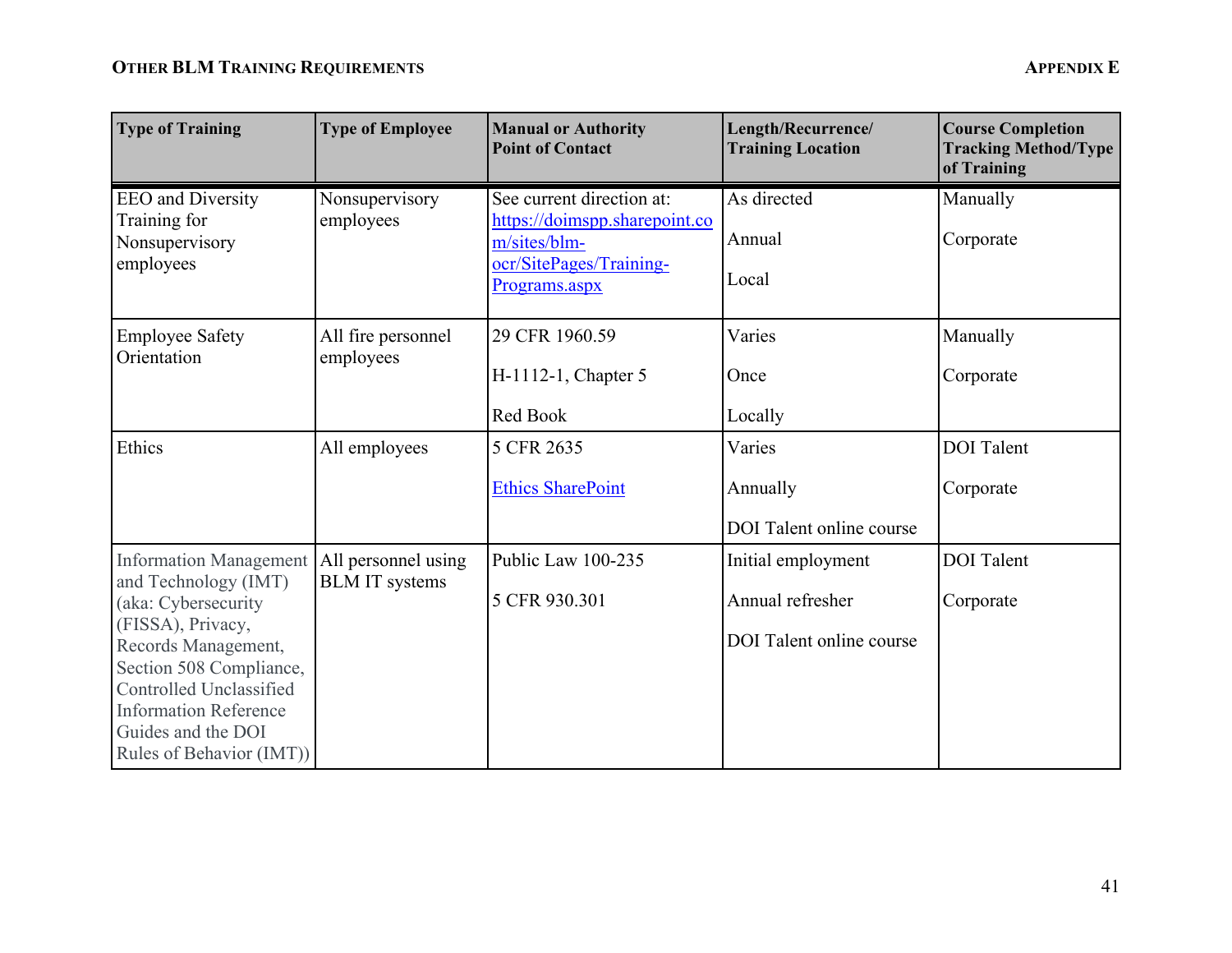| Type of Training | Type of Employee | Manual or Authority Point of Contact | Length/Recurrence/ Training Location | Course Completion Tracking Method/Type of Training |
|---|---|---|---|---|
| EEO and Diversity Training for Nonsupervisory employees | Nonsupervisory employees | See current direction at: https://doimspp.sharepoint.com/sites/blm-ocr/SitePages/Training-Programs.aspx | As directed<br><br>Annual<br><br>Local | Manually<br><br>Corporate |
| Employee Safety Orientation | All fire personnel employees | 29 CFR 1960.59<br><br>H-1112-1, Chapter 5<br><br>Red Book | Varies<br><br>Once<br><br>Locally | Manually<br><br>Corporate |
| Ethics | All employees | 5 CFR 2635<br><br>Ethics SharePoint | Varies<br><br>Annually<br><br>DOI Talent online course | DOI Talent<br><br>Corporate |
| Information Management and Technology (IMT) (aka: Cybersecurity (FISSA), Privacy, Records Management, Section 508 Compliance, Controlled Unclassified Information Reference Guides and the DOI Rules of Behavior (IMT)) | All personnel using BLM IT systems | Public Law 100-235<br><br>5 CFR 930.301 | Initial employment<br><br>Annual refresher<br><br>DOI Talent online course | DOI Talent<br><br>Corporate |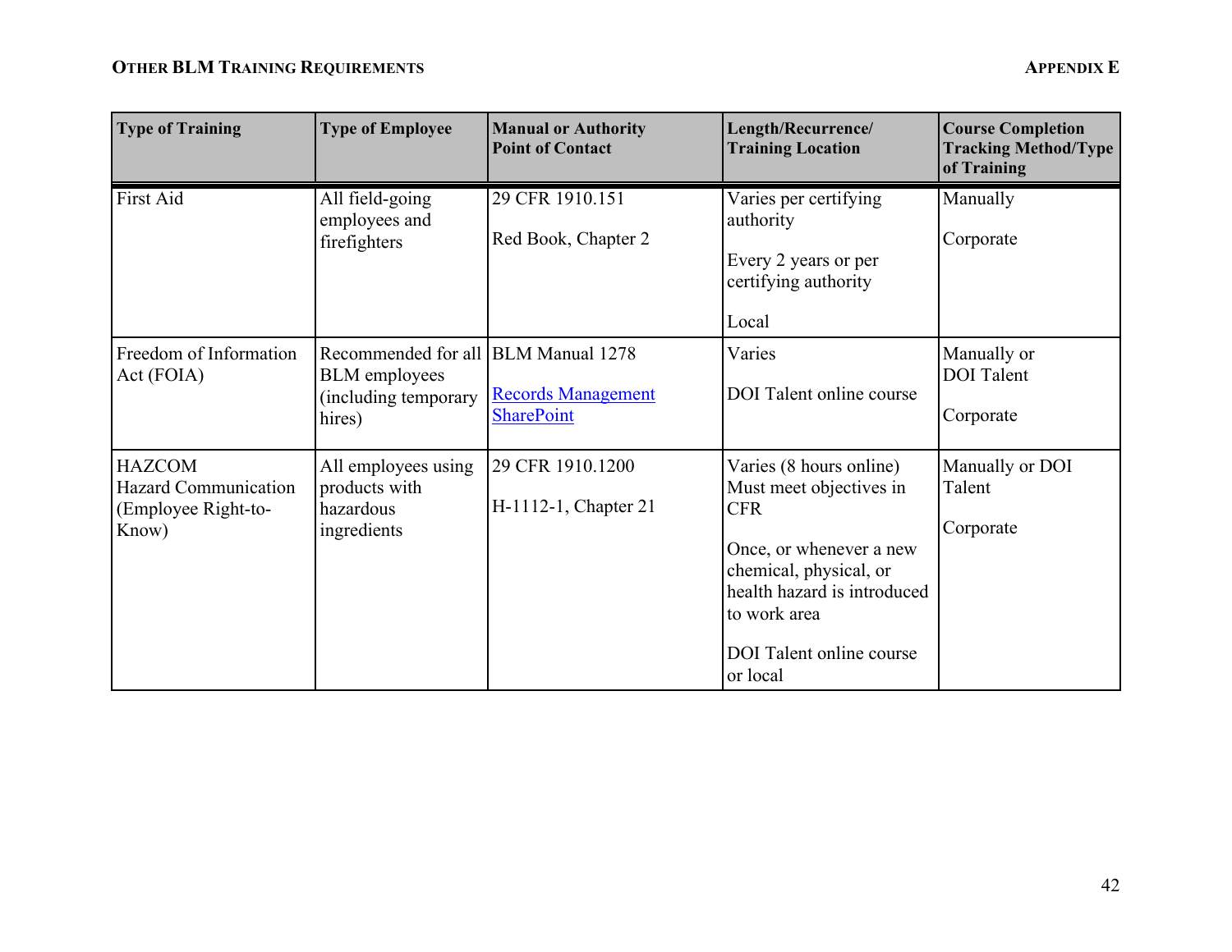| Type of Training | Type of Employee | Manual or Authority Point of Contact | Length/Recurrence/ Training Location | Course Completion Tracking Method/Type of Training |
|---|---|---|---|---|
| First Aid | All field-going employees and firefighters | 29 CFR 1910.151<br><br>Red Book, Chapter 2 | Varies per certifying authority<br><br>Every 2 years or per certifying authority<br><br>Local | Manually<br><br>Corporate |
| Freedom of Information Act (FOIA) | Recommended for all BLM employees (including temporary hires) | BLM Manual 1278<br><br>Records Management SharePoint | Varies<br><br>DOI Talent online course | Manually or DOI Talent<br><br>Corporate |
| HAZCOM Hazard Communication (Employee Right-to-Know) | All employees using products with hazardous ingredients | 29 CFR 1910.1200<br><br>H-1112-1, Chapter 21 | Varies (8 hours online) Must meet objectives in CFR<br><br>Once, or whenever a new chemical, physical, or health hazard is introduced to work area<br><br>DOI Talent online course or local | Manually or DOI Talent<br><br>Corporate |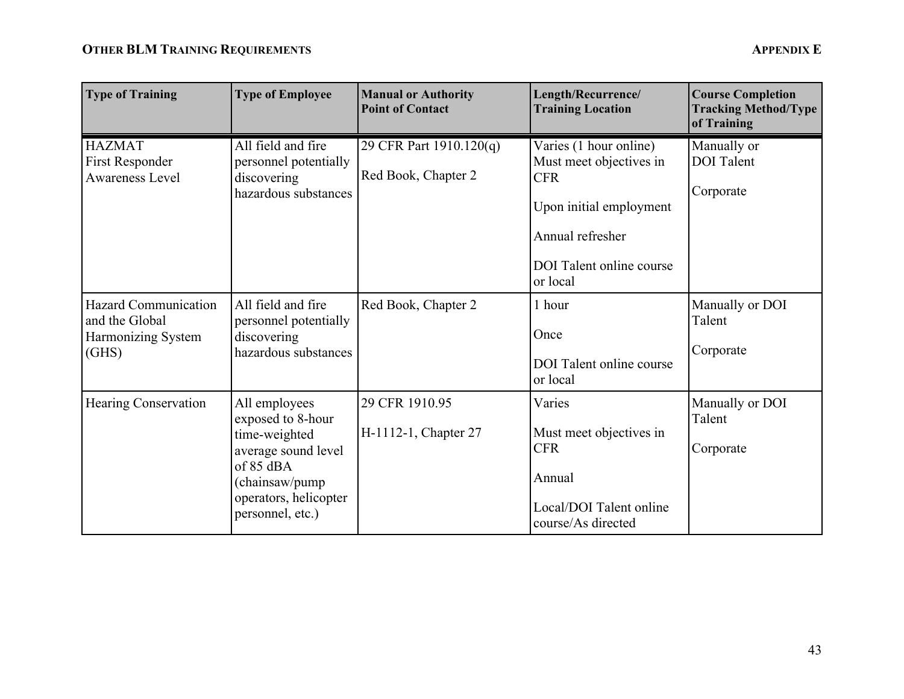| Type of Training | Type of Employee | Manual or Authority Point of Contact | Length/Recurrence/ Training Location | Course Completion Tracking Method/Type of Training |
|---|---|---|---|---|
| HAZMAT<br>First Responder Awareness Level | All field and fire personnel potentially discovering hazardous substances | 29 CFR Part 1910.120(q)<br><br>Red Book, Chapter 2 | Varies (1 hour online) Must meet objectives in CFR<br><br>Upon initial employment<br><br>Annual refresher<br><br>DOI Talent online course or local | Manually or DOI Talent<br><br>Corporate |
| Hazard Communication and the Global Harmonizing System (GHS) | All field and fire personnel potentially discovering hazardous substances | Red Book, Chapter 2 | 1 hour<br><br>Once<br><br>DOI Talent online course or local | Manually or DOI Talent<br><br>Corporate |
| Hearing Conservation | All employees exposed to 8-hour time-weighted average sound level of 85 dBA (chainsaw/pump operators, helicopter personnel, etc.) | 29 CFR 1910.95<br><br>H-1112-1, Chapter 27 | Varies<br><br>Must meet objectives in CFR<br><br>Annual<br><br>Local/DOI Talent online course/As directed | Manually or DOI Talent<br><br>Corporate |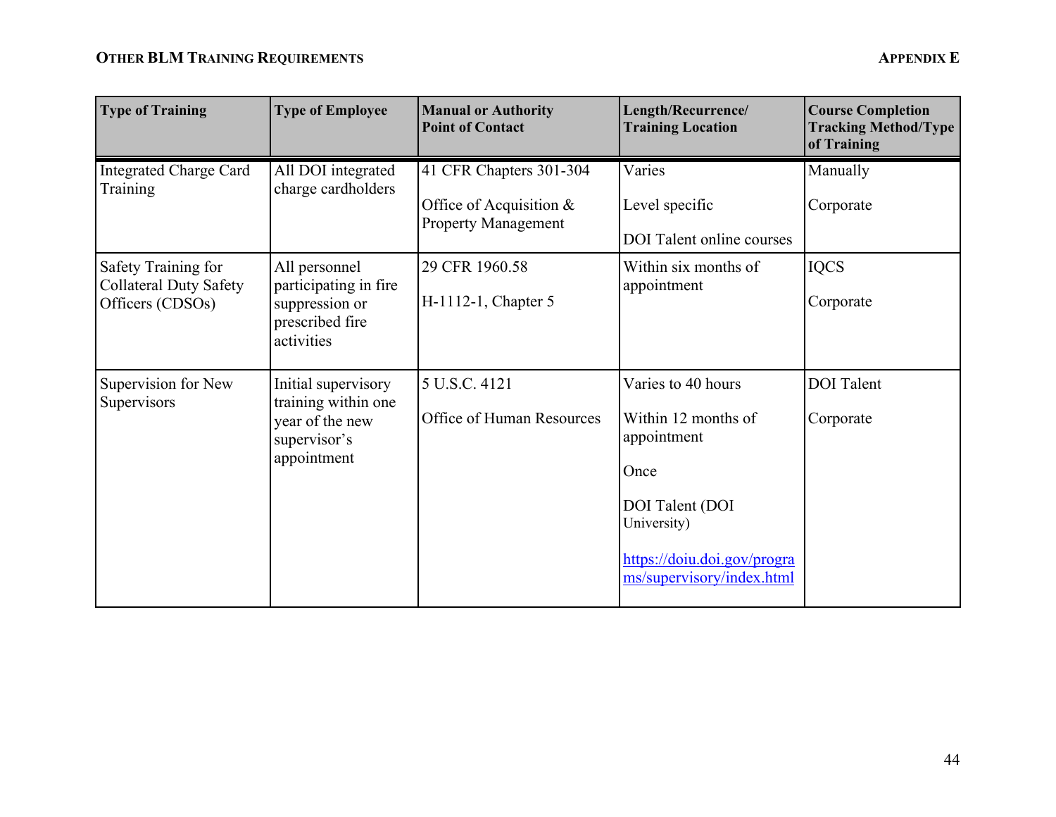| Type of Training | Type of Employee | Manual or Authority Point of Contact | Length/Recurrence/ Training Location | Course Completion Tracking Method/Type of Training |
|---|---|---|---|---|
| Integrated Charge Card Training | All DOI integrated charge cardholders | 41 CFR Chapters 301-304<br><br>Office of Acquisition & Property Management | Varies<br><br>Level specific<br><br>DOI Talent online courses | Manually<br><br>Corporate |
| Safety Training for Collateral Duty Safety Officers (CDSOs) | All personnel participating in fire suppression or prescribed fire activities | 29 CFR 1960.58<br><br>H-1112-1, Chapter 5 | Within six months of appointment | IQCS<br><br>Corporate |
| Supervision for New Supervisors | Initial supervisory training within one year of the new supervisor's appointment | 5 U.S.C. 4121<br><br>Office of Human Resources | Varies to 40 hours<br><br>Within 12 months of appointment<br><br>Once<br><br>DOI Talent (DOI University)<br><br>[https://doiu.doi.gov/programs/supervisory/index.html](https://doiu.doi.gov/programs/supervisory/index.html) | DOI Talent<br><br>Corporate |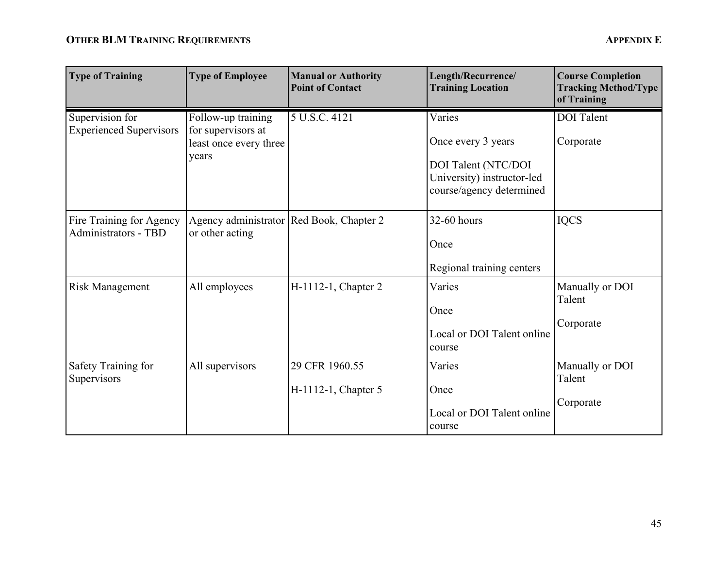| Type of Training | Type of Employee | Manual or Authority Point of Contact | Length/Recurrence/ Training Location | Course Completion Tracking Method/Type of Training |
|---|---|---|---|---|
| Supervision for Experienced Supervisors | Follow-up training for supervisors at least once every three years | 5 U.S.C. 4121 | Varies<br><br>Once every 3 years<br><br>DOI Talent (NTC/DOI University) instructor-led course/agency determined | DOI Talent<br><br>Corporate |
| Fire Training for Agency Administrators - TBD | Agency administrator or other acting | Red Book, Chapter 2 | 32-60 hours<br><br>Once<br><br>Regional training centers | IQCS |
| Risk Management | All employees | H-1112-1, Chapter 2 | Varies<br><br>Once<br><br>Local or DOI Talent online course | Manually or DOI Talent<br><br>Corporate |
| Safety Training for Supervisors | All supervisors | 29 CFR 1960.55<br><br>H-1112-1, Chapter 5 | Varies<br><br>Once<br><br>Local or DOI Talent online course | Manually or DOI Talent<br><br>Corporate |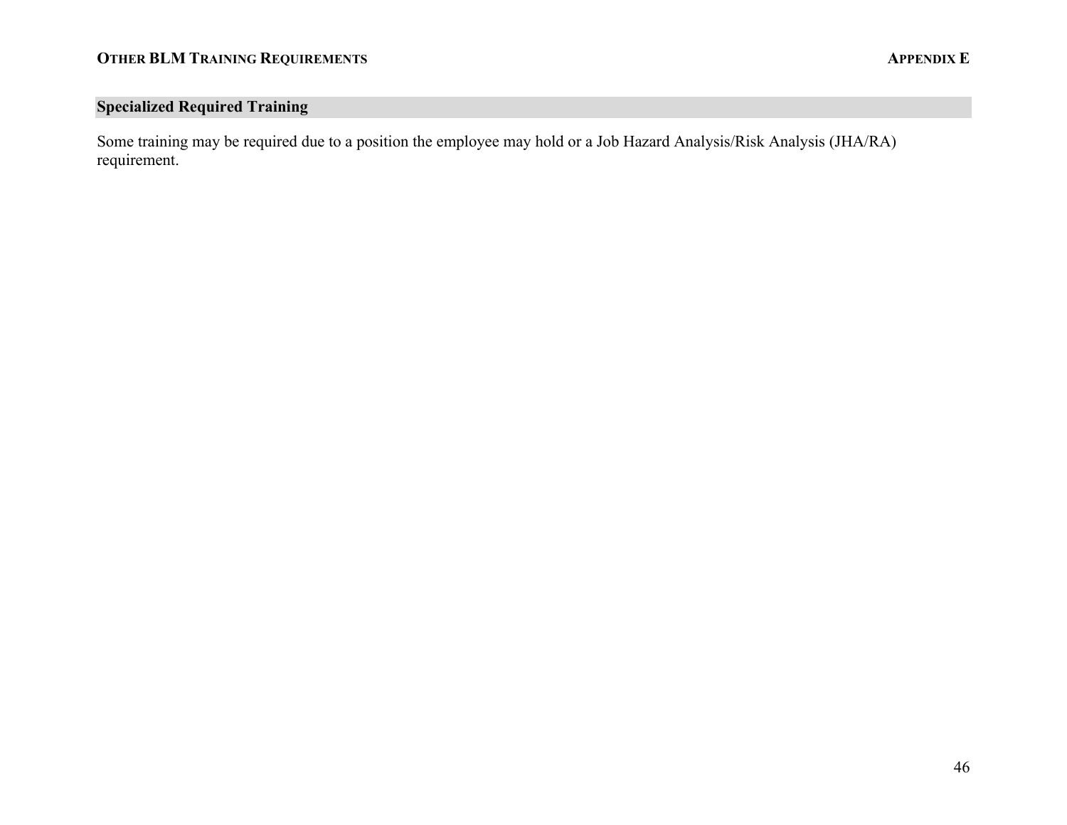## Specialized Required Training

Some training may be required due to a position the employee may hold or a Job Hazard Analysis/Risk Analysis (JHA/RA) requirement.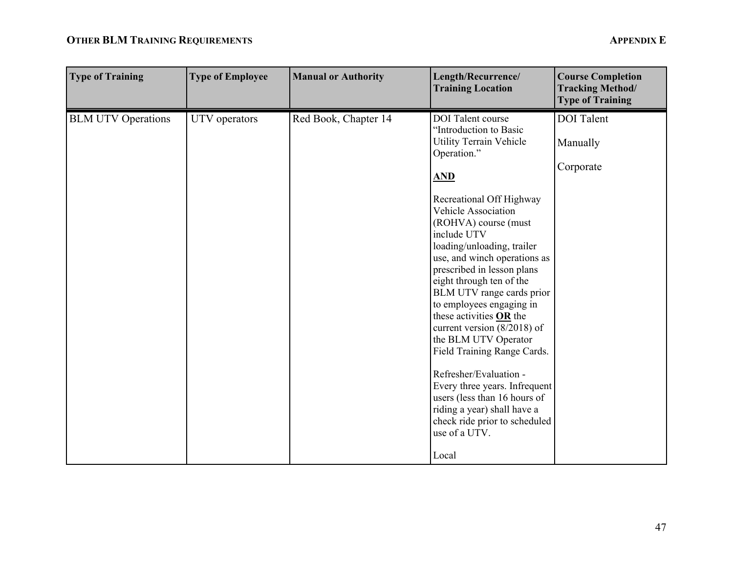| Type of Training | Type of Employee | Manual or Authority | Length/Recurrence/ Training Location | Course Completion Tracking Method/ Type of Training |
|---|---|---|---|---|
| BLM UTV Operations | UTV operators | Red Book, Chapter 14 | DOI Talent course "Introduction to Basic Utility Terrain Vehicle Operation." <br><br> **AND** <br><br> Recreational Off Highway Vehicle Association (ROHVA) course (must include UTV loading/unloading, trailer use, and winch operations as prescribed in lesson plans eight through ten of the BLM UTV range cards prior to employees engaging in these activities **OR** the current version (8/2018) of the BLM UTV Operator Field Training Range Cards. <br><br> Refresher/Evaluation - Every three years. Infrequent users (less than 16 hours of riding a year) shall have a check ride prior to scheduled use of a UTV. <br><br> Local | DOI Talent <br><br> Manually <br><br> Corporate |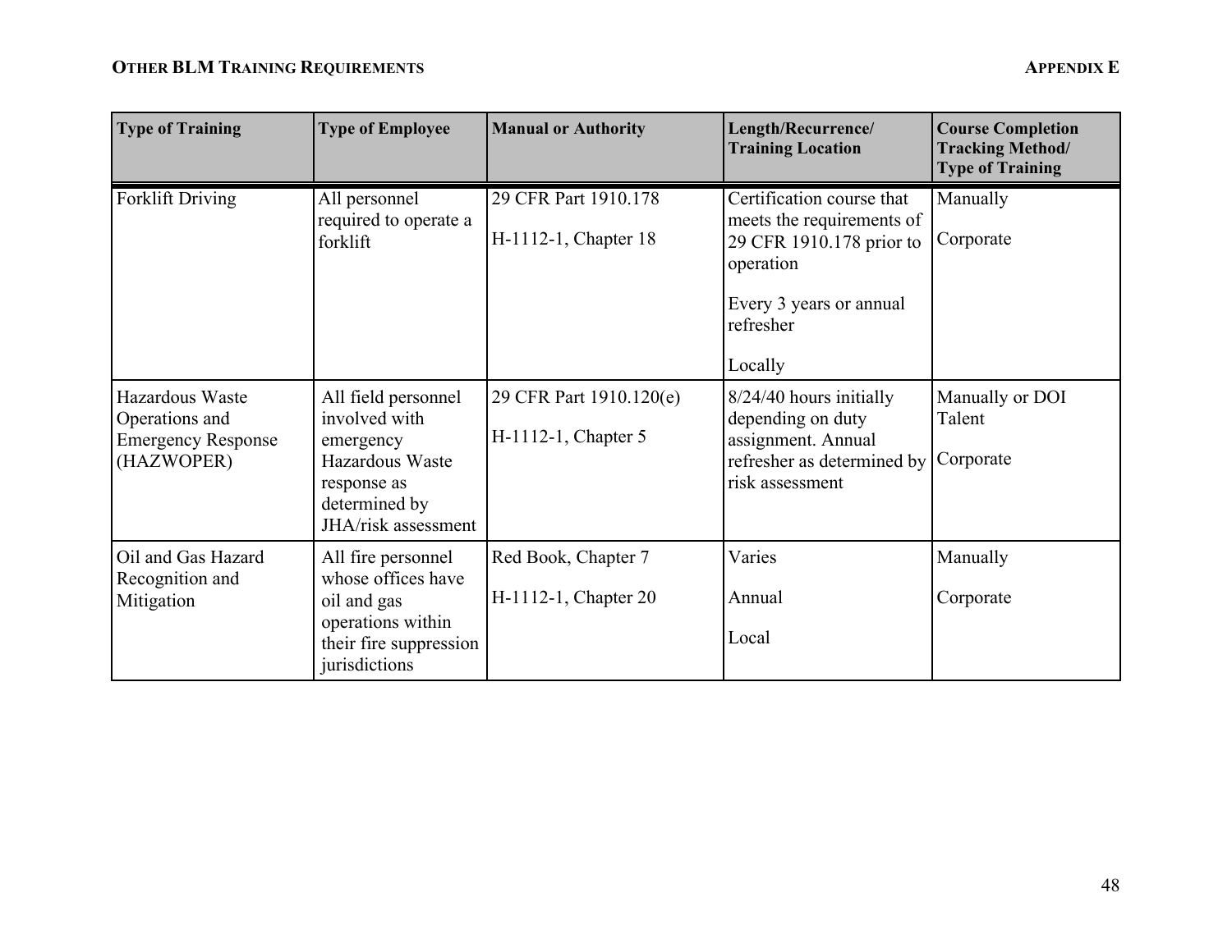| Type of Training | Type of Employee | Manual or Authority | Length/Recurrence/ Training Location | Course Completion Tracking Method/ Type of Training |
|---|---|---|---|---|
| Forklift Driving | All personnel required to operate a forklift | 29 CFR Part 1910.178<br><br>H-1112-1, Chapter 18 | Certification course that meets the requirements of 29 CFR 1910.178 prior to operation<br><br>Every 3 years or annual refresher<br><br>Locally | Manually<br><br>Corporate |
| Hazardous Waste Operations and Emergency Response (HAZWOPER) | All field personnel involved with emergency Hazardous Waste response as determined by JHA/risk assessment | 29 CFR Part 1910.120(e)<br><br>H-1112-1, Chapter 5 | 8/24/40 hours initially depending on duty assignment. Annual refresher as determined by risk assessment | Manually or DOI Talent<br><br>Corporate |
| Oil and Gas Hazard Recognition and Mitigation | All fire personnel whose offices have oil and gas operations within their fire suppression jurisdictions | Red Book, Chapter 7<br><br>H-1112-1, Chapter 20 | Varies<br><br>Annual<br><br>Local | Manually<br><br>Corporate |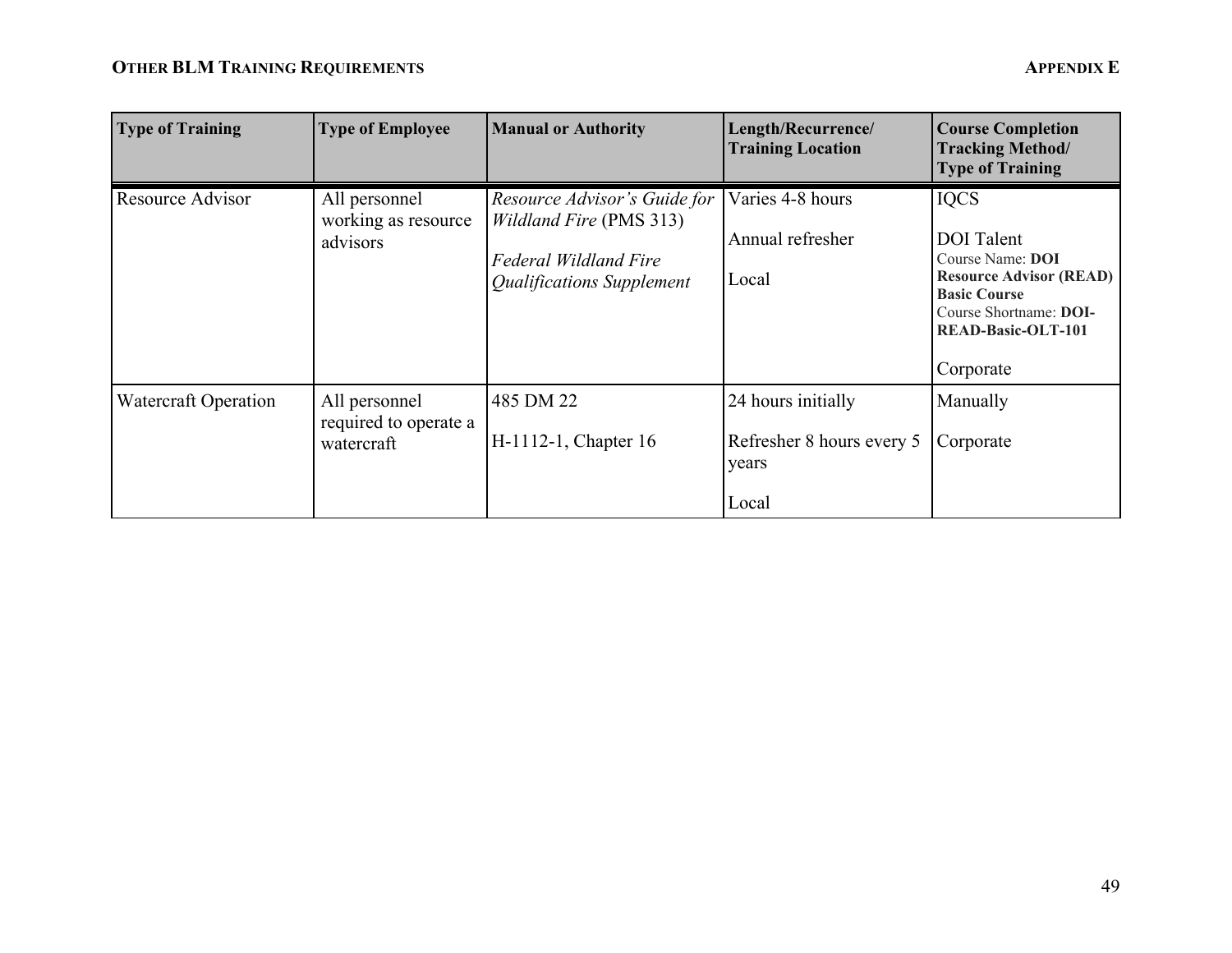| Type of Training | Type of Employee | Manual or Authority | Length/Recurrence/ Training Location | Course Completion Tracking Method/ Type of Training |
|---|---|---|---|---|
| Resource Advisor | All personnel working as resource advisors | *Resource Advisor's Guide for Wildland Fire* (PMS 313)<br><br>*Federal Wildland Fire Qualifications Supplement* | Varies 4-8 hours<br><br>Annual refresher<br><br>Local | IQCS<br><br>DOI Talent<br>Course Name: **DOI Resource Advisor (READ) Basic Course**<br>Course Shortname: **DOI-READ-Basic-OLT-101**<br><br>Corporate |
| Watercraft Operation | All personnel required to operate a watercraft | 485 DM 22<br><br>H-1112-1, Chapter 16 | 24 hours initially<br><br>Refresher 8 hours every 5 years<br><br>Local | Manually<br><br>Corporate |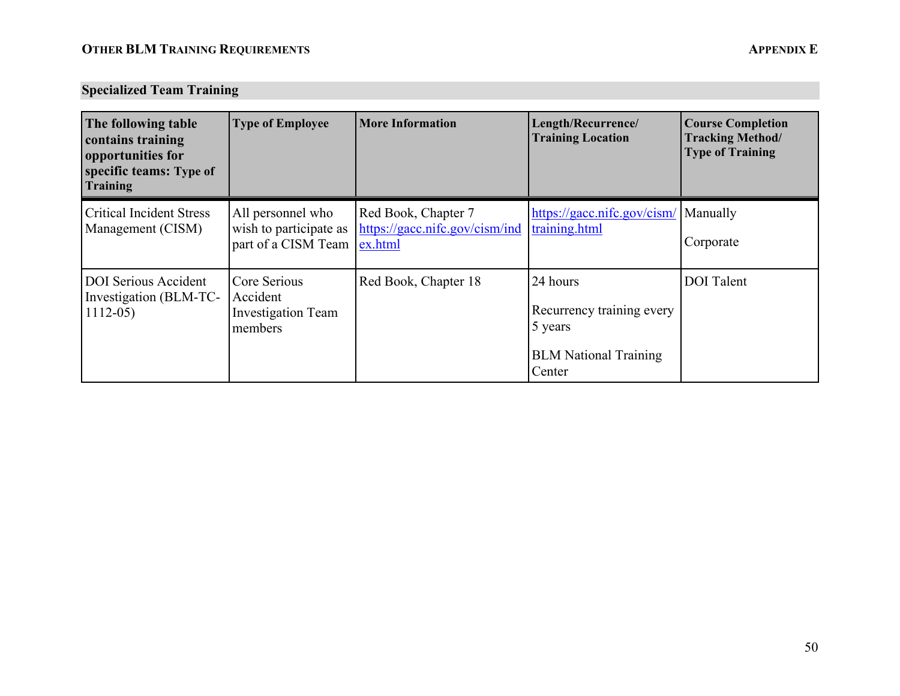## Specialized Team Training

| The following table contains training opportunities for specific teams: Type of Training | Type of Employee | More Information | Length/Recurrence/ Training Location | Course Completion Tracking Method/ Type of Training |
|---|---|---|---|---|
| Critical Incident Stress Management (CISM) | All personnel who wish to participate as part of a CISM Team | Red Book, Chapter 7 https://gacc.nifc.gov/cism/index.html | https://gacc.nifc.gov/cism/training.html | Manually<br><br>Corporate |
| DOI Serious Accident Investigation (BLM-TC-1112-05) | Core Serious Accident Investigation Team members | Red Book, Chapter 18 | 24 hours<br><br>Recurrency training every 5 years<br><br>BLM National Training Center | DOI Talent |